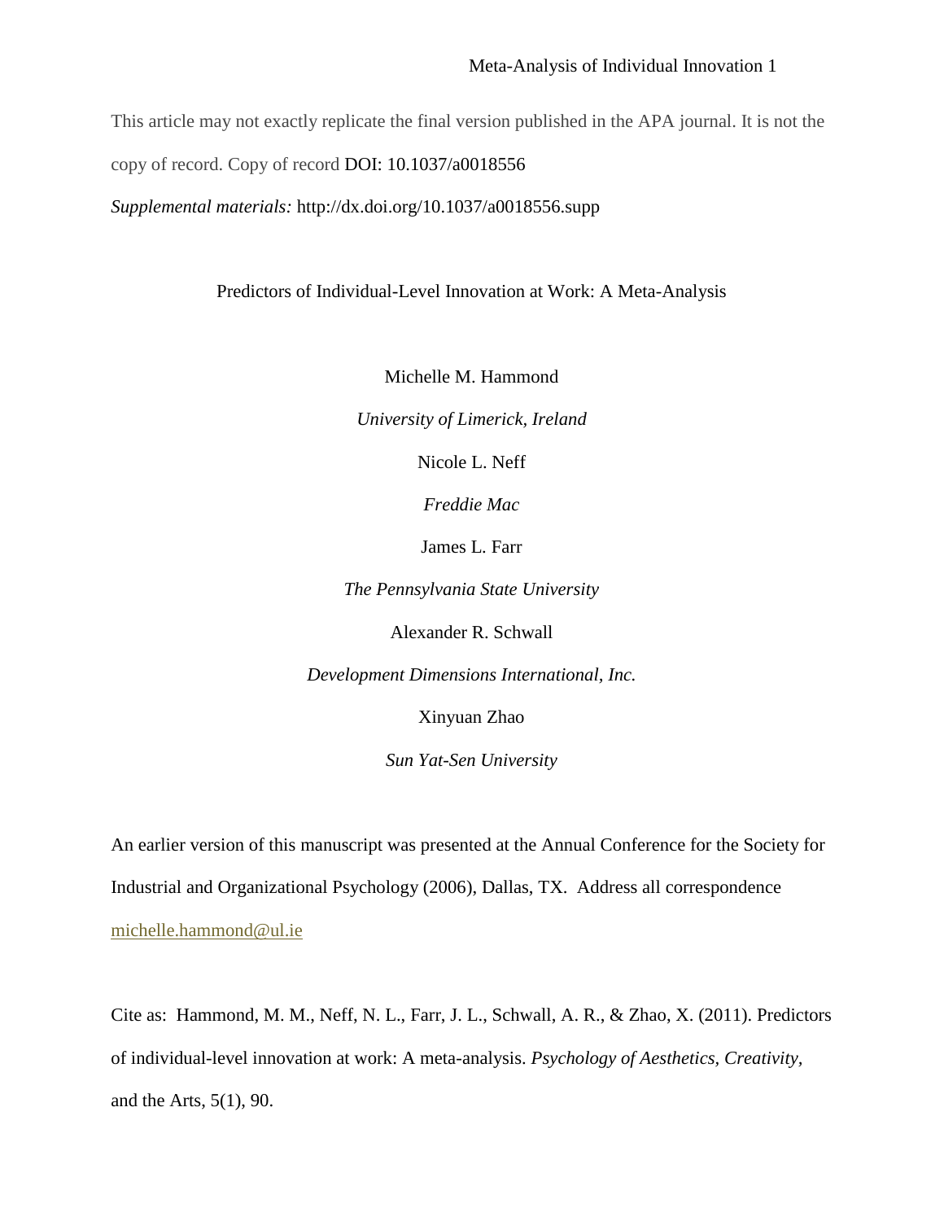This article may not exactly replicate the final version published in the APA journal. It is not the copy of record. Copy of record DOI: 10.1037/a0018556

*Supplemental materials:* http://dx.doi.org/10.1037/a0018556.supp

# Predictors of Individual-Level Innovation at Work: A Meta-Analysis

Michelle M. Hammond

*University of Limerick, Ireland*

Nicole L. Neff

*Freddie Mac*

James L. Farr

*The Pennsylvania State University*

Alexander R. Schwall

*Development Dimensions International, Inc.*

Xinyuan Zhao

*Sun Yat-Sen University*

An earlier version of this manuscript was presented at the Annual Conference for the Society for Industrial and Organizational Psychology (2006), Dallas, TX. Address all correspondence michelle.hammond@ul.ie

Cite as: Hammond, M. M., Neff, N. L., Farr, J. L., Schwall, A. R., & Zhao, X. (2011). Predictors of individual-level innovation at work: A meta-analysis. *Psychology of Aesthetics, Creativity*, and the Arts, 5(1), 90.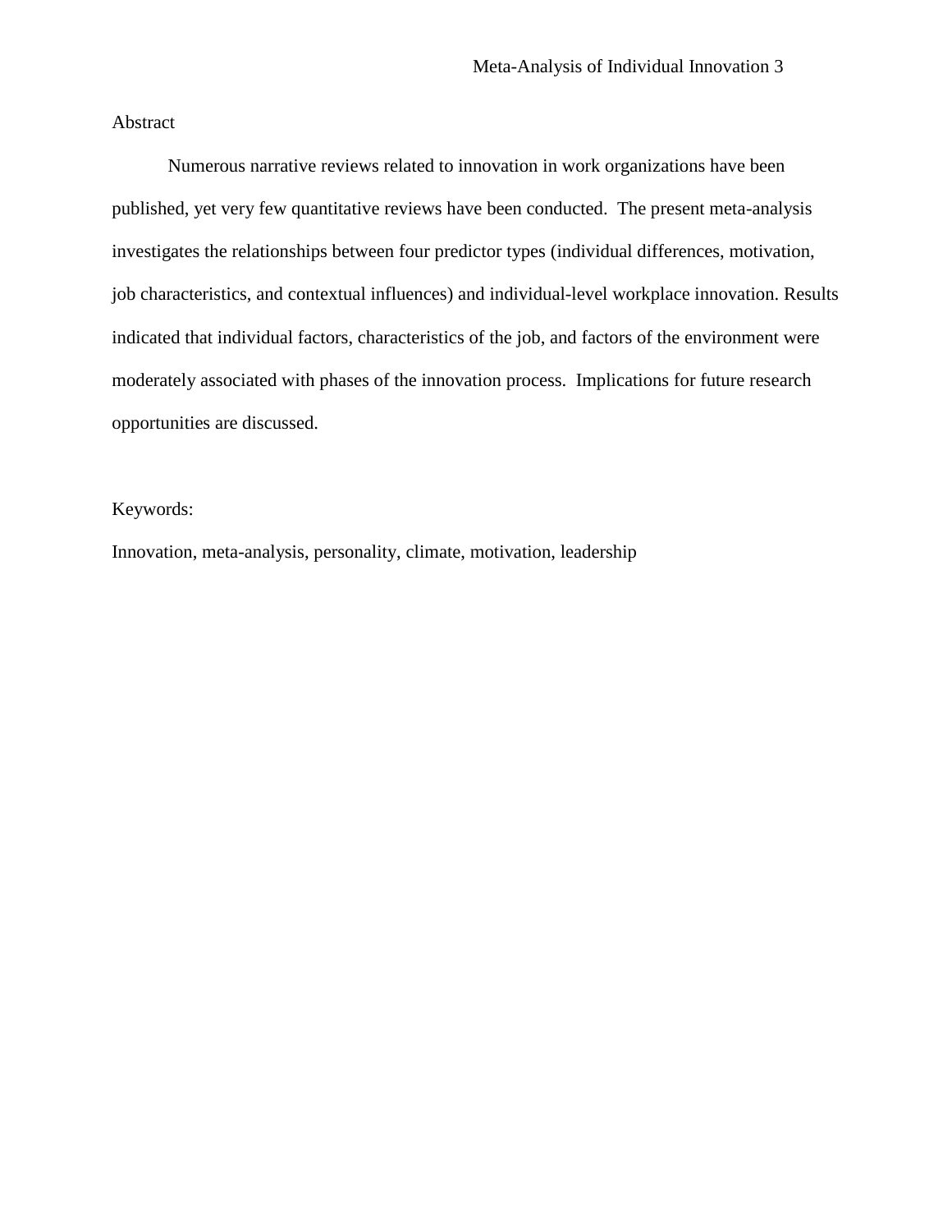# Abstract

Numerous narrative reviews related to innovation in work organizations have been published, yet very few quantitative reviews have been conducted. The present meta-analysis investigates the relationships between four predictor types (individual differences, motivation, job characteristics, and contextual influences) and individual-level workplace innovation. Results indicated that individual factors, characteristics of the job, and factors of the environment were moderately associated with phases of the innovation process. Implications for future research opportunities are discussed.

Keywords:

Innovation, meta-analysis, personality, climate, motivation, leadership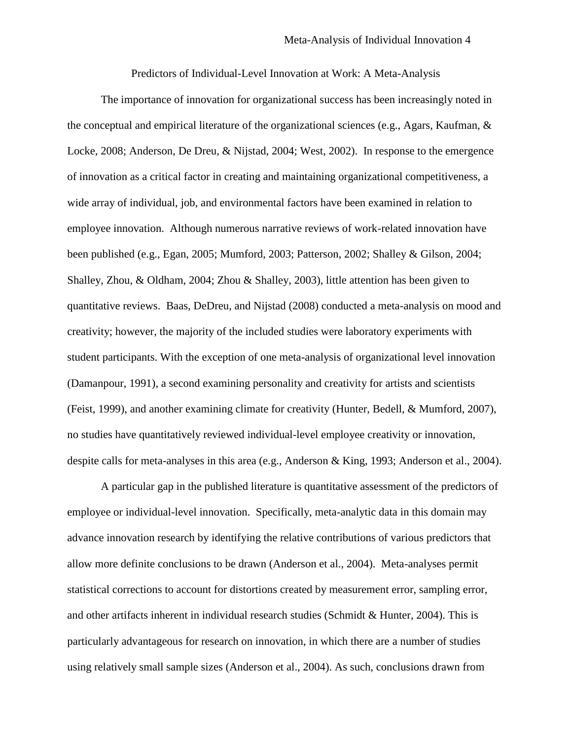# Predictors of Individual-Level Innovation at Work: A Meta-Analysis

The importance of innovation for organizational success has been increasingly noted in the conceptual and empirical literature of the organizational sciences (e.g., Agars, Kaufman, & Locke, 2008; Anderson, De Dreu, & Nijstad, 2004; West, 2002). In response to the emergence of innovation as a critical factor in creating and maintaining organizational competitiveness, a wide array of individual, job, and environmental factors have been examined in relation to employee innovation. Although numerous narrative reviews of work-related innovation have been published (e.g., Egan, 2005; Mumford, 2003; Patterson, 2002; Shalley & Gilson, 2004; Shalley, Zhou, & Oldham, 2004; Zhou & Shalley, 2003), little attention has been given to quantitative reviews. Baas, DeDreu, and Nijstad (2008) conducted a meta-analysis on mood and creativity; however, the majority of the included studies were laboratory experiments with student participants. With the exception of one meta-analysis of organizational level innovation (Damanpour, 1991), a second examining personality and creativity for artists and scientists (Feist, 1999), and another examining climate for creativity (Hunter, Bedell, & Mumford, 2007), no studies have quantitatively reviewed individual-level employee creativity or innovation, despite calls for meta-analyses in this area (e.g., Anderson & King, 1993; Anderson et al., 2004).

A particular gap in the published literature is quantitative assessment of the predictors of employee or individual-level innovation. Specifically, meta-analytic data in this domain may advance innovation research by identifying the relative contributions of various predictors that allow more definite conclusions to be drawn (Anderson et al., 2004). Meta-analyses permit statistical corrections to account for distortions created by measurement error, sampling error, and other artifacts inherent in individual research studies (Schmidt & Hunter, 2004). This is particularly advantageous for research on innovation, in which there are a number of studies using relatively small sample sizes (Anderson et al., 2004). As such, conclusions drawn from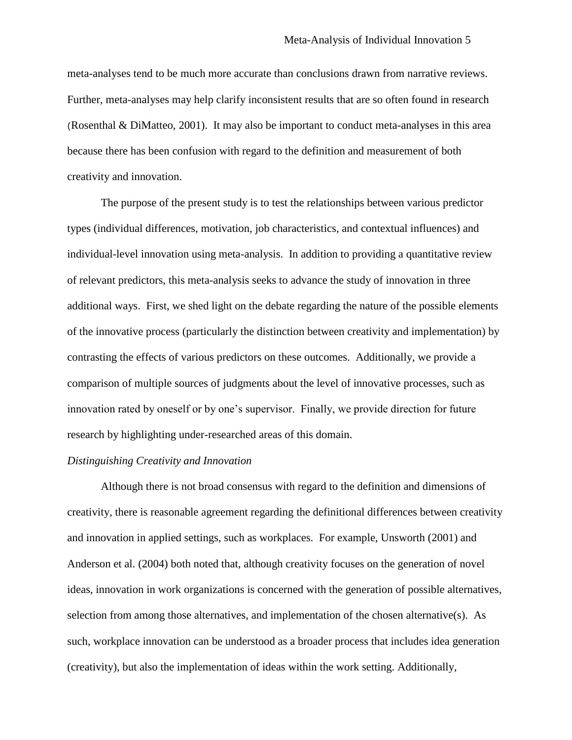meta-analyses tend to be much more accurate than conclusions drawn from narrative reviews. Further, meta-analyses may help clarify inconsistent results that are so often found in research (Rosenthal & DiMatteo, 2001). It may also be important to conduct meta-analyses in this area because there has been confusion with regard to the definition and measurement of both creativity and innovation.

The purpose of the present study is to test the relationships between various predictor types (individual differences, motivation, job characteristics, and contextual influences) and individual-level innovation using meta-analysis. In addition to providing a quantitative review of relevant predictors, this meta-analysis seeks to advance the study of innovation in three additional ways. First, we shed light on the debate regarding the nature of the possible elements of the innovative process (particularly the distinction between creativity and implementation) by contrasting the effects of various predictors on these outcomes. Additionally, we provide a comparison of multiple sources of judgments about the level of innovative processes, such as innovation rated by oneself or by one's supervisor. Finally, we provide direction for future research by highlighting under-researched areas of this domain.

*Distinguishing Creativity and Innovation*

Although there is not broad consensus with regard to the definition and dimensions of creativity, there is reasonable agreement regarding the definitional differences between creativity and innovation in applied settings, such as workplaces. For example, Unsworth (2001) and Anderson et al. (2004) both noted that, although creativity focuses on the generation of novel ideas, innovation in work organizations is concerned with the generation of possible alternatives, selection from among those alternatives, and implementation of the chosen alternative(s). As such, workplace innovation can be understood as a broader process that includes idea generation (creativity), but also the implementation of ideas within the work setting. Additionally,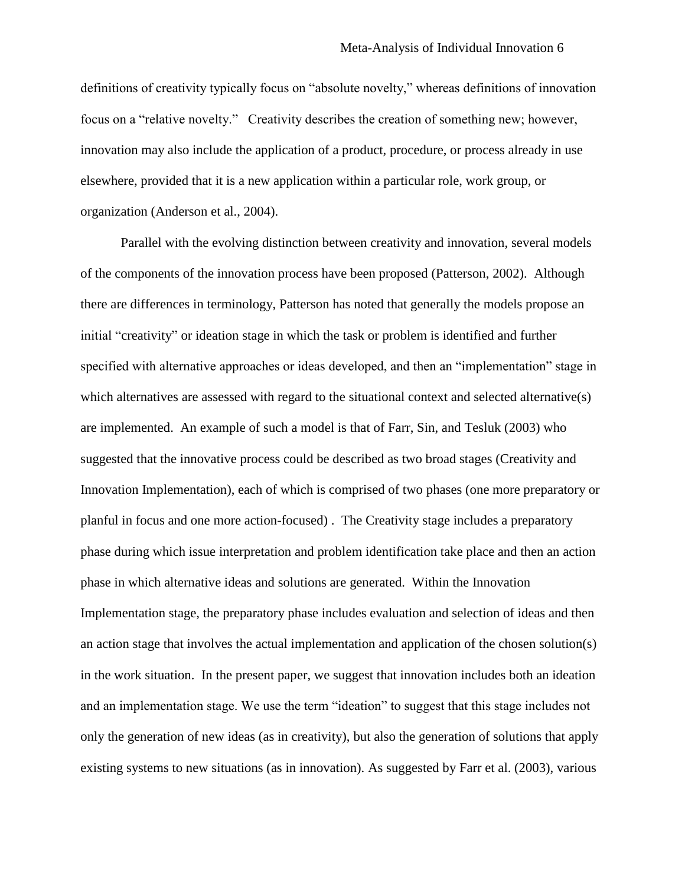definitions of creativity typically focus on "absolute novelty," whereas definitions of innovation focus on a "relative novelty." Creativity describes the creation of something new; however, innovation may also include the application of a product, procedure, or process already in use elsewhere, provided that it is a new application within a particular role, work group, or organization (Anderson et al., 2004).

Parallel with the evolving distinction between creativity and innovation, several models of the components of the innovation process have been proposed (Patterson, 2002). Although there are differences in terminology, Patterson has noted that generally the models propose an initial "creativity" or ideation stage in which the task or problem is identified and further specified with alternative approaches or ideas developed, and then an "implementation" stage in which alternatives are assessed with regard to the situational context and selected alternative(s) are implemented. An example of such a model is that of Farr, Sin, and Tesluk (2003) who suggested that the innovative process could be described as two broad stages (Creativity and Innovation Implementation), each of which is comprised of two phases (one more preparatory or planful in focus and one more action-focused) . The Creativity stage includes a preparatory phase during which issue interpretation and problem identification take place and then an action phase in which alternative ideas and solutions are generated. Within the Innovation Implementation stage, the preparatory phase includes evaluation and selection of ideas and then an action stage that involves the actual implementation and application of the chosen solution(s) in the work situation. In the present paper, we suggest that innovation includes both an ideation and an implementation stage. We use the term "ideation" to suggest that this stage includes not only the generation of new ideas (as in creativity), but also the generation of solutions that apply existing systems to new situations (as in innovation). As suggested by Farr et al. (2003), various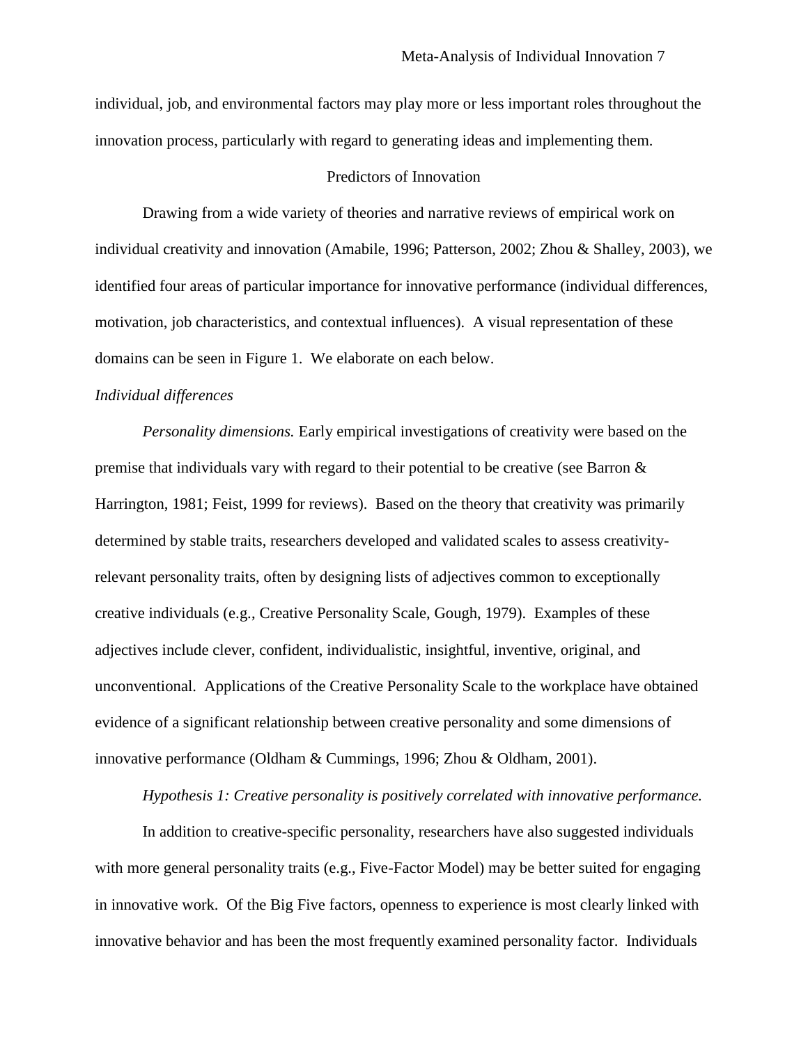individual, job, and environmental factors may play more or less important roles throughout the innovation process, particularly with regard to generating ideas and implementing them.

## Predictors of Innovation

Drawing from a wide variety of theories and narrative reviews of empirical work on individual creativity and innovation (Amabile, 1996; Patterson, 2002; Zhou & Shalley, 2003), we identified four areas of particular importance for innovative performance (individual differences, motivation, job characteristics, and contextual influences). A visual representation of these domains can be seen in Figure 1. We elaborate on each below.

### *Individual differences*

*Personality dimensions.* Early empirical investigations of creativity were based on the premise that individuals vary with regard to their potential to be creative (see Barron & Harrington, 1981; Feist, 1999 for reviews). Based on the theory that creativity was primarily determined by stable traits, researchers developed and validated scales to assess creativity-relevant personality traits, often by designing lists of adjectives common to exceptionally creative individuals (e.g., Creative Personality Scale, Gough, 1979). Examples of these adjectives include clever, confident, individualistic, insightful, inventive, original, and unconventional. Applications of the Creative Personality Scale to the workplace have obtained evidence of a significant relationship between creative personality and some dimensions of innovative performance (Oldham & Cummings, 1996; Zhou & Oldham, 2001).

*Hypothesis 1: Creative personality is positively correlated with innovative performance.*

In addition to creative-specific personality, researchers have also suggested individuals with more general personality traits (e.g., Five-Factor Model) may be better suited for engaging in innovative work. Of the Big Five factors, openness to experience is most clearly linked with innovative behavior and has been the most frequently examined personality factor. Individuals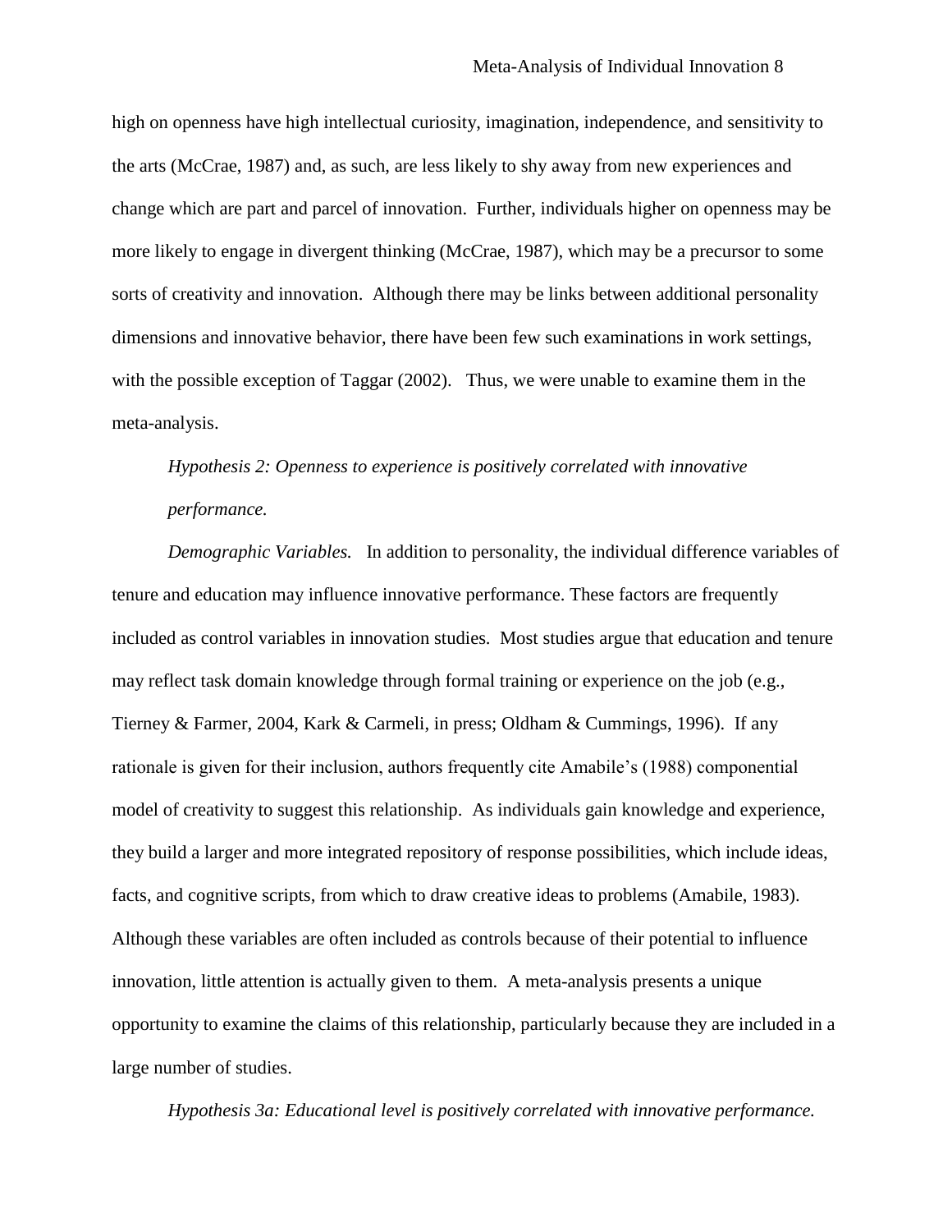high on openness have high intellectual curiosity, imagination, independence, and sensitivity to the arts (McCrae, 1987) and, as such, are less likely to shy away from new experiences and change which are part and parcel of innovation. Further, individuals higher on openness may be more likely to engage in divergent thinking (McCrae, 1987), which may be a precursor to some sorts of creativity and innovation. Although there may be links between additional personality dimensions and innovative behavior, there have been few such examinations in work settings, with the possible exception of Taggar (2002). Thus, we were unable to examine them in the meta-analysis.

*Hypothesis 2: Openness to experience is positively correlated with innovative performance.*

*Demographic Variables.* In addition to personality, the individual difference variables of tenure and education may influence innovative performance. These factors are frequently included as control variables in innovation studies. Most studies argue that education and tenure may reflect task domain knowledge through formal training or experience on the job (e.g., Tierney & Farmer, 2004, Kark & Carmeli, in press; Oldham & Cummings, 1996). If any rationale is given for their inclusion, authors frequently cite Amabile's (1988) componential model of creativity to suggest this relationship. As individuals gain knowledge and experience, they build a larger and more integrated repository of response possibilities, which include ideas, facts, and cognitive scripts, from which to draw creative ideas to problems (Amabile, 1983). Although these variables are often included as controls because of their potential to influence innovation, little attention is actually given to them. A meta-analysis presents a unique opportunity to examine the claims of this relationship, particularly because they are included in a large number of studies.

*Hypothesis 3a: Educational level is positively correlated with innovative performance.*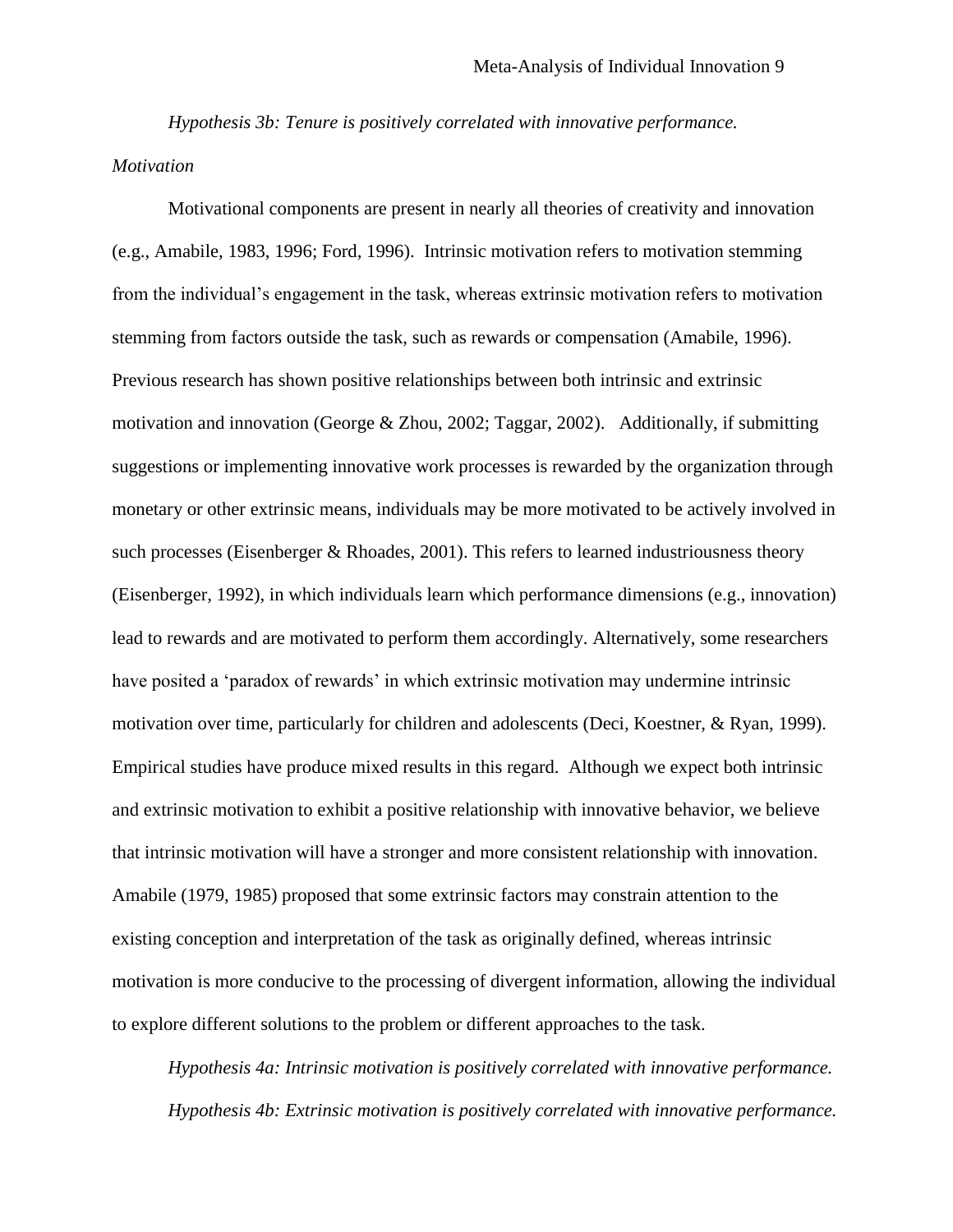*Hypothesis 3b: Tenure is positively correlated with innovative performance.*

*Motivation*

Motivational components are present in nearly all theories of creativity and innovation (e.g., Amabile, 1983, 1996; Ford, 1996). Intrinsic motivation refers to motivation stemming from the individual's engagement in the task, whereas extrinsic motivation refers to motivation stemming from factors outside the task, such as rewards or compensation (Amabile, 1996). Previous research has shown positive relationships between both intrinsic and extrinsic motivation and innovation (George & Zhou, 2002; Taggar, 2002). Additionally, if submitting suggestions or implementing innovative work processes is rewarded by the organization through monetary or other extrinsic means, individuals may be more motivated to be actively involved in such processes (Eisenberger & Rhoades, 2001). This refers to learned industriousness theory (Eisenberger, 1992), in which individuals learn which performance dimensions (e.g., innovation) lead to rewards and are motivated to perform them accordingly. Alternatively, some researchers have posited a 'paradox of rewards' in which extrinsic motivation may undermine intrinsic motivation over time, particularly for children and adolescents (Deci, Koestner, & Ryan, 1999). Empirical studies have produce mixed results in this regard. Although we expect both intrinsic and extrinsic motivation to exhibit a positive relationship with innovative behavior, we believe that intrinsic motivation will have a stronger and more consistent relationship with innovation. Amabile (1979, 1985) proposed that some extrinsic factors may constrain attention to the existing conception and interpretation of the task as originally defined, whereas intrinsic motivation is more conducive to the processing of divergent information, allowing the individual to explore different solutions to the problem or different approaches to the task.

*Hypothesis 4a: Intrinsic motivation is positively correlated with innovative performance.*

*Hypothesis 4b: Extrinsic motivation is positively correlated with innovative performance.*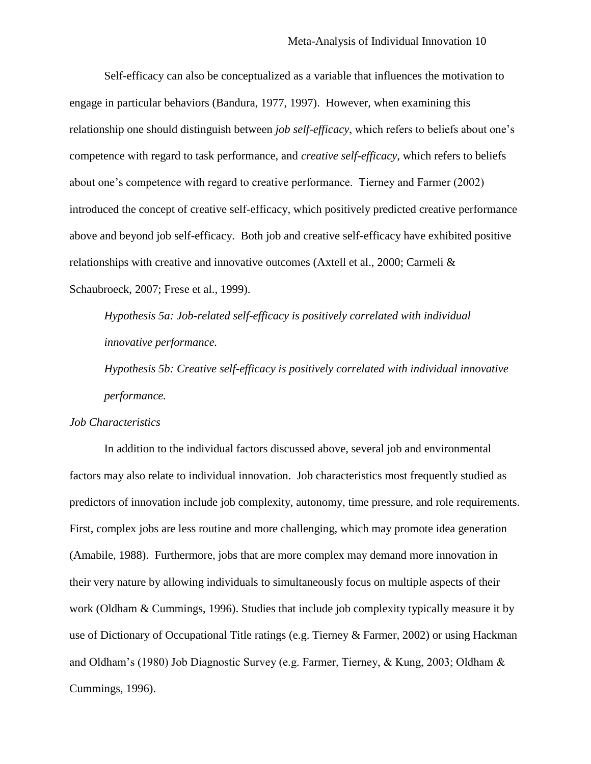Self-efficacy can also be conceptualized as a variable that influences the motivation to engage in particular behaviors (Bandura, 1977, 1997). However, when examining this relationship one should distinguish between *job self-efficacy*, which refers to beliefs about one's competence with regard to task performance, and *creative self-efficacy*, which refers to beliefs about one's competence with regard to creative performance. Tierney and Farmer (2002) introduced the concept of creative self-efficacy, which positively predicted creative performance above and beyond job self-efficacy. Both job and creative self-efficacy have exhibited positive relationships with creative and innovative outcomes (Axtell et al., 2000; Carmeli & Schaubroeck, 2007; Frese et al., 1999).

*Hypothesis 5a: Job-related self-efficacy is positively correlated with individual innovative performance.*

*Hypothesis 5b: Creative self-efficacy is positively correlated with individual innovative performance.*

### *Job Characteristics*

In addition to the individual factors discussed above, several job and environmental factors may also relate to individual innovation. Job characteristics most frequently studied as predictors of innovation include job complexity, autonomy, time pressure, and role requirements. First, complex jobs are less routine and more challenging, which may promote idea generation (Amabile, 1988). Furthermore, jobs that are more complex may demand more innovation in their very nature by allowing individuals to simultaneously focus on multiple aspects of their work (Oldham & Cummings, 1996). Studies that include job complexity typically measure it by use of Dictionary of Occupational Title ratings (e.g. Tierney & Farmer, 2002) or using Hackman and Oldham's (1980) Job Diagnostic Survey (e.g. Farmer, Tierney, & Kung, 2003; Oldham & Cummings, 1996).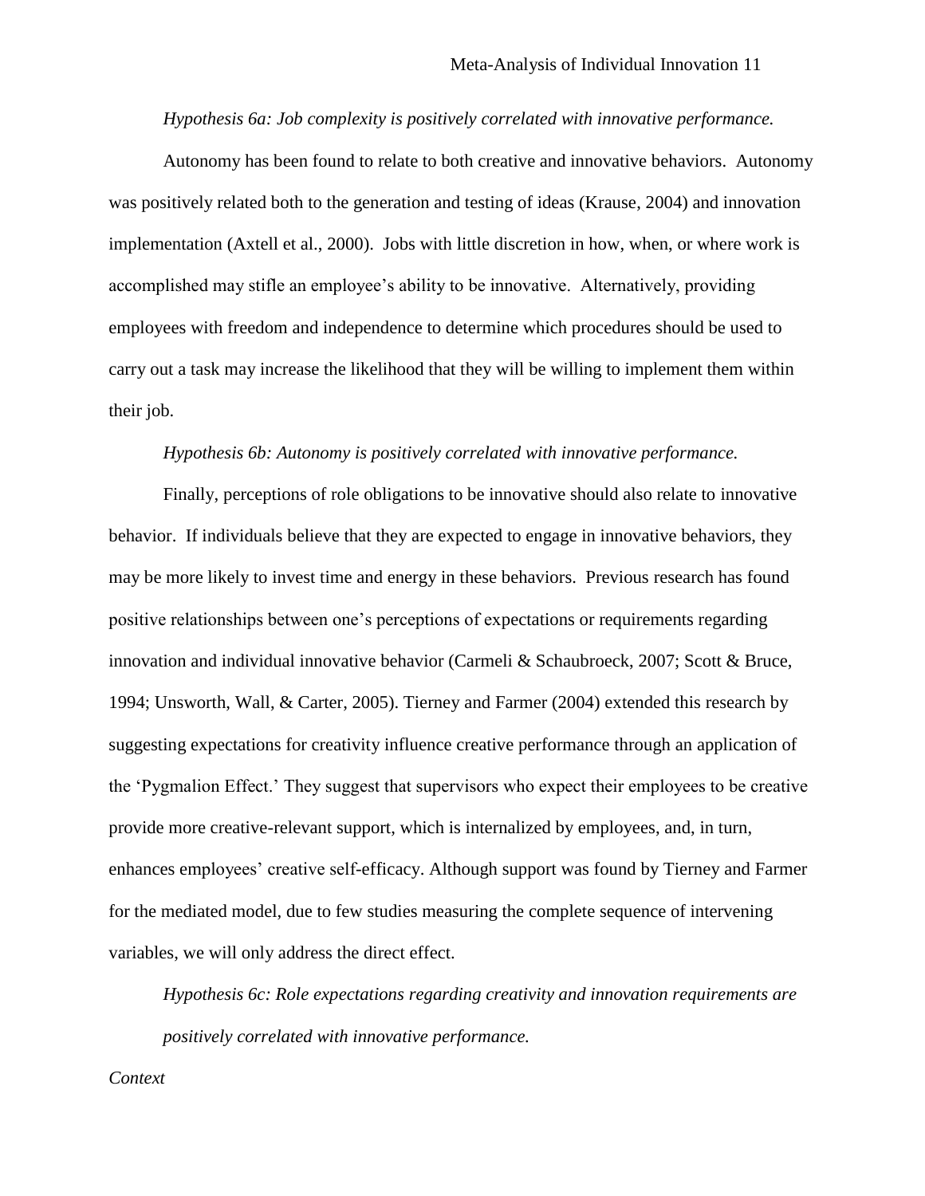*Hypothesis 6a: Job complexity is positively correlated with innovative performance.*

Autonomy has been found to relate to both creative and innovative behaviors. Autonomy was positively related both to the generation and testing of ideas (Krause, 2004) and innovation implementation (Axtell et al., 2000). Jobs with little discretion in how, when, or where work is accomplished may stifle an employee's ability to be innovative. Alternatively, providing employees with freedom and independence to determine which procedures should be used to carry out a task may increase the likelihood that they will be willing to implement them within their job.

*Hypothesis 6b: Autonomy is positively correlated with innovative performance.*

Finally, perceptions of role obligations to be innovative should also relate to innovative behavior. If individuals believe that they are expected to engage in innovative behaviors, they may be more likely to invest time and energy in these behaviors. Previous research has found positive relationships between one's perceptions of expectations or requirements regarding innovation and individual innovative behavior (Carmeli & Schaubroeck, 2007; Scott & Bruce, 1994; Unsworth, Wall, & Carter, 2005). Tierney and Farmer (2004) extended this research by suggesting expectations for creativity influence creative performance through an application of the 'Pygmalion Effect.' They suggest that supervisors who expect their employees to be creative provide more creative-relevant support, which is internalized by employees, and, in turn, enhances employees' creative self-efficacy. Although support was found by Tierney and Farmer for the mediated model, due to few studies measuring the complete sequence of intervening variables, we will only address the direct effect.

*Hypothesis 6c: Role expectations regarding creativity and innovation requirements are positively correlated with innovative performance.*

*Context*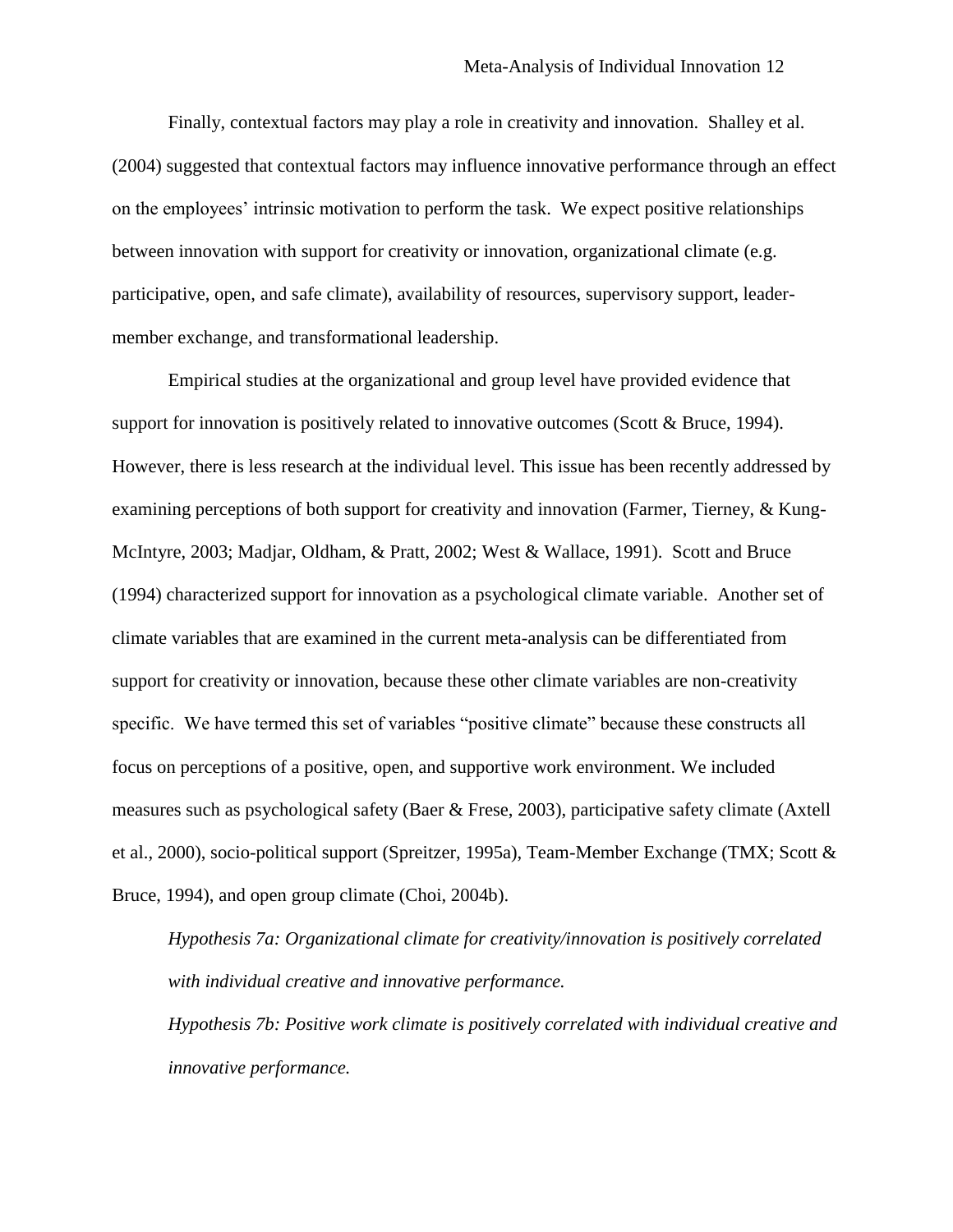Finally, contextual factors may play a role in creativity and innovation. Shalley et al. (2004) suggested that contextual factors may influence innovative performance through an effect on the employees' intrinsic motivation to perform the task. We expect positive relationships between innovation with support for creativity or innovation, organizational climate (e.g. participative, open, and safe climate), availability of resources, supervisory support, leader-member exchange, and transformational leadership.

Empirical studies at the organizational and group level have provided evidence that support for innovation is positively related to innovative outcomes (Scott & Bruce, 1994). However, there is less research at the individual level. This issue has been recently addressed by examining perceptions of both support for creativity and innovation (Farmer, Tierney, & Kung-McIntyre, 2003; Madjar, Oldham, & Pratt, 2002; West & Wallace, 1991). Scott and Bruce (1994) characterized support for innovation as a psychological climate variable. Another set of climate variables that are examined in the current meta-analysis can be differentiated from support for creativity or innovation, because these other climate variables are non-creativity specific. We have termed this set of variables "positive climate" because these constructs all focus on perceptions of a positive, open, and supportive work environment. We included measures such as psychological safety (Baer & Frese, 2003), participative safety climate (Axtell et al., 2000), socio-political support (Spreitzer, 1995a), Team-Member Exchange (TMX; Scott & Bruce, 1994), and open group climate (Choi, 2004b).

*Hypothesis 7a: Organizational climate for creativity/innovation is positively correlated with individual creative and innovative performance.*

*Hypothesis 7b: Positive work climate is positively correlated with individual creative and innovative performance.*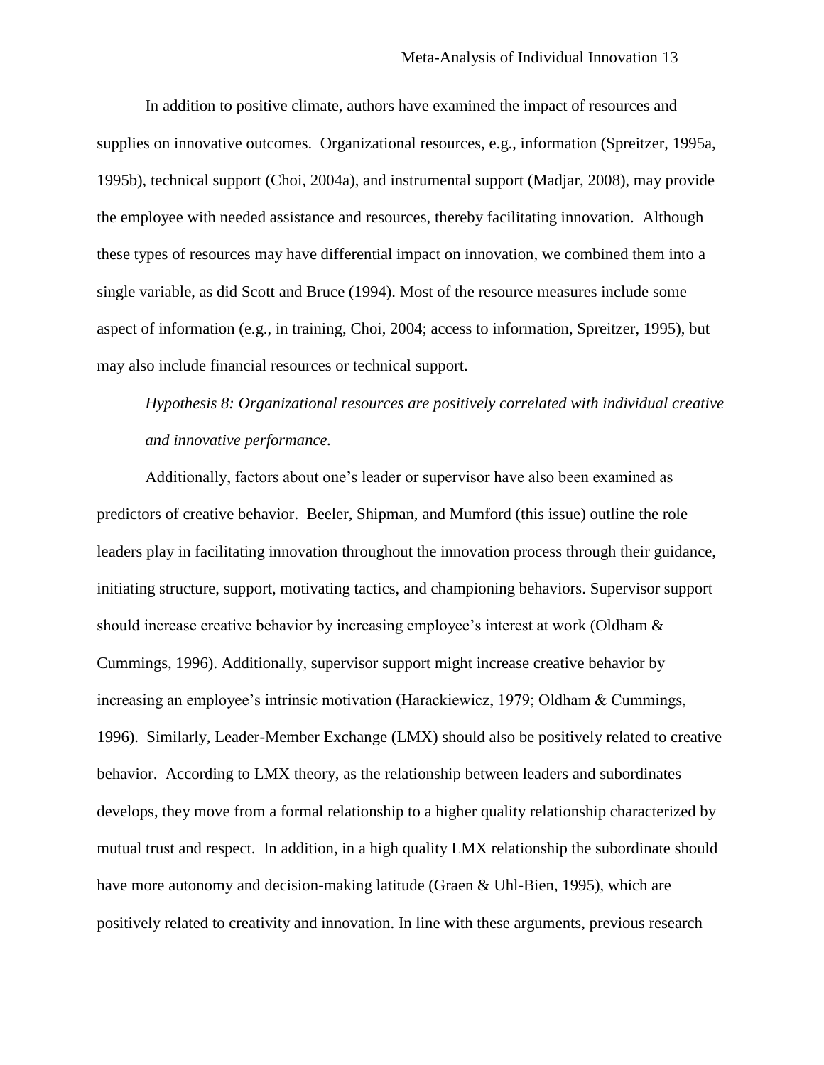In addition to positive climate, authors have examined the impact of resources and supplies on innovative outcomes. Organizational resources, e.g., information (Spreitzer, 1995a, 1995b), technical support (Choi, 2004a), and instrumental support (Madjar, 2008), may provide the employee with needed assistance and resources, thereby facilitating innovation. Although these types of resources may have differential impact on innovation, we combined them into a single variable, as did Scott and Bruce (1994). Most of the resource measures include some aspect of information (e.g., in training, Choi, 2004; access to information, Spreitzer, 1995), but may also include financial resources or technical support.

*Hypothesis 8: Organizational resources are positively correlated with individual creative and innovative performance.*

Additionally, factors about one's leader or supervisor have also been examined as predictors of creative behavior. Beeler, Shipman, and Mumford (this issue) outline the role leaders play in facilitating innovation throughout the innovation process through their guidance, initiating structure, support, motivating tactics, and championing behaviors. Supervisor support should increase creative behavior by increasing employee's interest at work (Oldham & Cummings, 1996). Additionally, supervisor support might increase creative behavior by increasing an employee's intrinsic motivation (Harackiewicz, 1979; Oldham & Cummings, 1996). Similarly, Leader-Member Exchange (LMX) should also be positively related to creative behavior. According to LMX theory, as the relationship between leaders and subordinates develops, they move from a formal relationship to a higher quality relationship characterized by mutual trust and respect. In addition, in a high quality LMX relationship the subordinate should have more autonomy and decision-making latitude (Graen & Uhl-Bien, 1995), which are positively related to creativity and innovation. In line with these arguments, previous research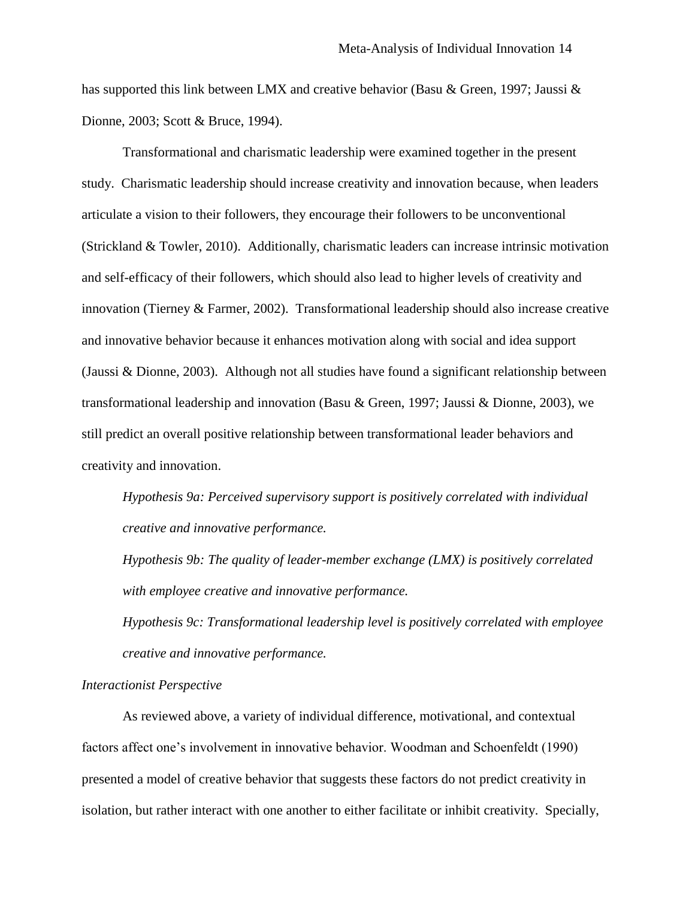has supported this link between LMX and creative behavior (Basu & Green, 1997; Jaussi & Dionne, 2003; Scott & Bruce, 1994).

Transformational and charismatic leadership were examined together in the present study. Charismatic leadership should increase creativity and innovation because, when leaders articulate a vision to their followers, they encourage their followers to be unconventional (Strickland & Towler, 2010). Additionally, charismatic leaders can increase intrinsic motivation and self-efficacy of their followers, which should also lead to higher levels of creativity and innovation (Tierney & Farmer, 2002). Transformational leadership should also increase creative and innovative behavior because it enhances motivation along with social and idea support (Jaussi & Dionne, 2003). Although not all studies have found a significant relationship between transformational leadership and innovation (Basu & Green, 1997; Jaussi & Dionne, 2003), we still predict an overall positive relationship between transformational leader behaviors and creativity and innovation.

*Hypothesis 9a: Perceived supervisory support is positively correlated with individual creative and innovative performance.*

*Hypothesis 9b: The quality of leader-member exchange (LMX) is positively correlated with employee creative and innovative performance.*

*Hypothesis 9c: Transformational leadership level is positively correlated with employee creative and innovative performance.*

*Interactionist Perspective*

As reviewed above, a variety of individual difference, motivational, and contextual factors affect one's involvement in innovative behavior. Woodman and Schoenfeldt (1990) presented a model of creative behavior that suggests these factors do not predict creativity in isolation, but rather interact with one another to either facilitate or inhibit creativity. Specially,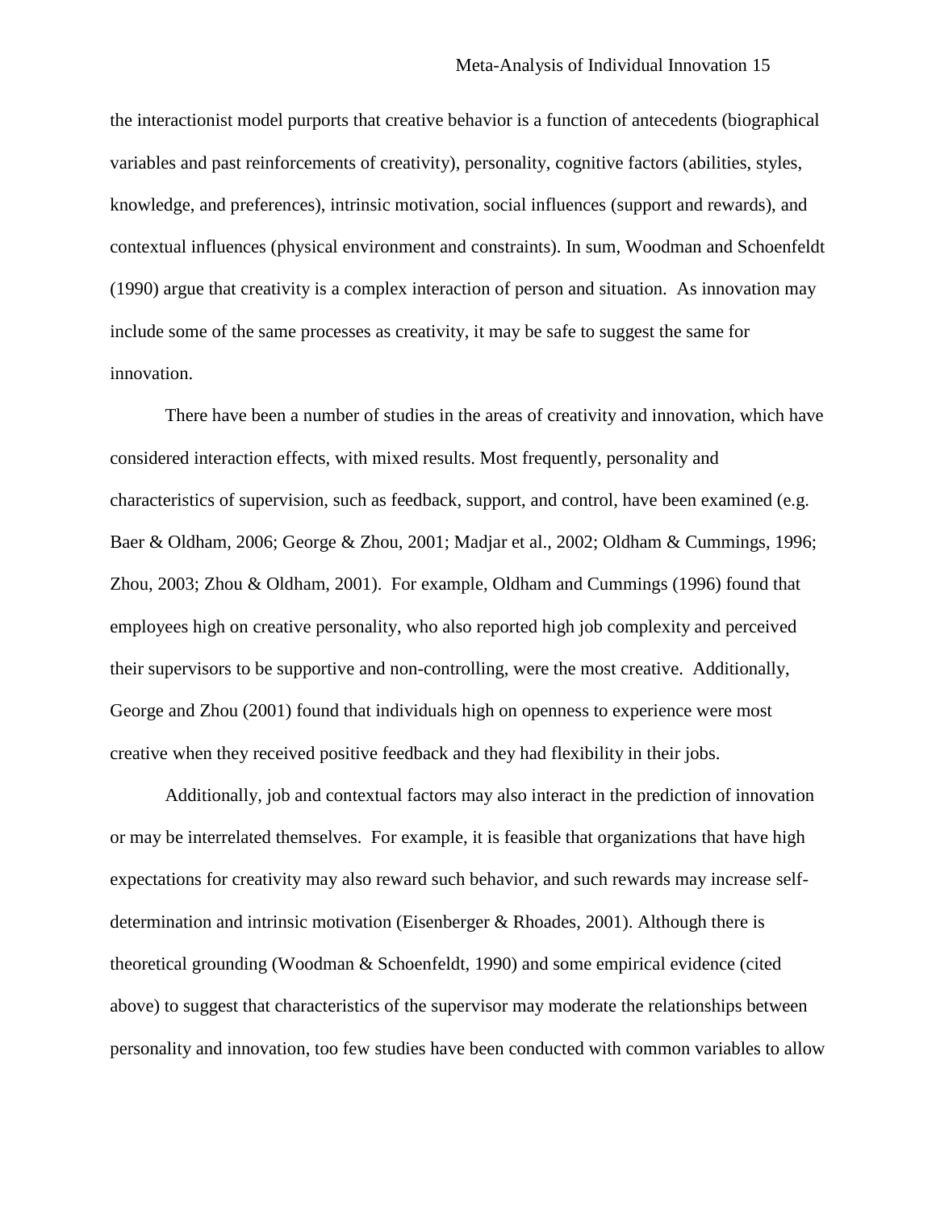the interactionist model purports that creative behavior is a function of antecedents (biographical variables and past reinforcements of creativity), personality, cognitive factors (abilities, styles, knowledge, and preferences), intrinsic motivation, social influences (support and rewards), and contextual influences (physical environment and constraints). In sum, Woodman and Schoenfeldt (1990) argue that creativity is a complex interaction of person and situation. As innovation may include some of the same processes as creativity, it may be safe to suggest the same for innovation.

There have been a number of studies in the areas of creativity and innovation, which have considered interaction effects, with mixed results. Most frequently, personality and characteristics of supervision, such as feedback, support, and control, have been examined (e.g. Baer & Oldham, 2006; George & Zhou, 2001; Madjar et al., 2002; Oldham & Cummings, 1996; Zhou, 2003; Zhou & Oldham, 2001). For example, Oldham and Cummings (1996) found that employees high on creative personality, who also reported high job complexity and perceived their supervisors to be supportive and non-controlling, were the most creative. Additionally, George and Zhou (2001) found that individuals high on openness to experience were most creative when they received positive feedback and they had flexibility in their jobs.

Additionally, job and contextual factors may also interact in the prediction of innovation or may be interrelated themselves. For example, it is feasible that organizations that have high expectations for creativity may also reward such behavior, and such rewards may increase self-determination and intrinsic motivation (Eisenberger & Rhoades, 2001). Although there is theoretical grounding (Woodman & Schoenfeldt, 1990) and some empirical evidence (cited above) to suggest that characteristics of the supervisor may moderate the relationships between personality and innovation, too few studies have been conducted with common variables to allow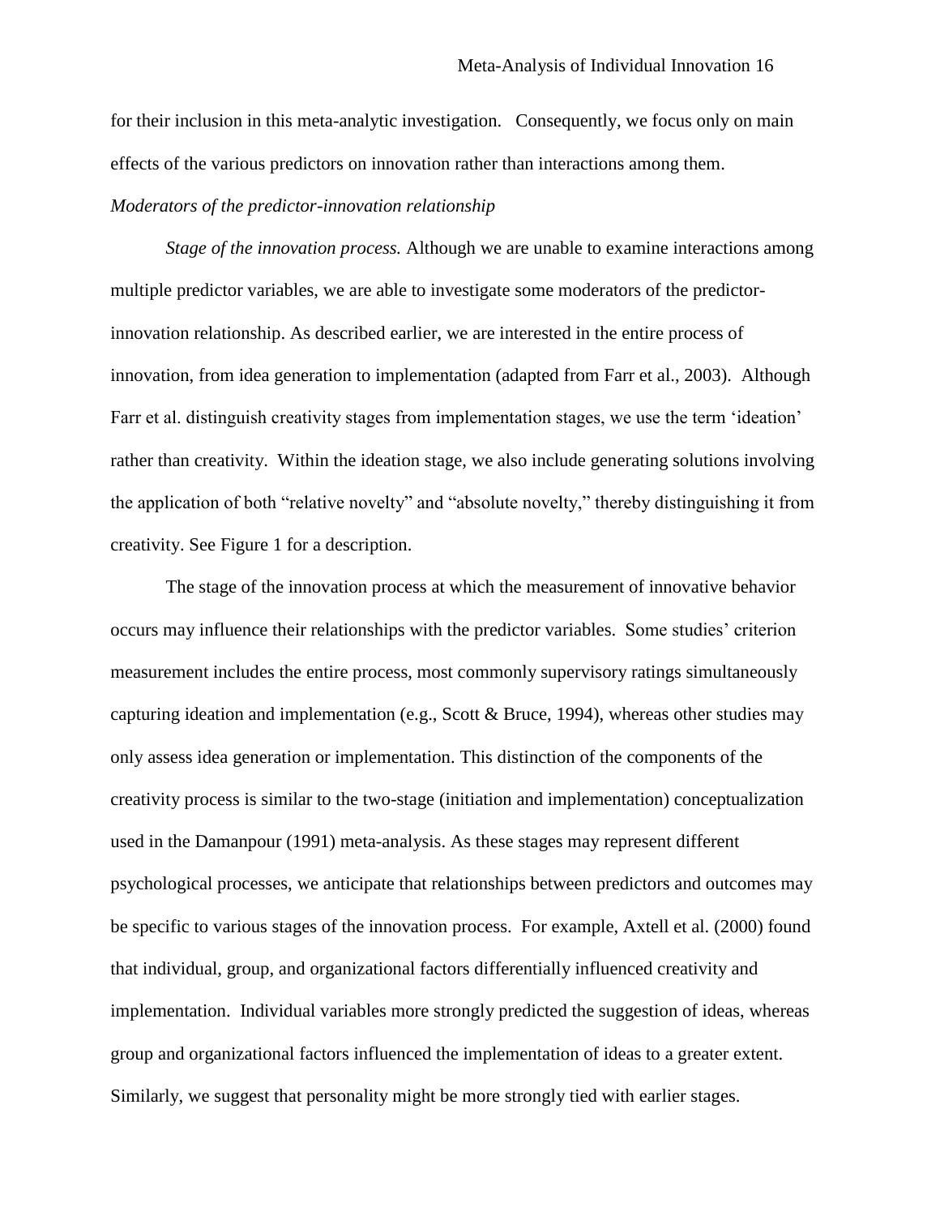for their inclusion in this meta-analytic investigation. Consequently, we focus only on main effects of the various predictors on innovation rather than interactions among them.

*Moderators of the predictor-innovation relationship*

*Stage of the innovation process.* Although we are unable to examine interactions among multiple predictor variables, we are able to investigate some moderators of the predictor-innovation relationship. As described earlier, we are interested in the entire process of innovation, from idea generation to implementation (adapted from Farr et al., 2003). Although Farr et al. distinguish creativity stages from implementation stages, we use the term 'ideation' rather than creativity. Within the ideation stage, we also include generating solutions involving the application of both "relative novelty" and "absolute novelty," thereby distinguishing it from creativity. See Figure 1 for a description.

The stage of the innovation process at which the measurement of innovative behavior occurs may influence their relationships with the predictor variables. Some studies' criterion measurement includes the entire process, most commonly supervisory ratings simultaneously capturing ideation and implementation (e.g., Scott & Bruce, 1994), whereas other studies may only assess idea generation or implementation. This distinction of the components of the creativity process is similar to the two-stage (initiation and implementation) conceptualization used in the Damanpour (1991) meta-analysis. As these stages may represent different psychological processes, we anticipate that relationships between predictors and outcomes may be specific to various stages of the innovation process. For example, Axtell et al. (2000) found that individual, group, and organizational factors differentially influenced creativity and implementation. Individual variables more strongly predicted the suggestion of ideas, whereas group and organizational factors influenced the implementation of ideas to a greater extent. Similarly, we suggest that personality might be more strongly tied with earlier stages.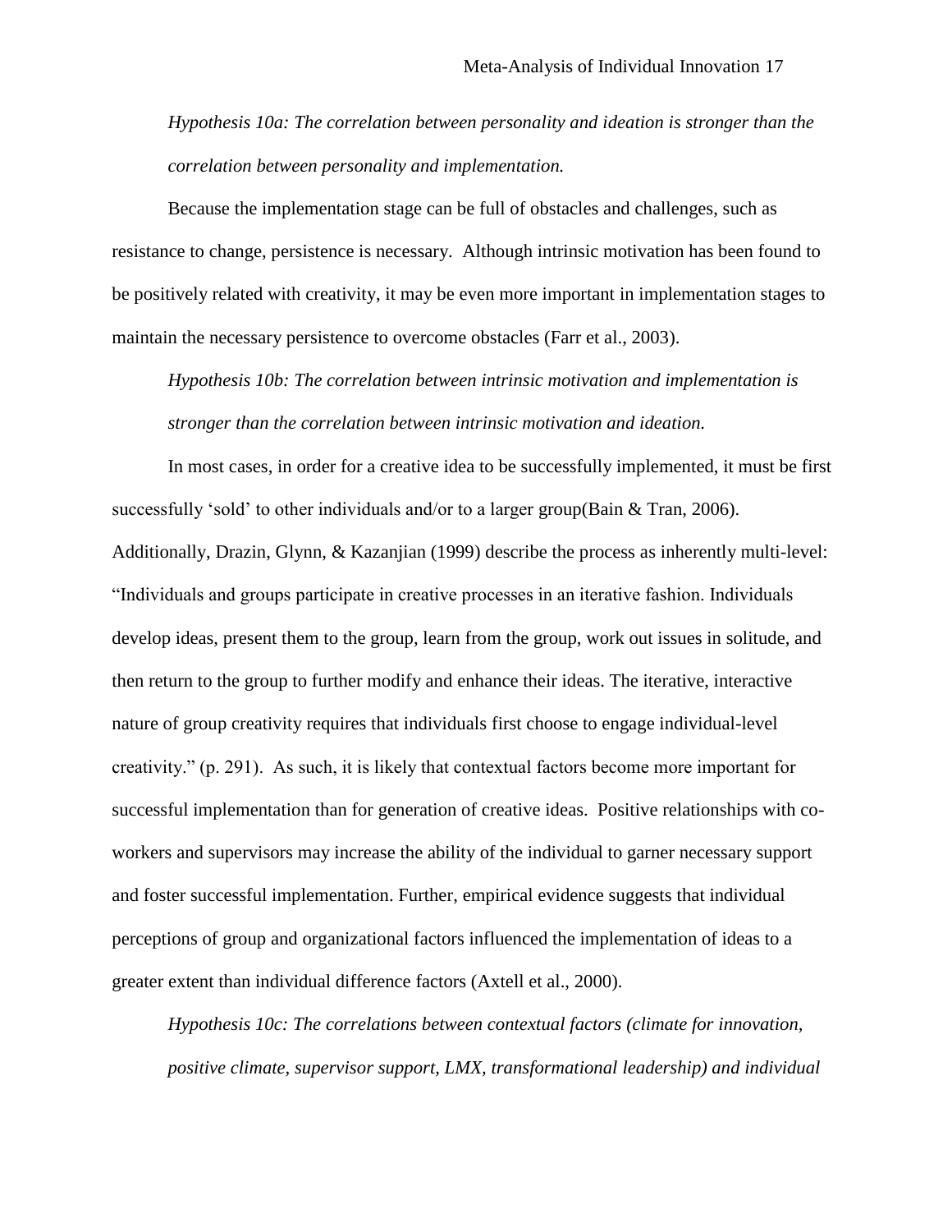*Hypothesis 10a: The correlation between personality and ideation is stronger than the correlation between personality and implementation.*

Because the implementation stage can be full of obstacles and challenges, such as resistance to change, persistence is necessary. Although intrinsic motivation has been found to be positively related with creativity, it may be even more important in implementation stages to maintain the necessary persistence to overcome obstacles (Farr et al., 2003).

*Hypothesis 10b: The correlation between intrinsic motivation and implementation is stronger than the correlation between intrinsic motivation and ideation.*

In most cases, in order for a creative idea to be successfully implemented, it must be first successfully 'sold' to other individuals and/or to a larger group(Bain & Tran, 2006). Additionally, Drazin, Glynn, & Kazanjian (1999) describe the process as inherently multi-level: "Individuals and groups participate in creative processes in an iterative fashion. Individuals develop ideas, present them to the group, learn from the group, work out issues in solitude, and then return to the group to further modify and enhance their ideas. The iterative, interactive nature of group creativity requires that individuals first choose to engage individual-level creativity." (p. 291). As such, it is likely that contextual factors become more important for successful implementation than for generation of creative ideas. Positive relationships with co-workers and supervisors may increase the ability of the individual to garner necessary support and foster successful implementation. Further, empirical evidence suggests that individual perceptions of group and organizational factors influenced the implementation of ideas to a greater extent than individual difference factors (Axtell et al., 2000).

*Hypothesis 10c: The correlations between contextual factors (climate for innovation, positive climate, supervisor support, LMX, transformational leadership) and individual*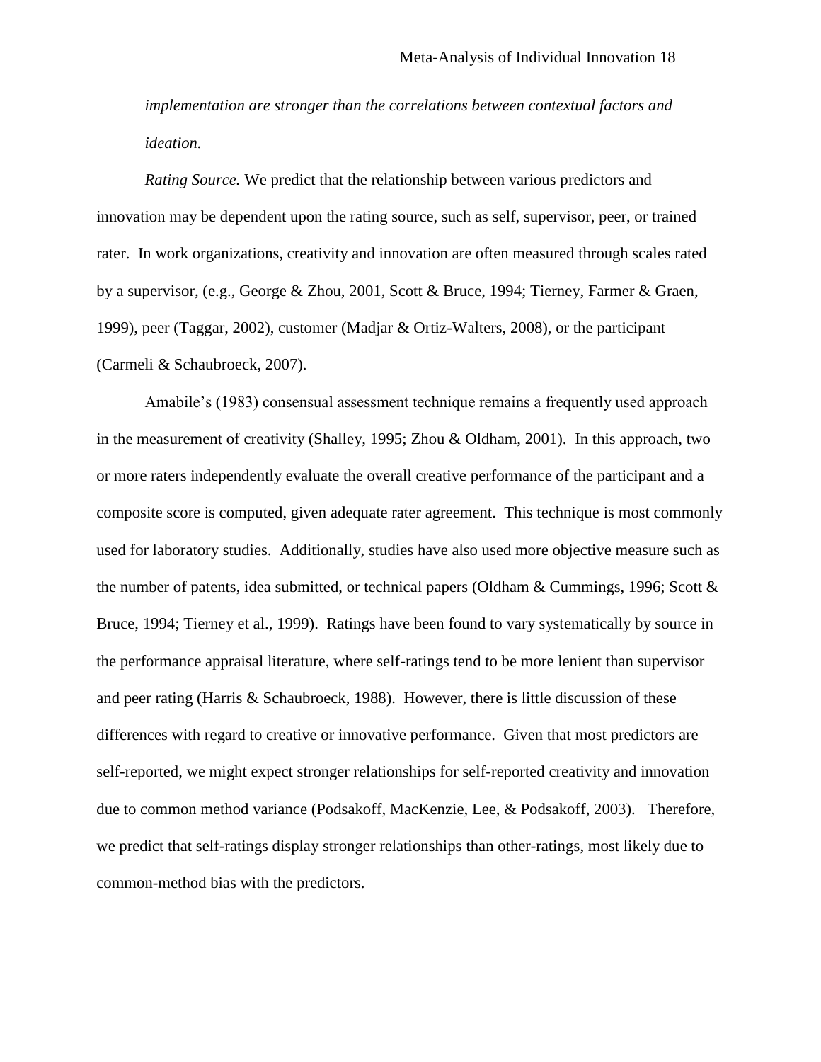*implementation are stronger than the correlations between contextual factors and ideation.*

*Rating Source.* We predict that the relationship between various predictors and innovation may be dependent upon the rating source, such as self, supervisor, peer, or trained rater. In work organizations, creativity and innovation are often measured through scales rated by a supervisor, (e.g., George & Zhou, 2001, Scott & Bruce, 1994; Tierney, Farmer & Graen, 1999), peer (Taggar, 2002), customer (Madjar & Ortiz-Walters, 2008), or the participant (Carmeli & Schaubroeck, 2007).

Amabile's (1983) consensual assessment technique remains a frequently used approach in the measurement of creativity (Shalley, 1995; Zhou & Oldham, 2001). In this approach, two or more raters independently evaluate the overall creative performance of the participant and a composite score is computed, given adequate rater agreement. This technique is most commonly used for laboratory studies. Additionally, studies have also used more objective measure such as the number of patents, idea submitted, or technical papers (Oldham & Cummings, 1996; Scott & Bruce, 1994; Tierney et al., 1999). Ratings have been found to vary systematically by source in the performance appraisal literature, where self-ratings tend to be more lenient than supervisor and peer rating (Harris & Schaubroeck, 1988). However, there is little discussion of these differences with regard to creative or innovative performance. Given that most predictors are self-reported, we might expect stronger relationships for self-reported creativity and innovation due to common method variance (Podsakoff, MacKenzie, Lee, & Podsakoff, 2003). Therefore, we predict that self-ratings display stronger relationships than other-ratings, most likely due to common-method bias with the predictors.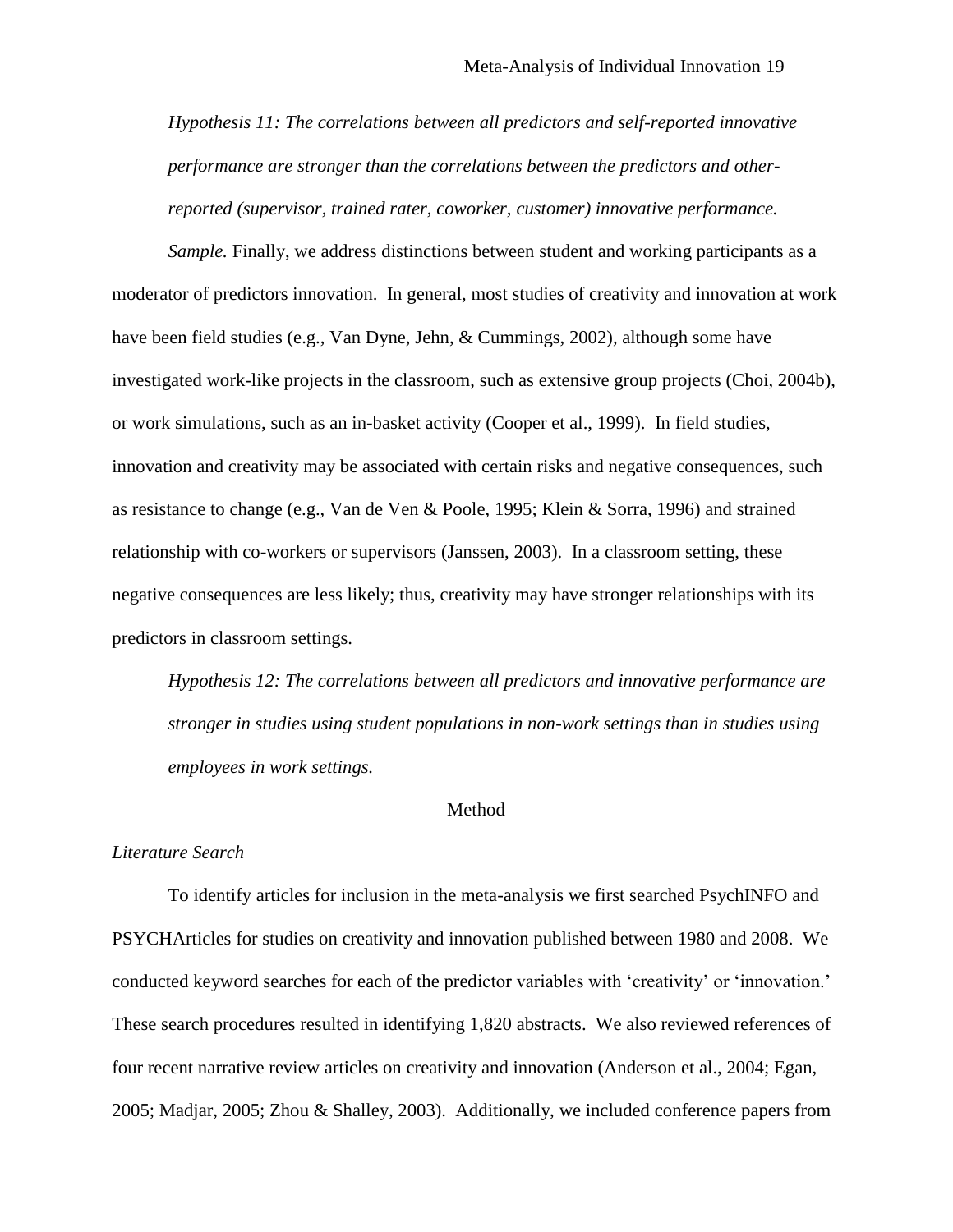*Hypothesis 11: The correlations between all predictors and self-reported innovative performance are stronger than the correlations between the predictors and other-reported (supervisor, trained rater, coworker, customer) innovative performance.*

*Sample.* Finally, we address distinctions between student and working participants as a moderator of predictors innovation. In general, most studies of creativity and innovation at work have been field studies (e.g., Van Dyne, Jehn, & Cummings, 2002), although some have investigated work-like projects in the classroom, such as extensive group projects (Choi, 2004b), or work simulations, such as an in-basket activity (Cooper et al., 1999). In field studies, innovation and creativity may be associated with certain risks and negative consequences, such as resistance to change (e.g., Van de Ven & Poole, 1995; Klein & Sorra, 1996) and strained relationship with co-workers or supervisors (Janssen, 2003). In a classroom setting, these negative consequences are less likely; thus, creativity may have stronger relationships with its predictors in classroom settings.

*Hypothesis 12: The correlations between all predictors and innovative performance are stronger in studies using student populations in non-work settings than in studies using employees in work settings.*

## Method

### *Literature Search*

To identify articles for inclusion in the meta-analysis we first searched PsychINFO and PSYCHArticles for studies on creativity and innovation published between 1980 and 2008. We conducted keyword searches for each of the predictor variables with 'creativity' or 'innovation.' These search procedures resulted in identifying 1,820 abstracts. We also reviewed references of four recent narrative review articles on creativity and innovation (Anderson et al., 2004; Egan, 2005; Madjar, 2005; Zhou & Shalley, 2003). Additionally, we included conference papers from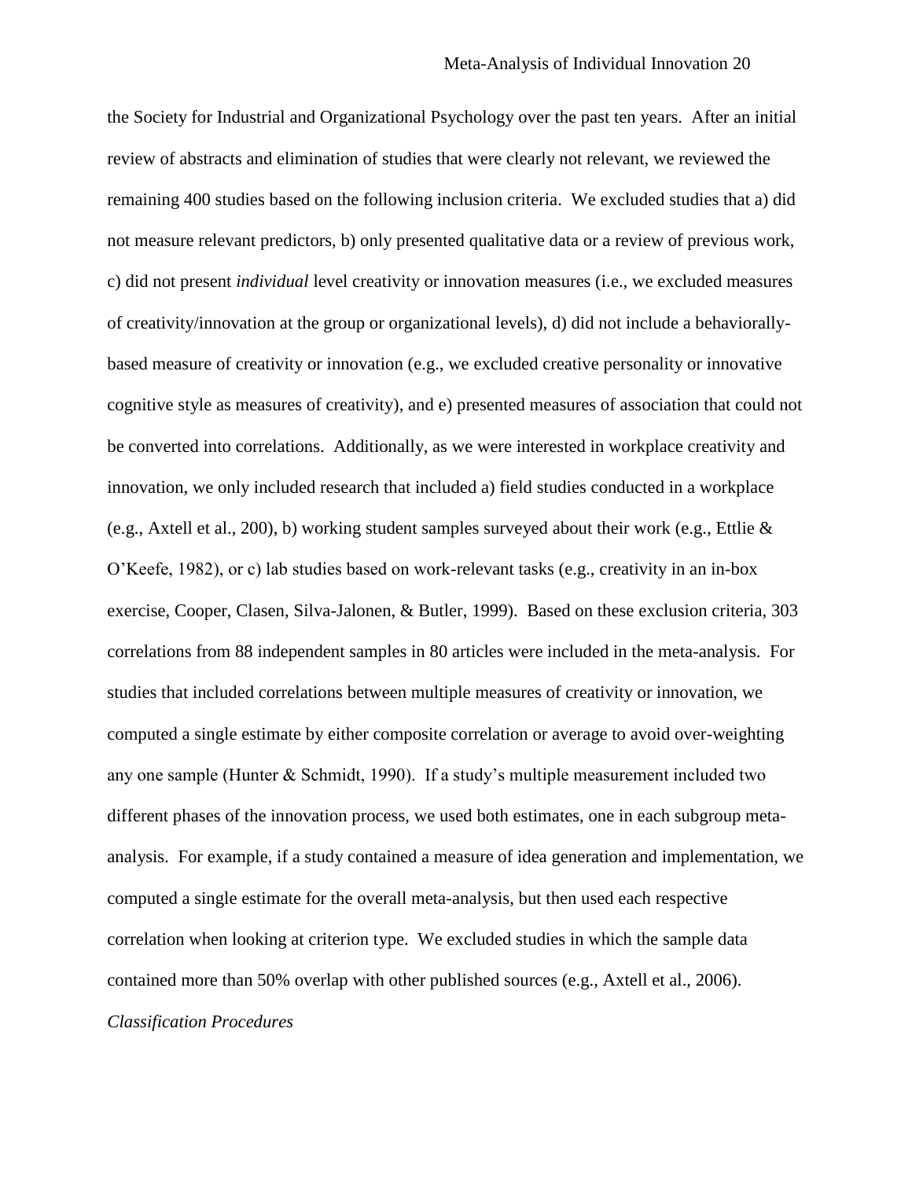the Society for Industrial and Organizational Psychology over the past ten years. After an initial review of abstracts and elimination of studies that were clearly not relevant, we reviewed the remaining 400 studies based on the following inclusion criteria. We excluded studies that a) did not measure relevant predictors, b) only presented qualitative data or a review of previous work, c) did not present *individual* level creativity or innovation measures (i.e., we excluded measures of creativity/innovation at the group or organizational levels), d) did not include a behaviorally-based measure of creativity or innovation (e.g., we excluded creative personality or innovative cognitive style as measures of creativity), and e) presented measures of association that could not be converted into correlations. Additionally, as we were interested in workplace creativity and innovation, we only included research that included a) field studies conducted in a workplace (e.g., Axtell et al., 200), b) working student samples surveyed about their work (e.g., Ettlie & O'Keefe, 1982), or c) lab studies based on work-relevant tasks (e.g., creativity in an in-box exercise, Cooper, Clasen, Silva-Jalonen, & Butler, 1999). Based on these exclusion criteria, 303 correlations from 88 independent samples in 80 articles were included in the meta-analysis. For studies that included correlations between multiple measures of creativity or innovation, we computed a single estimate by either composite correlation or average to avoid over-weighting any one sample (Hunter & Schmidt, 1990). If a study's multiple measurement included two different phases of the innovation process, we used both estimates, one in each subgroup meta-analysis. For example, if a study contained a measure of idea generation and implementation, we computed a single estimate for the overall meta-analysis, but then used each respective correlation when looking at criterion type. We excluded studies in which the sample data contained more than 50% overlap with other published sources (e.g., Axtell et al., 2006).

*Classification Procedures*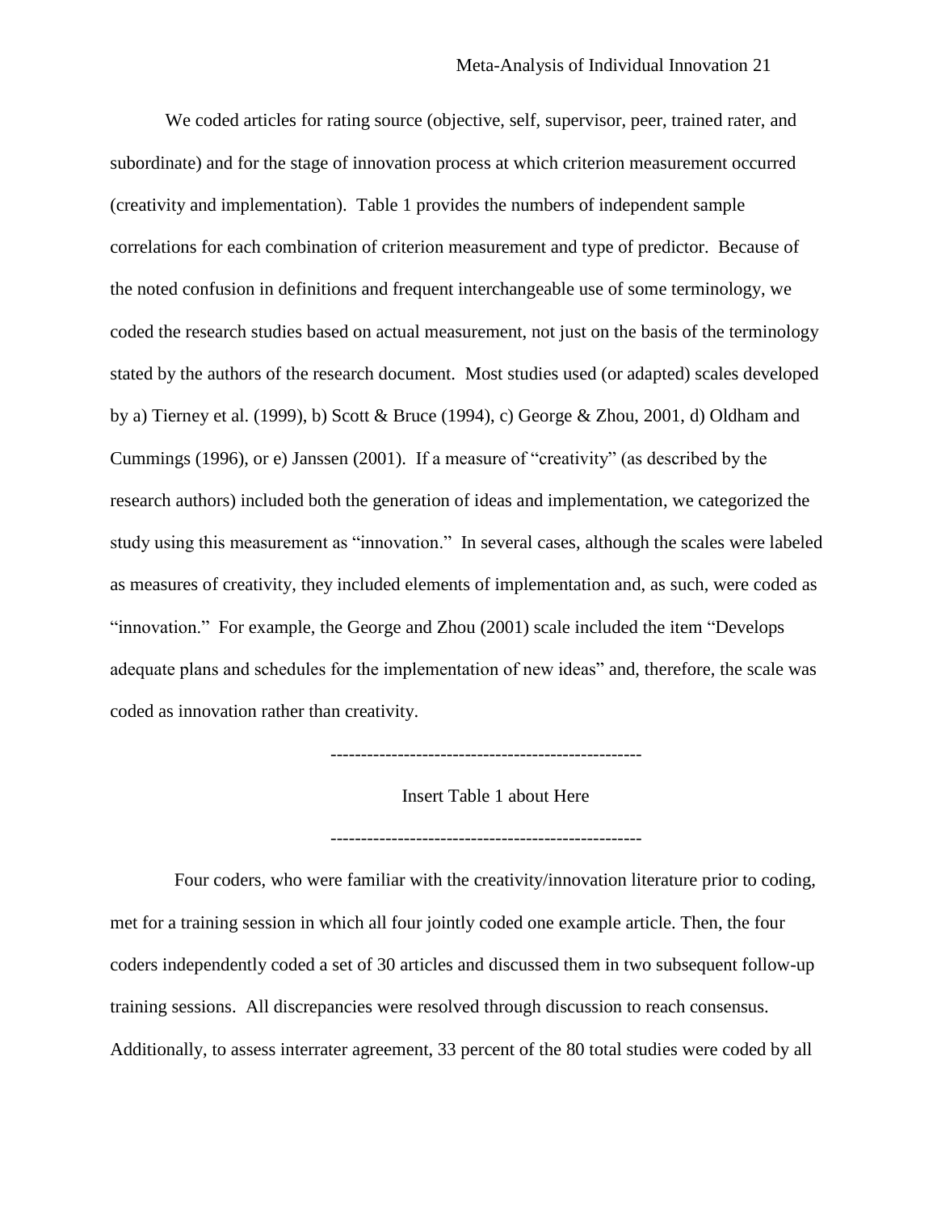We coded articles for rating source (objective, self, supervisor, peer, trained rater, and subordinate) and for the stage of innovation process at which criterion measurement occurred (creativity and implementation). Table 1 provides the numbers of independent sample correlations for each combination of criterion measurement and type of predictor. Because of the noted confusion in definitions and frequent interchangeable use of some terminology, we coded the research studies based on actual measurement, not just on the basis of the terminology stated by the authors of the research document. Most studies used (or adapted) scales developed by a) Tierney et al. (1999), b) Scott & Bruce (1994), c) George & Zhou, 2001, d) Oldham and Cummings (1996), or e) Janssen (2001). If a measure of "creativity" (as described by the research authors) included both the generation of ideas and implementation, we categorized the study using this measurement as "innovation." In several cases, although the scales were labeled as measures of creativity, they included elements of implementation and, as such, were coded as "innovation." For example, the George and Zhou (2001) scale included the item "Develops adequate plans and schedules for the implementation of new ideas" and, therefore, the scale was coded as innovation rather than creativity.

--------------------------------------------------

Insert Table 1 about Here

--------------------------------------------------

Four coders, who were familiar with the creativity/innovation literature prior to coding, met for a training session in which all four jointly coded one example article. Then, the four coders independently coded a set of 30 articles and discussed them in two subsequent follow-up training sessions. All discrepancies were resolved through discussion to reach consensus. Additionally, to assess interrater agreement, 33 percent of the 80 total studies were coded by all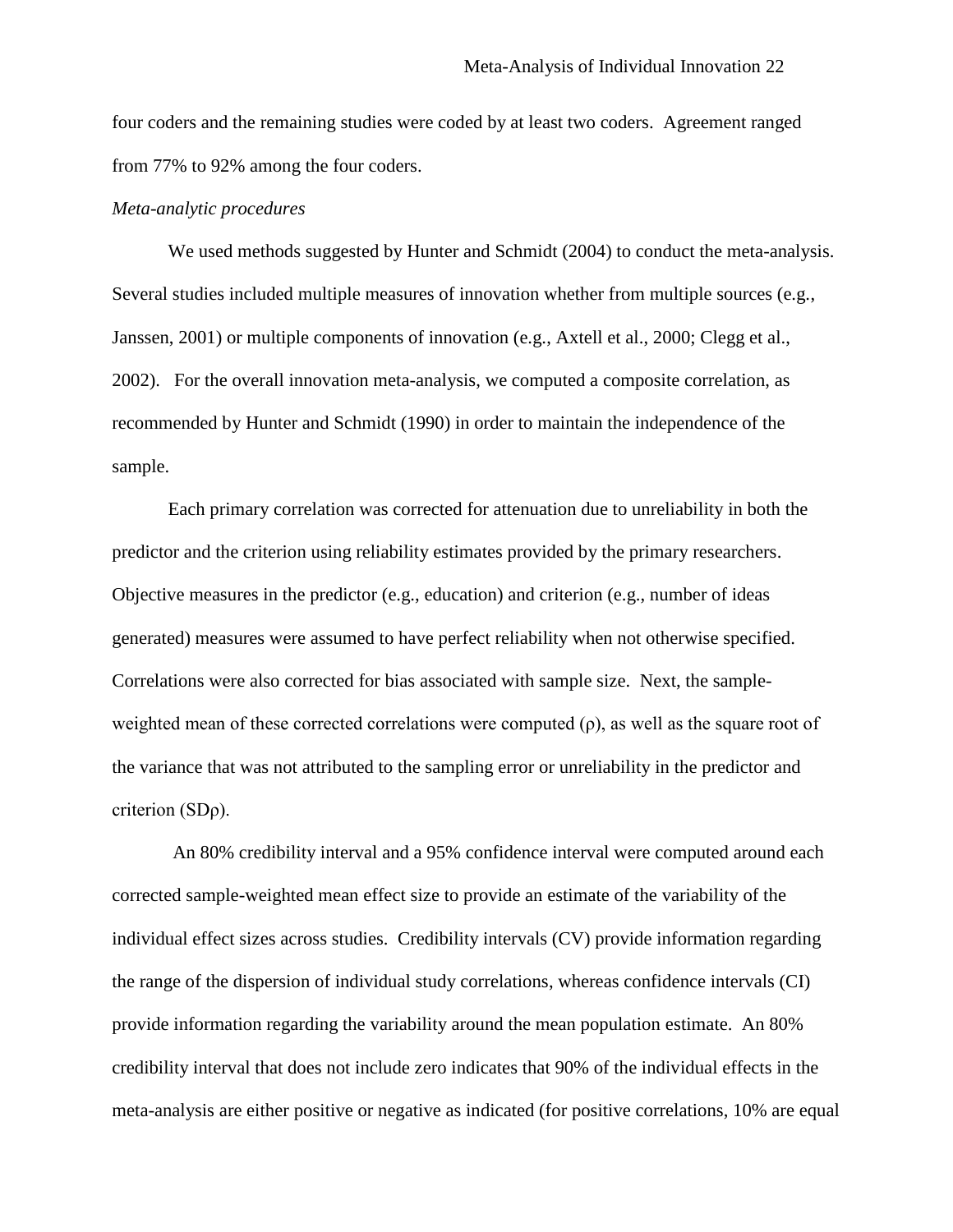four coders and the remaining studies were coded by at least two coders. Agreement ranged from 77% to 92% among the four coders.

*Meta-analytic procedures*

We used methods suggested by Hunter and Schmidt (2004) to conduct the meta-analysis. Several studies included multiple measures of innovation whether from multiple sources (e.g., Janssen, 2001) or multiple components of innovation (e.g., Axtell et al., 2000; Clegg et al., 2002). For the overall innovation meta-analysis, we computed a composite correlation, as recommended by Hunter and Schmidt (1990) in order to maintain the independence of the sample.

Each primary correlation was corrected for attenuation due to unreliability in both the predictor and the criterion using reliability estimates provided by the primary researchers. Objective measures in the predictor (e.g., education) and criterion (e.g., number of ideas generated) measures were assumed to have perfect reliability when not otherwise specified. Correlations were also corrected for bias associated with sample size. Next, the sample-weighted mean of these corrected correlations were computed ($\rho$), as well as the square root of the variance that was not attributed to the sampling error or unreliability in the predictor and criterion ($SD\rho$).

An 80% credibility interval and a 95% confidence interval were computed around each corrected sample-weighted mean effect size to provide an estimate of the variability of the individual effect sizes across studies. Credibility intervals (CV) provide information regarding the range of the dispersion of individual study correlations, whereas confidence intervals (CI) provide information regarding the variability around the mean population estimate. An 80% credibility interval that does not include zero indicates that 90% of the individual effects in the meta-analysis are either positive or negative as indicated (for positive correlations, 10% are equal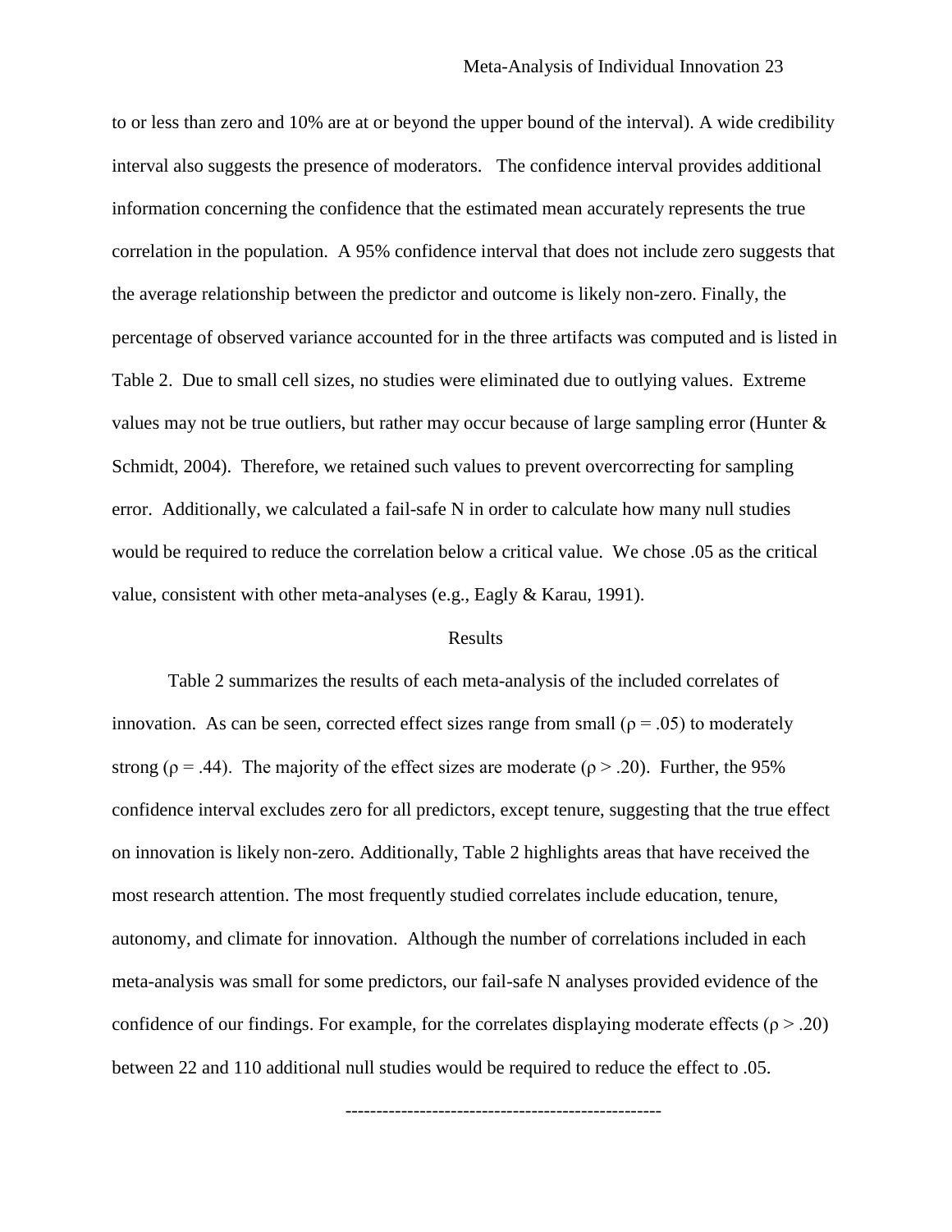to or less than zero and 10% are at or beyond the upper bound of the interval). A wide credibility interval also suggests the presence of moderators. The confidence interval provides additional information concerning the confidence that the estimated mean accurately represents the true correlation in the population. A 95% confidence interval that does not include zero suggests that the average relationship between the predictor and outcome is likely non-zero. Finally, the percentage of observed variance accounted for in the three artifacts was computed and is listed in Table 2. Due to small cell sizes, no studies were eliminated due to outlying values. Extreme values may not be true outliers, but rather may occur because of large sampling error (Hunter & Schmidt, 2004). Therefore, we retained such values to prevent overcorrecting for sampling error. Additionally, we calculated a fail-safe N in order to calculate how many null studies would be required to reduce the correlation below a critical value. We chose .05 as the critical value, consistent with other meta-analyses (e.g., Eagly & Karau, 1991).

## Results

Table 2 summarizes the results of each meta-analysis of the included correlates of innovation. As can be seen, corrected effect sizes range from small ($\rho = .05$) to moderately strong ($\rho = .44$). The majority of the effect sizes are moderate ($\rho > .20$). Further, the 95% confidence interval excludes zero for all predictors, except tenure, suggesting that the true effect on innovation is likely non-zero. Additionally, Table 2 highlights areas that have received the most research attention. The most frequently studied correlates include education, tenure, autonomy, and climate for innovation. Although the number of correlations included in each meta-analysis was small for some predictors, our fail-safe N analyses provided evidence of the confidence of our findings. For example, for the correlates displaying moderate effects ($\rho > .20$) between 22 and 110 additional null studies would be required to reduce the effect to .05.

---------------------------------------------------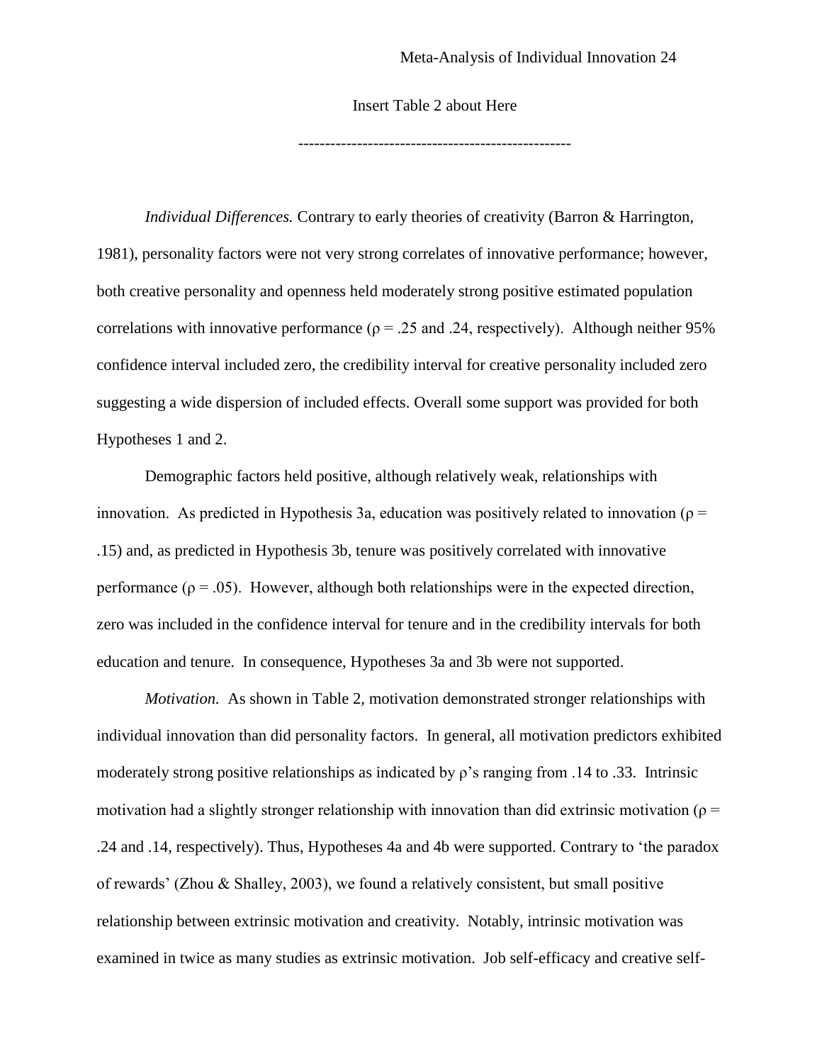Insert Table 2 about Here

--------------------------------------------------

*Individual Differences.* Contrary to early theories of creativity (Barron & Harrington, 1981), personality factors were not very strong correlates of innovative performance; however, both creative personality and openness held moderately strong positive estimated population correlations with innovative performance ($\rho$ = .25 and .24, respectively). Although neither 95% confidence interval included zero, the credibility interval for creative personality included zero suggesting a wide dispersion of included effects. Overall some support was provided for both Hypotheses 1 and 2.

Demographic factors held positive, although relatively weak, relationships with innovation. As predicted in Hypothesis 3a, education was positively related to innovation ($\rho$ = .15) and, as predicted in Hypothesis 3b, tenure was positively correlated with innovative performance ($\rho$ = .05). However, although both relationships were in the expected direction, zero was included in the confidence interval for tenure and in the credibility intervals for both education and tenure. In consequence, Hypotheses 3a and 3b were not supported.

*Motivation.* As shown in Table 2, motivation demonstrated stronger relationships with individual innovation than did personality factors. In general, all motivation predictors exhibited moderately strong positive relationships as indicated by $\rho$'s ranging from .14 to .33. Intrinsic motivation had a slightly stronger relationship with innovation than did extrinsic motivation ($\rho$ = .24 and .14, respectively). Thus, Hypotheses 4a and 4b were supported. Contrary to 'the paradox of rewards' (Zhou & Shalley, 2003), we found a relatively consistent, but small positive relationship between extrinsic motivation and creativity. Notably, intrinsic motivation was examined in twice as many studies as extrinsic motivation. Job self-efficacy and creative self-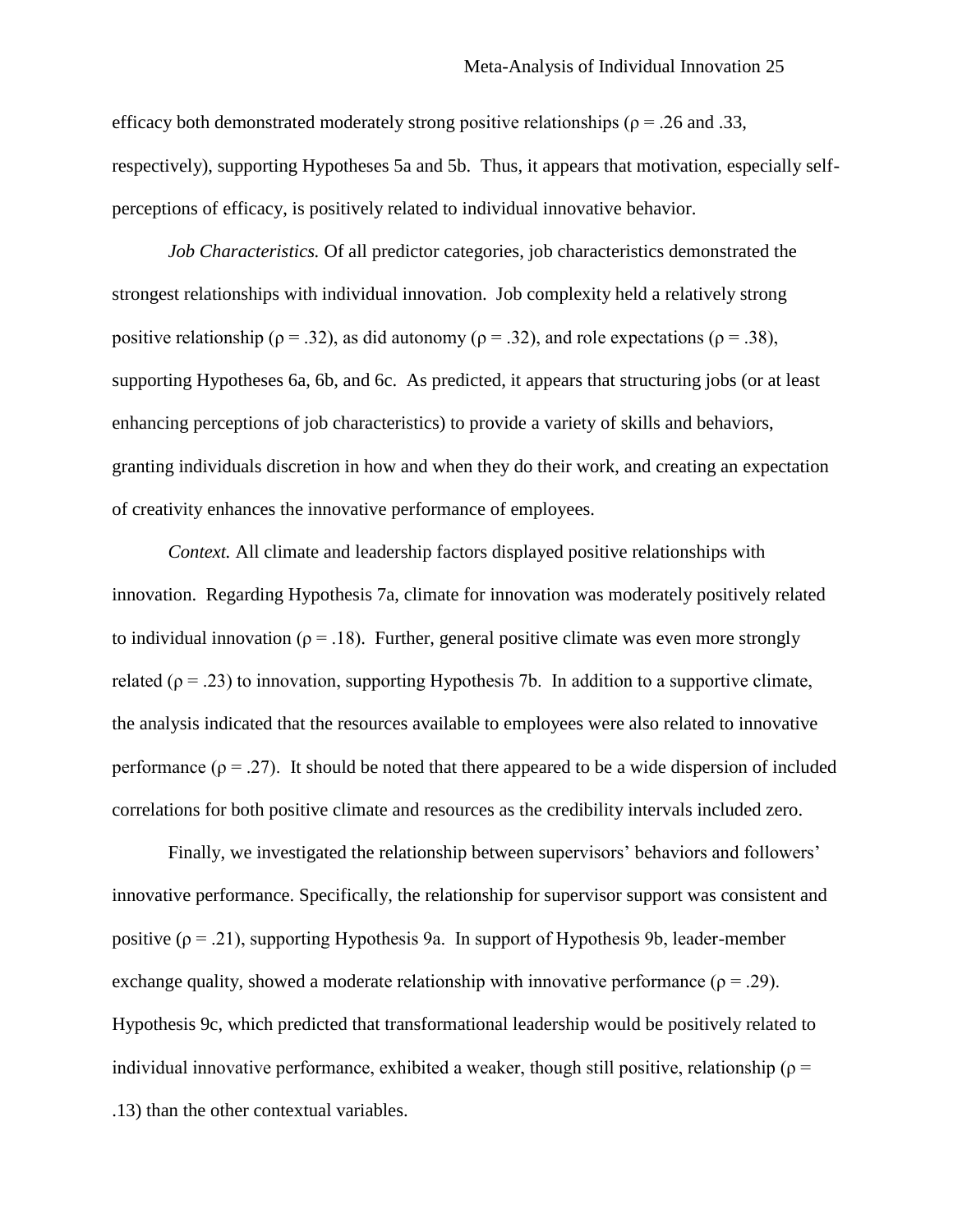efficacy both demonstrated moderately strong positive relationships ($\rho = .26$ and $.33$, respectively), supporting Hypotheses 5a and 5b. Thus, it appears that motivation, especially self-perceptions of efficacy, is positively related to individual innovative behavior.

*Job Characteristics.* Of all predictor categories, job characteristics demonstrated the strongest relationships with individual innovation. Job complexity held a relatively strong positive relationship ($\rho = .32$), as did autonomy ($\rho = .32$), and role expectations ($\rho = .38$), supporting Hypotheses 6a, 6b, and 6c. As predicted, it appears that structuring jobs (or at least enhancing perceptions of job characteristics) to provide a variety of skills and behaviors, granting individuals discretion in how and when they do their work, and creating an expectation of creativity enhances the innovative performance of employees.

*Context.* All climate and leadership factors displayed positive relationships with innovation. Regarding Hypothesis 7a, climate for innovation was moderately positively related to individual innovation ($\rho = .18$). Further, general positive climate was even more strongly related ($\rho = .23$) to innovation, supporting Hypothesis 7b. In addition to a supportive climate, the analysis indicated that the resources available to employees were also related to innovative performance ($\rho = .27$). It should be noted that there appeared to be a wide dispersion of included correlations for both positive climate and resources as the credibility intervals included zero.

Finally, we investigated the relationship between supervisors' behaviors and followers' innovative performance. Specifically, the relationship for supervisor support was consistent and positive ($\rho = .21$), supporting Hypothesis 9a. In support of Hypothesis 9b, leader-member exchange quality, showed a moderate relationship with innovative performance ($\rho = .29$). Hypothesis 9c, which predicted that transformational leadership would be positively related to individual innovative performance, exhibited a weaker, though still positive, relationship ($\rho = .13$) than the other contextual variables.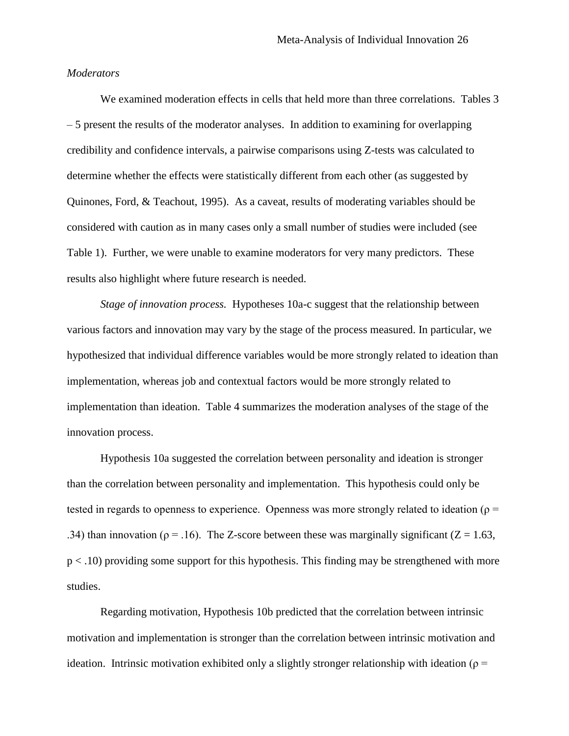*Moderators*

We examined moderation effects in cells that held more than three correlations. Tables 3 – 5 present the results of the moderator analyses. In addition to examining for overlapping credibility and confidence intervals, a pairwise comparisons using Z-tests was calculated to determine whether the effects were statistically different from each other (as suggested by Quinones, Ford, & Teachout, 1995). As a caveat, results of moderating variables should be considered with caution as in many cases only a small number of studies were included (see Table 1). Further, we were unable to examine moderators for very many predictors. These results also highlight where future research is needed.

*Stage of innovation process.* Hypotheses 10a-c suggest that the relationship between various factors and innovation may vary by the stage of the process measured. In particular, we hypothesized that individual difference variables would be more strongly related to ideation than implementation, whereas job and contextual factors would be more strongly related to implementation than ideation. Table 4 summarizes the moderation analyses of the stage of the innovation process.

Hypothesis 10a suggested the correlation between personality and ideation is stronger than the correlation between personality and implementation. This hypothesis could only be tested in regards to openness to experience. Openness was more strongly related to ideation ($\rho = .34$) than innovation ($\rho = .16$). The Z-score between these was marginally significant ($Z = 1.63$, $p < .10$) providing some support for this hypothesis. This finding may be strengthened with more studies.

Regarding motivation, Hypothesis 10b predicted that the correlation between intrinsic motivation and implementation is stronger than the correlation between intrinsic motivation and ideation. Intrinsic motivation exhibited only a slightly stronger relationship with ideation ($\rho =$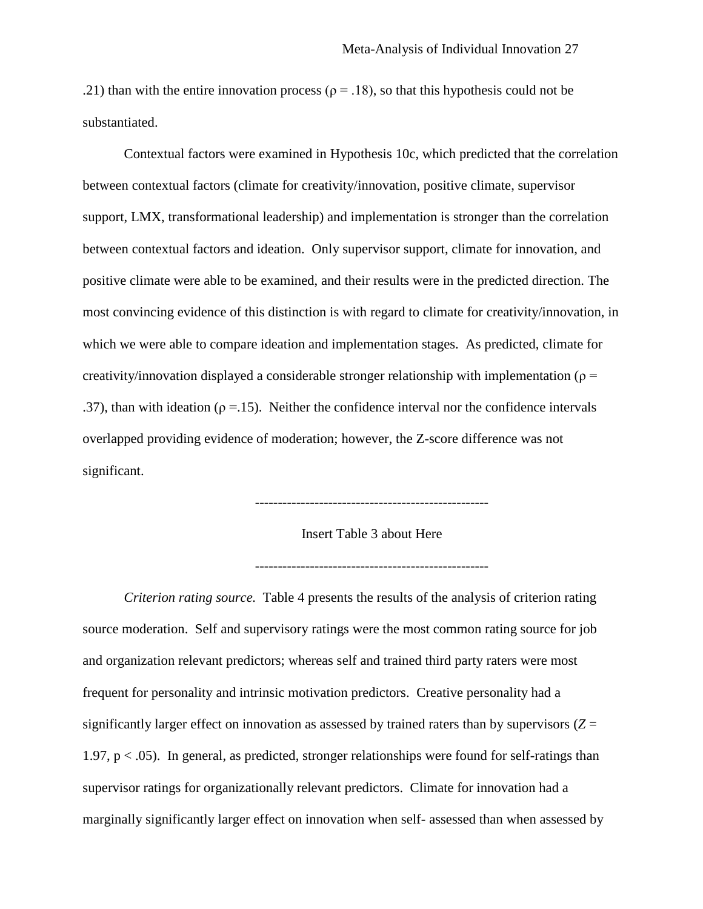.21) than with the entire innovation process ($\rho = .18$), so that this hypothesis could not be substantiated.

Contextual factors were examined in Hypothesis 10c, which predicted that the correlation between contextual factors (climate for creativity/innovation, positive climate, supervisor support, LMX, transformational leadership) and implementation is stronger than the correlation between contextual factors and ideation. Only supervisor support, climate for innovation, and positive climate were able to be examined, and their results were in the predicted direction. The most convincing evidence of this distinction is with regard to climate for creativity/innovation, in which we were able to compare ideation and implementation stages. As predicted, climate for creativity/innovation displayed a considerable stronger relationship with implementation ($\rho = .37$), than with ideation ($\rho = .15$). Neither the confidence interval nor the confidence intervals overlapped providing evidence of moderation; however, the Z-score difference was not significant.

---------------------------------------------------

Insert Table 3 about Here

---------------------------------------------------

*Criterion rating source.* Table 4 presents the results of the analysis of criterion rating source moderation. Self and supervisory ratings were the most common rating source for job and organization relevant predictors; whereas self and trained third party raters were most frequent for personality and intrinsic motivation predictors. Creative personality had a significantly larger effect on innovation as assessed by trained raters than by supervisors ($Z = 1.97$, $p < .05$). In general, as predicted, stronger relationships were found for self-ratings than supervisor ratings for organizationally relevant predictors. Climate for innovation had a marginally significantly larger effect on innovation when self- assessed than when assessed by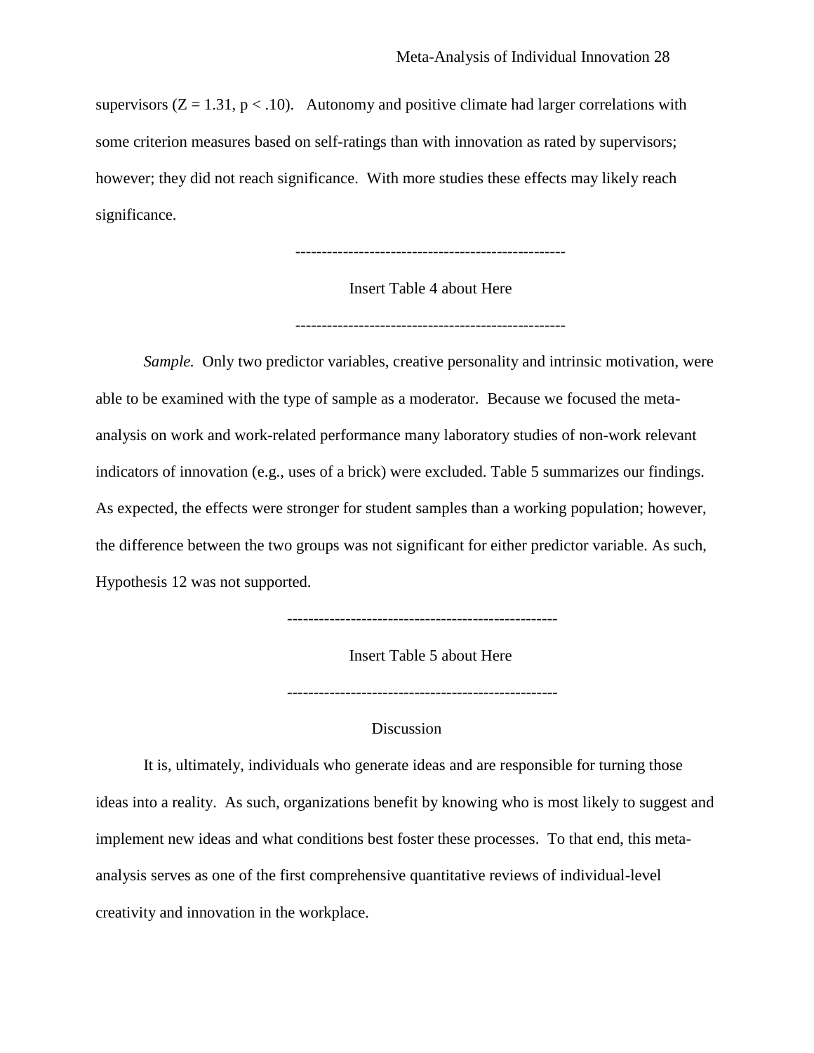supervisors ($Z = 1.31$, $p < .10$). Autonomy and positive climate had larger correlations with some criterion measures based on self-ratings than with innovation as rated by supervisors; however; they did not reach significance. With more studies these effects may likely reach significance.

---------------------------------------------------

Insert Table 4 about Here

---------------------------------------------------

*Sample.* Only two predictor variables, creative personality and intrinsic motivation, were able to be examined with the type of sample as a moderator. Because we focused the meta-analysis on work and work-related performance many laboratory studies of non-work relevant indicators of innovation (e.g., uses of a brick) were excluded. Table 5 summarizes our findings. As expected, the effects were stronger for student samples than a working population; however, the difference between the two groups was not significant for either predictor variable. As such, Hypothesis 12 was not supported.

---------------------------------------------------

Insert Table 5 about Here

---------------------------------------------------

## Discussion

It is, ultimately, individuals who generate ideas and are responsible for turning those ideas into a reality. As such, organizations benefit by knowing who is most likely to suggest and implement new ideas and what conditions best foster these processes. To that end, this meta-analysis serves as one of the first comprehensive quantitative reviews of individual-level creativity and innovation in the workplace.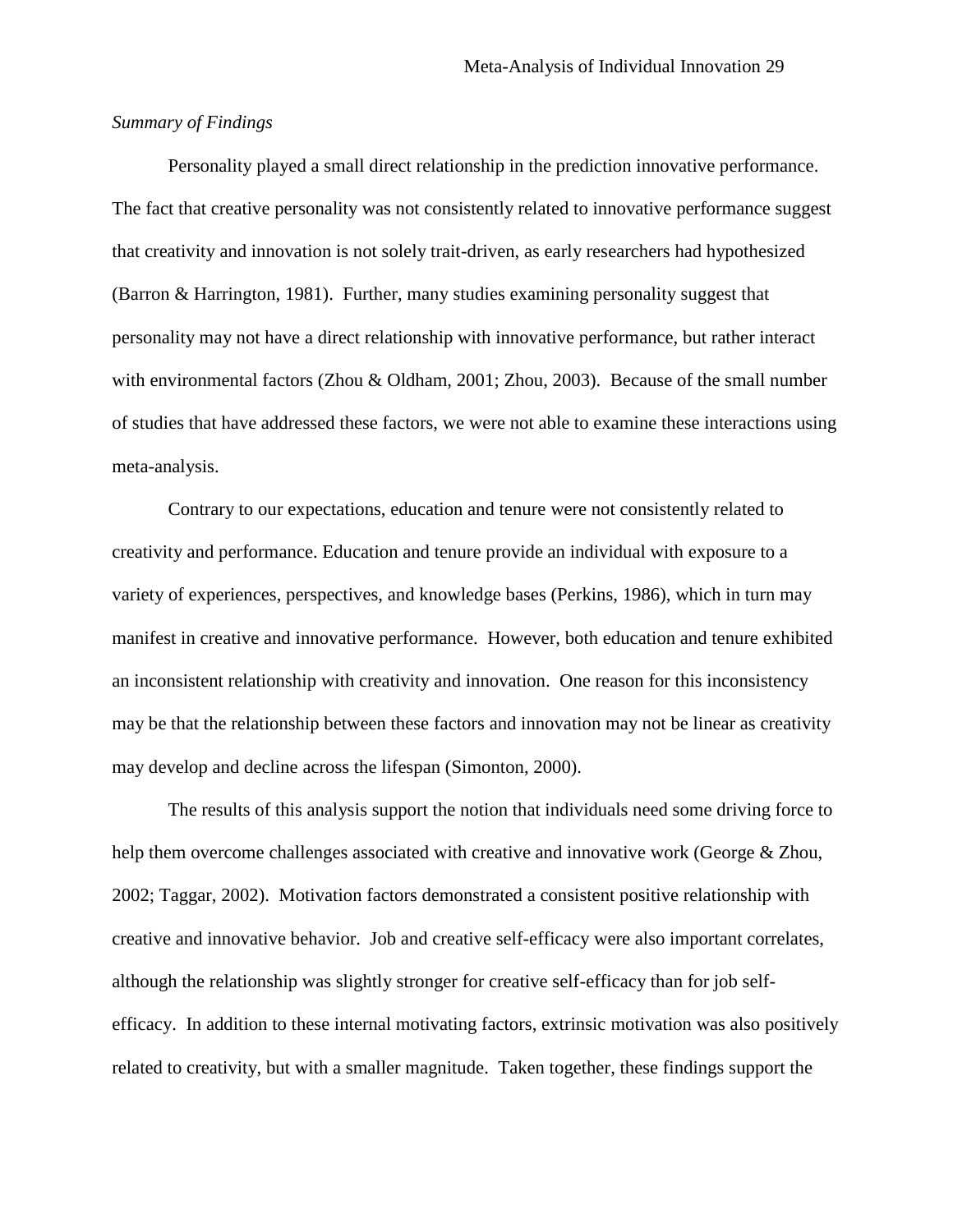*Summary of Findings*

Personality played a small direct relationship in the prediction innovative performance. The fact that creative personality was not consistently related to innovative performance suggest that creativity and innovation is not solely trait-driven, as early researchers had hypothesized (Barron & Harrington, 1981). Further, many studies examining personality suggest that personality may not have a direct relationship with innovative performance, but rather interact with environmental factors (Zhou & Oldham, 2001; Zhou, 2003). Because of the small number of studies that have addressed these factors, we were not able to examine these interactions using meta-analysis.

Contrary to our expectations, education and tenure were not consistently related to creativity and performance. Education and tenure provide an individual with exposure to a variety of experiences, perspectives, and knowledge bases (Perkins, 1986), which in turn may manifest in creative and innovative performance. However, both education and tenure exhibited an inconsistent relationship with creativity and innovation. One reason for this inconsistency may be that the relationship between these factors and innovation may not be linear as creativity may develop and decline across the lifespan (Simonton, 2000).

The results of this analysis support the notion that individuals need some driving force to help them overcome challenges associated with creative and innovative work (George & Zhou, 2002; Taggar, 2002). Motivation factors demonstrated a consistent positive relationship with creative and innovative behavior. Job and creative self-efficacy were also important correlates, although the relationship was slightly stronger for creative self-efficacy than for job self-efficacy. In addition to these internal motivating factors, extrinsic motivation was also positively related to creativity, but with a smaller magnitude. Taken together, these findings support the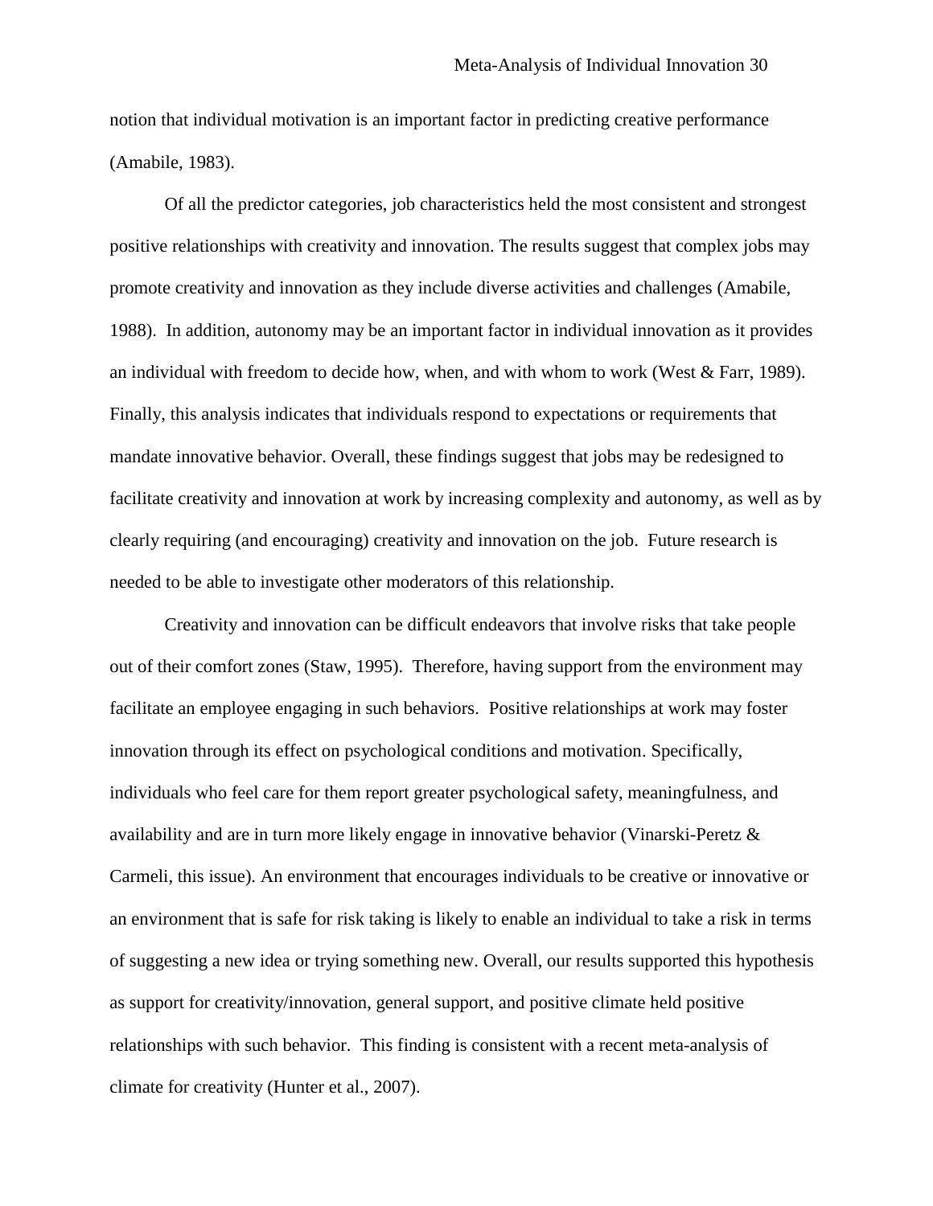notion that individual motivation is an important factor in predicting creative performance (Amabile, 1983).

Of all the predictor categories, job characteristics held the most consistent and strongest positive relationships with creativity and innovation. The results suggest that complex jobs may promote creativity and innovation as they include diverse activities and challenges (Amabile, 1988). In addition, autonomy may be an important factor in individual innovation as it provides an individual with freedom to decide how, when, and with whom to work (West & Farr, 1989). Finally, this analysis indicates that individuals respond to expectations or requirements that mandate innovative behavior. Overall, these findings suggest that jobs may be redesigned to facilitate creativity and innovation at work by increasing complexity and autonomy, as well as by clearly requiring (and encouraging) creativity and innovation on the job. Future research is needed to be able to investigate other moderators of this relationship.

Creativity and innovation can be difficult endeavors that involve risks that take people out of their comfort zones (Staw, 1995). Therefore, having support from the environment may facilitate an employee engaging in such behaviors. Positive relationships at work may foster innovation through its effect on psychological conditions and motivation. Specifically, individuals who feel care for them report greater psychological safety, meaningfulness, and availability and are in turn more likely engage in innovative behavior (Vinarski-Peretz & Carmeli, this issue). An environment that encourages individuals to be creative or innovative or an environment that is safe for risk taking is likely to enable an individual to take a risk in terms of suggesting a new idea or trying something new. Overall, our results supported this hypothesis as support for creativity/innovation, general support, and positive climate held positive relationships with such behavior. This finding is consistent with a recent meta-analysis of climate for creativity (Hunter et al., 2007).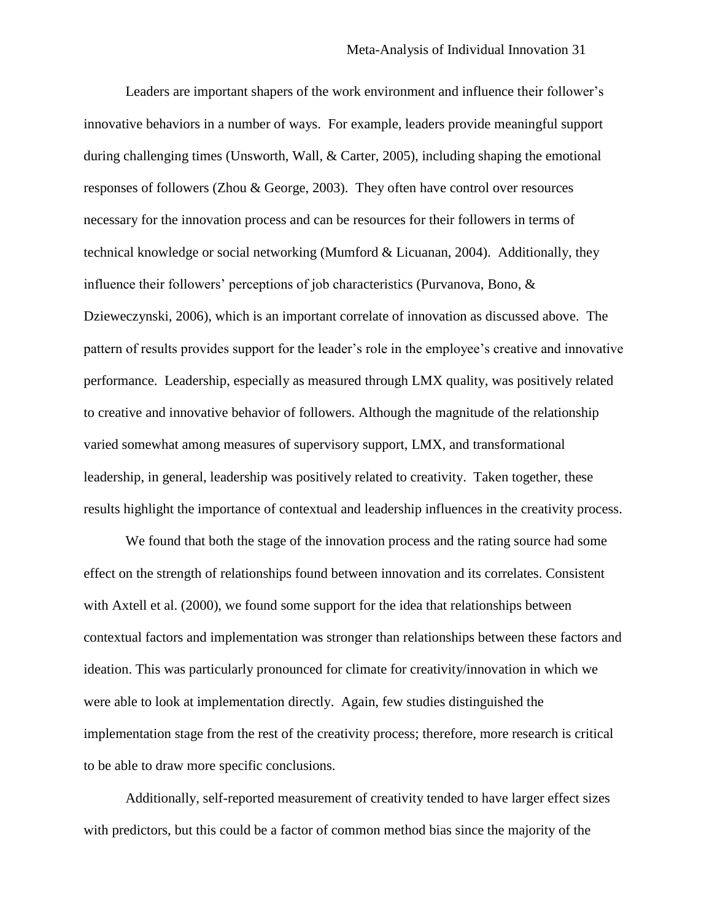Leaders are important shapers of the work environment and influence their follower's innovative behaviors in a number of ways. For example, leaders provide meaningful support during challenging times (Unsworth, Wall, & Carter, 2005), including shaping the emotional responses of followers (Zhou & George, 2003). They often have control over resources necessary for the innovation process and can be resources for their followers in terms of technical knowledge or social networking (Mumford & Licuanan, 2004). Additionally, they influence their followers' perceptions of job characteristics (Purvanova, Bono, & Dzieweczynski, 2006), which is an important correlate of innovation as discussed above. The pattern of results provides support for the leader's role in the employee's creative and innovative performance. Leadership, especially as measured through LMX quality, was positively related to creative and innovative behavior of followers. Although the magnitude of the relationship varied somewhat among measures of supervisory support, LMX, and transformational leadership, in general, leadership was positively related to creativity. Taken together, these results highlight the importance of contextual and leadership influences in the creativity process.

We found that both the stage of the innovation process and the rating source had some effect on the strength of relationships found between innovation and its correlates. Consistent with Axtell et al. (2000), we found some support for the idea that relationships between contextual factors and implementation was stronger than relationships between these factors and ideation. This was particularly pronounced for climate for creativity/innovation in which we were able to look at implementation directly. Again, few studies distinguished the implementation stage from the rest of the creativity process; therefore, more research is critical to be able to draw more specific conclusions.

Additionally, self-reported measurement of creativity tended to have larger effect sizes with predictors, but this could be a factor of common method bias since the majority of the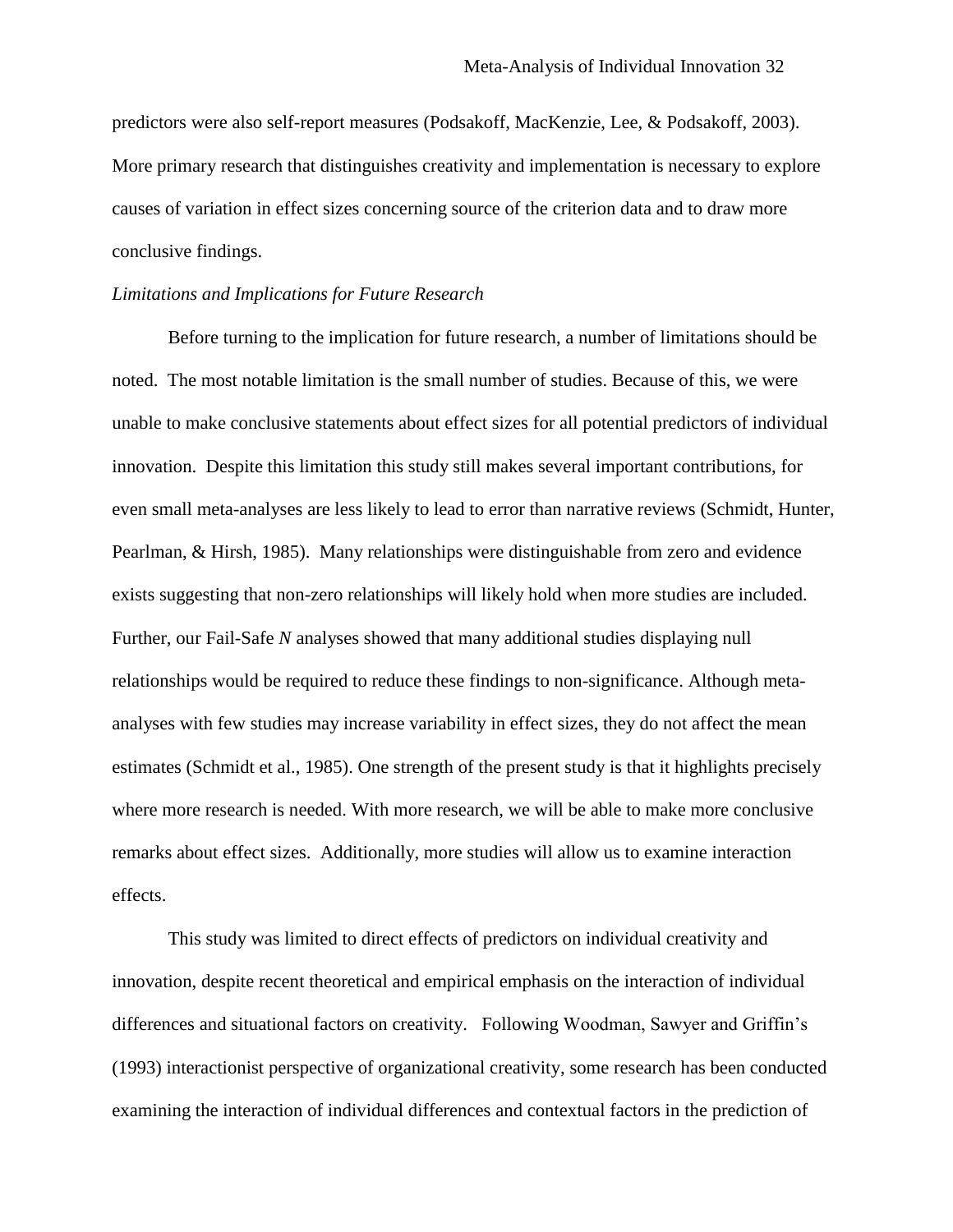predictors were also self-report measures (Podsakoff, MacKenzie, Lee, & Podsakoff, 2003). More primary research that distinguishes creativity and implementation is necessary to explore causes of variation in effect sizes concerning source of the criterion data and to draw more conclusive findings.

*Limitations and Implications for Future Research*

Before turning to the implication for future research, a number of limitations should be noted. The most notable limitation is the small number of studies. Because of this, we were unable to make conclusive statements about effect sizes for all potential predictors of individual innovation. Despite this limitation this study still makes several important contributions, for even small meta-analyses are less likely to lead to error than narrative reviews (Schmidt, Hunter, Pearlman, & Hirsh, 1985). Many relationships were distinguishable from zero and evidence exists suggesting that non-zero relationships will likely hold when more studies are included. Further, our Fail-Safe *N* analyses showed that many additional studies displaying null relationships would be required to reduce these findings to non-significance. Although meta-analyses with few studies may increase variability in effect sizes, they do not affect the mean estimates (Schmidt et al., 1985). One strength of the present study is that it highlights precisely where more research is needed. With more research, we will be able to make more conclusive remarks about effect sizes. Additionally, more studies will allow us to examine interaction effects.

This study was limited to direct effects of predictors on individual creativity and innovation, despite recent theoretical and empirical emphasis on the interaction of individual differences and situational factors on creativity. Following Woodman, Sawyer and Griffin's (1993) interactionist perspective of organizational creativity, some research has been conducted examining the interaction of individual differences and contextual factors in the prediction of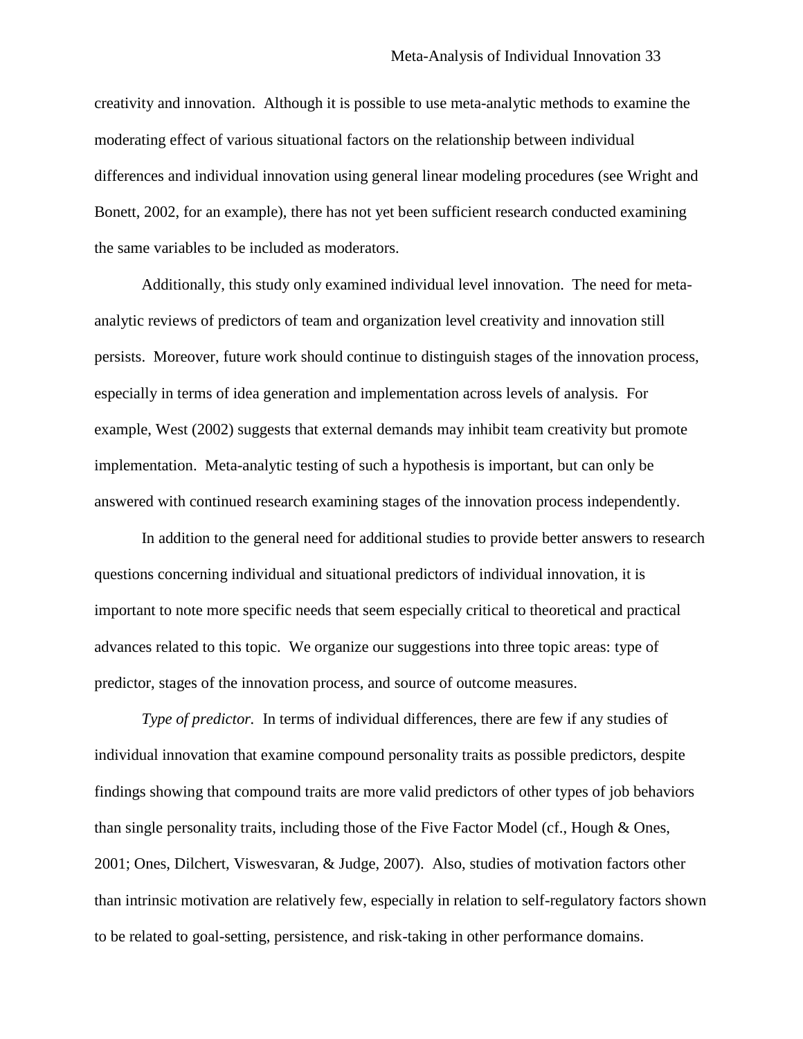creativity and innovation. Although it is possible to use meta-analytic methods to examine the moderating effect of various situational factors on the relationship between individual differences and individual innovation using general linear modeling procedures (see Wright and Bonett, 2002, for an example), there has not yet been sufficient research conducted examining the same variables to be included as moderators.

Additionally, this study only examined individual level innovation. The need for meta-analytic reviews of predictors of team and organization level creativity and innovation still persists. Moreover, future work should continue to distinguish stages of the innovation process, especially in terms of idea generation and implementation across levels of analysis. For example, West (2002) suggests that external demands may inhibit team creativity but promote implementation. Meta-analytic testing of such a hypothesis is important, but can only be answered with continued research examining stages of the innovation process independently.

In addition to the general need for additional studies to provide better answers to research questions concerning individual and situational predictors of individual innovation, it is important to note more specific needs that seem especially critical to theoretical and practical advances related to this topic. We organize our suggestions into three topic areas: type of predictor, stages of the innovation process, and source of outcome measures.

*Type of predictor.* In terms of individual differences, there are few if any studies of individual innovation that examine compound personality traits as possible predictors, despite findings showing that compound traits are more valid predictors of other types of job behaviors than single personality traits, including those of the Five Factor Model (cf., Hough & Ones, 2001; Ones, Dilchert, Viswesvaran, & Judge, 2007). Also, studies of motivation factors other than intrinsic motivation are relatively few, especially in relation to self-regulatory factors shown to be related to goal-setting, persistence, and risk-taking in other performance domains.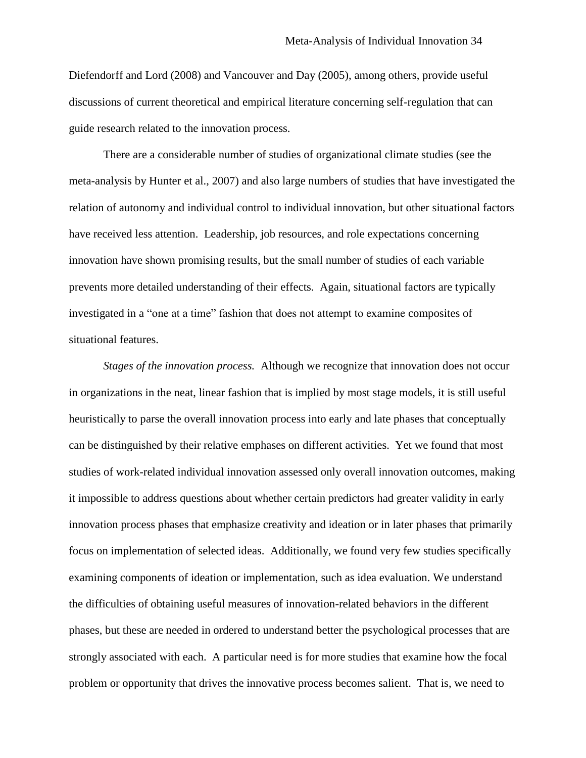Diefendorff and Lord (2008) and Vancouver and Day (2005), among others, provide useful discussions of current theoretical and empirical literature concerning self-regulation that can guide research related to the innovation process.

There are a considerable number of studies of organizational climate studies (see the meta-analysis by Hunter et al., 2007) and also large numbers of studies that have investigated the relation of autonomy and individual control to individual innovation, but other situational factors have received less attention. Leadership, job resources, and role expectations concerning innovation have shown promising results, but the small number of studies of each variable prevents more detailed understanding of their effects. Again, situational factors are typically investigated in a "one at a time" fashion that does not attempt to examine composites of situational features.

*Stages of the innovation process.* Although we recognize that innovation does not occur in organizations in the neat, linear fashion that is implied by most stage models, it is still useful heuristically to parse the overall innovation process into early and late phases that conceptually can be distinguished by their relative emphases on different activities. Yet we found that most studies of work-related individual innovation assessed only overall innovation outcomes, making it impossible to address questions about whether certain predictors had greater validity in early innovation process phases that emphasize creativity and ideation or in later phases that primarily focus on implementation of selected ideas. Additionally, we found very few studies specifically examining components of ideation or implementation, such as idea evaluation. We understand the difficulties of obtaining useful measures of innovation-related behaviors in the different phases, but these are needed in ordered to understand better the psychological processes that are strongly associated with each. A particular need is for more studies that examine how the focal problem or opportunity that drives the innovative process becomes salient. That is, we need to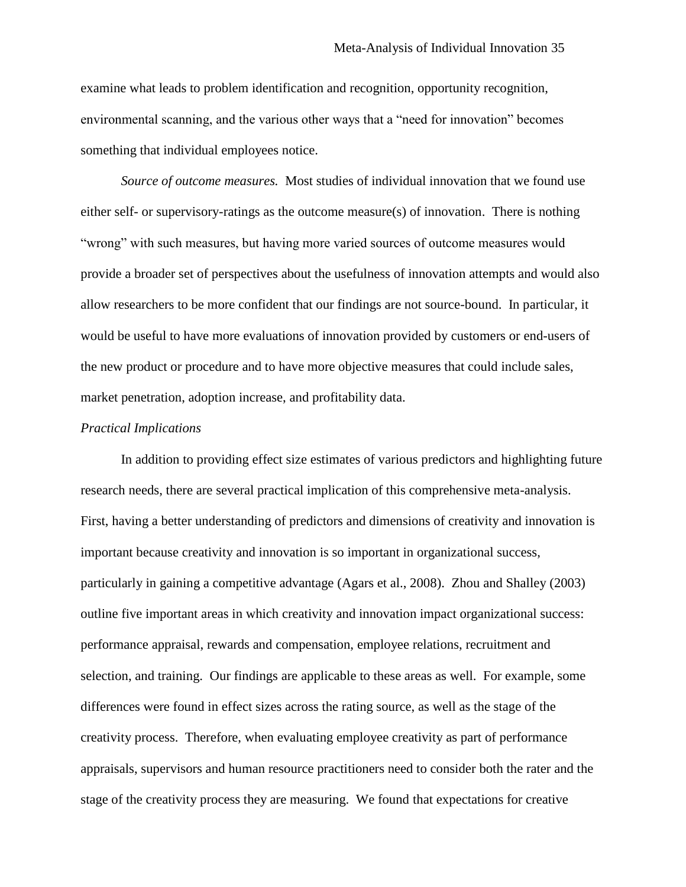examine what leads to problem identification and recognition, opportunity recognition, environmental scanning, and the various other ways that a "need for innovation" becomes something that individual employees notice.

*Source of outcome measures.* Most studies of individual innovation that we found use either self- or supervisory-ratings as the outcome measure(s) of innovation. There is nothing "wrong" with such measures, but having more varied sources of outcome measures would provide a broader set of perspectives about the usefulness of innovation attempts and would also allow researchers to be more confident that our findings are not source-bound. In particular, it would be useful to have more evaluations of innovation provided by customers or end-users of the new product or procedure and to have more objective measures that could include sales, market penetration, adoption increase, and profitability data.

### *Practical Implications*

In addition to providing effect size estimates of various predictors and highlighting future research needs, there are several practical implication of this comprehensive meta-analysis. First, having a better understanding of predictors and dimensions of creativity and innovation is important because creativity and innovation is so important in organizational success, particularly in gaining a competitive advantage (Agars et al., 2008). Zhou and Shalley (2003) outline five important areas in which creativity and innovation impact organizational success: performance appraisal, rewards and compensation, employee relations, recruitment and selection, and training. Our findings are applicable to these areas as well. For example, some differences were found in effect sizes across the rating source, as well as the stage of the creativity process. Therefore, when evaluating employee creativity as part of performance appraisals, supervisors and human resource practitioners need to consider both the rater and the stage of the creativity process they are measuring. We found that expectations for creative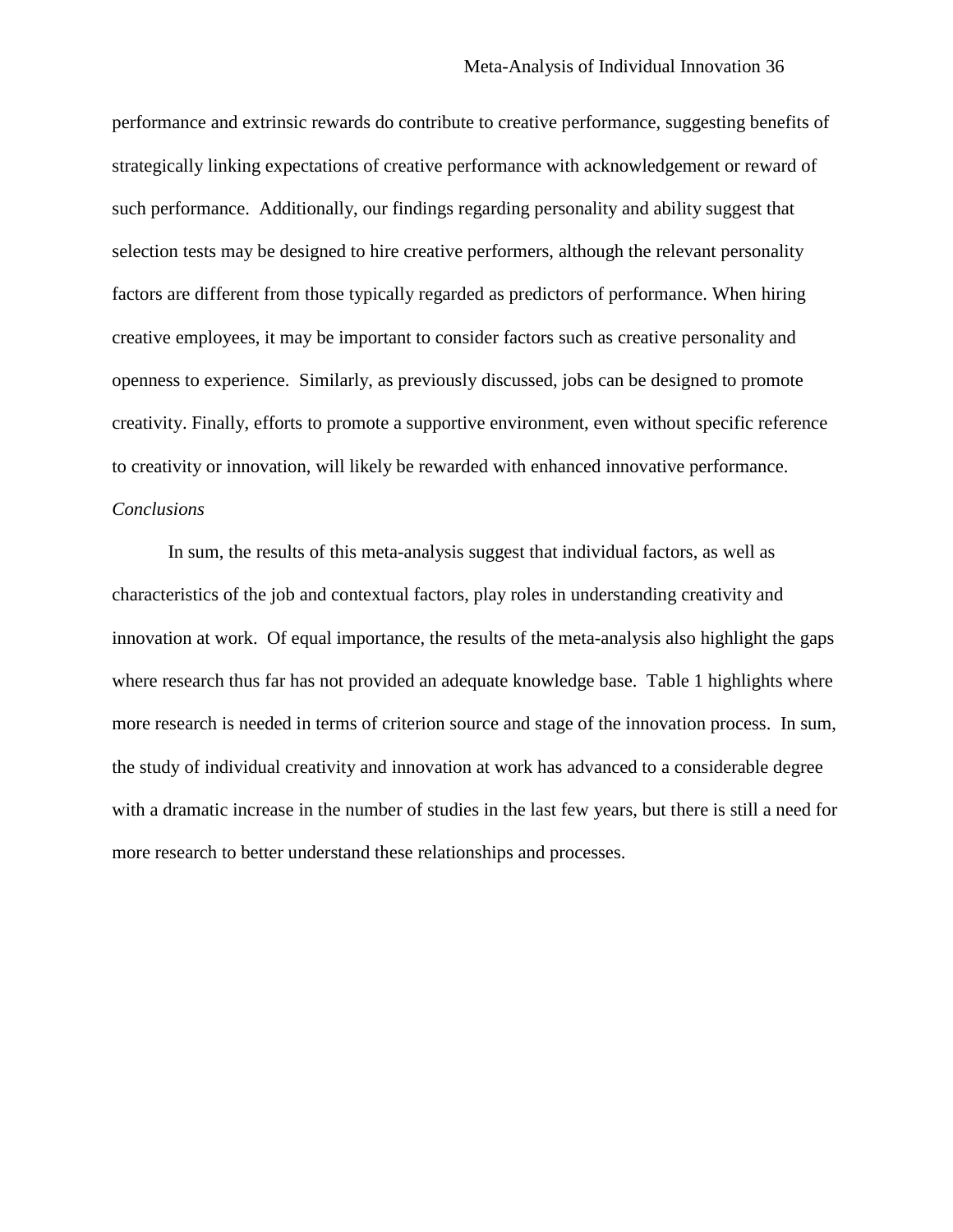performance and extrinsic rewards do contribute to creative performance, suggesting benefits of strategically linking expectations of creative performance with acknowledgement or reward of such performance. Additionally, our findings regarding personality and ability suggest that selection tests may be designed to hire creative performers, although the relevant personality factors are different from those typically regarded as predictors of performance. When hiring creative employees, it may be important to consider factors such as creative personality and openness to experience. Similarly, as previously discussed, jobs can be designed to promote creativity. Finally, efforts to promote a supportive environment, even without specific reference to creativity or innovation, will likely be rewarded with enhanced innovative performance.

*Conclusions*

In sum, the results of this meta-analysis suggest that individual factors, as well as characteristics of the job and contextual factors, play roles in understanding creativity and innovation at work. Of equal importance, the results of the meta-analysis also highlight the gaps where research thus far has not provided an adequate knowledge base. Table 1 highlights where more research is needed in terms of criterion source and stage of the innovation process. In sum, the study of individual creativity and innovation at work has advanced to a considerable degree with a dramatic increase in the number of studies in the last few years, but there is still a need for more research to better understand these relationships and processes.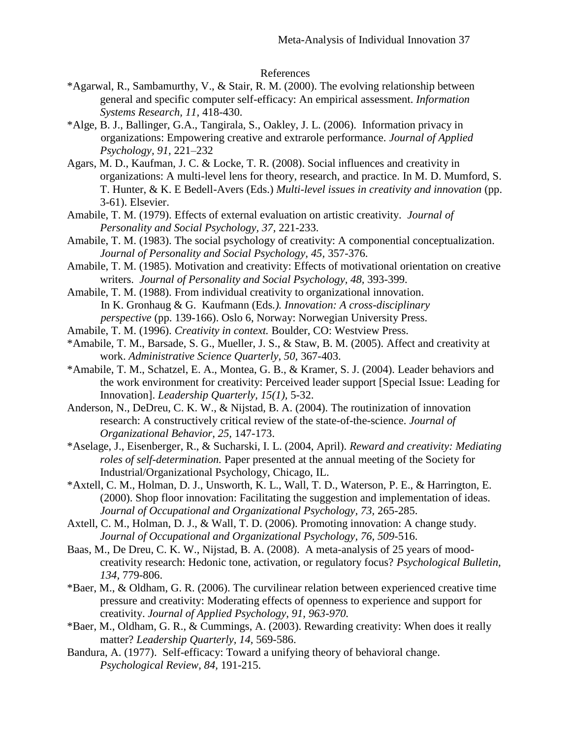References

*Agarwal, R., Sambamurthy, V., & Stair, R. M. (2000). The evolving relationship between general and specific computer self-efficacy: An empirical assessment. *Information Systems Research*, *11*, 418-430.

*Alge, B. J., Ballinger, G.A., Tangirala, S., Oakley, J. L. (2006). Information privacy in organizations: Empowering creative and extrarole performance. *Journal of Applied Psychology, 91*, 221–232

Agars, M. D., Kaufman, J. C. & Locke, T. R. (2008). Social influences and creativity in organizations: A multi-level lens for theory, research, and practice. In M. D. Mumford, S. T. Hunter, & K. E Bedell-Avers (Eds.) *Multi-level issues in creativity and innovation* (pp. 3-61). Elsevier.

Amabile, T. M. (1979). Effects of external evaluation on artistic creativity. *Journal of Personality and Social Psychology, 37*, 221-233.

Amabile, T. M. (1983). The social psychology of creativity: A componential conceptualization. *Journal of Personality and Social Psychology, 45*, 357-376.

Amabile, T. M. (1985). Motivation and creativity: Effects of motivational orientation on creative writers. *Journal of Personality and Social Psychology, 48,* 393-399.

Amabile, T. M. (1988). From individual creativity to organizational innovation. In K. Gronhaug & G. Kaufmann (Eds.*). Innovation: A cross-disciplinary perspective* (pp. 139-166). Oslo 6, Norway: Norwegian University Press.

Amabile, T. M. (1996). *Creativity in context.* Boulder, CO: Westview Press.

*Amabile, T. M., Barsade, S. G., Mueller, J. S., & Staw, B. M. (2005). Affect and creativity at work. *Administrative Science Quarterly, 50,* 367-403.

*Amabile, T. M., Schatzel, E. A., Montea, G. B., & Kramer, S. J. (2004). Leader behaviors and the work environment for creativity: Perceived leader support [Special Issue: Leading for Innovation]. *Leadership Quarterly*, *15(1),* 5-32.

Anderson, N., DeDreu, C. K. W., & Nijstad, B. A. (2004). The routinization of innovation research: A constructively critical review of the state-of-the-science. *Journal of Organizational Behavior, 25,* 147-173.

*Aselage, J., Eisenberger, R., & Sucharski, I. L. (2004, April). *Reward and creativity: Mediating roles of self-determination.* Paper presented at the annual meeting of the Society for Industrial/Organizational Psychology, Chicago, IL.

*Axtell, C. M., Holman, D. J., Unsworth, K. L., Wall, T. D., Waterson, P. E., & Harrington, E. (2000). Shop floor innovation: Facilitating the suggestion and implementation of ideas. *Journal of Occupational and Organizational Psychology, 73,* 265-285.

Axtell, C. M., Holman, D. J., & Wall, T. D. (2006). Promoting innovation: A change study. *Journal of Occupational and Organizational Psychology, 76, 509*-516.

Baas, M., De Dreu, C. K. W., Nijstad, B. A. (2008). A meta-analysis of 25 years of mood-creativity research: Hedonic tone, activation, or regulatory focus? *Psychological Bulletin, 134*, 779-806.

*Baer, M., & Oldham, G. R. (2006). The curvilinear relation between experienced creative time pressure and creativity: Moderating effects of openness to experience and support for creativity. *Journal of Applied Psychology, 91, 963-970.*

*Baer, M., Oldham, G. R., & Cummings, A. (2003). Rewarding creativity: When does it really matter? *Leadership Quarterly, 14,* 569-586.

Bandura, A. (1977). Self-efficacy: Toward a unifying theory of behavioral change. *Psychological Review, 84,* 191-215.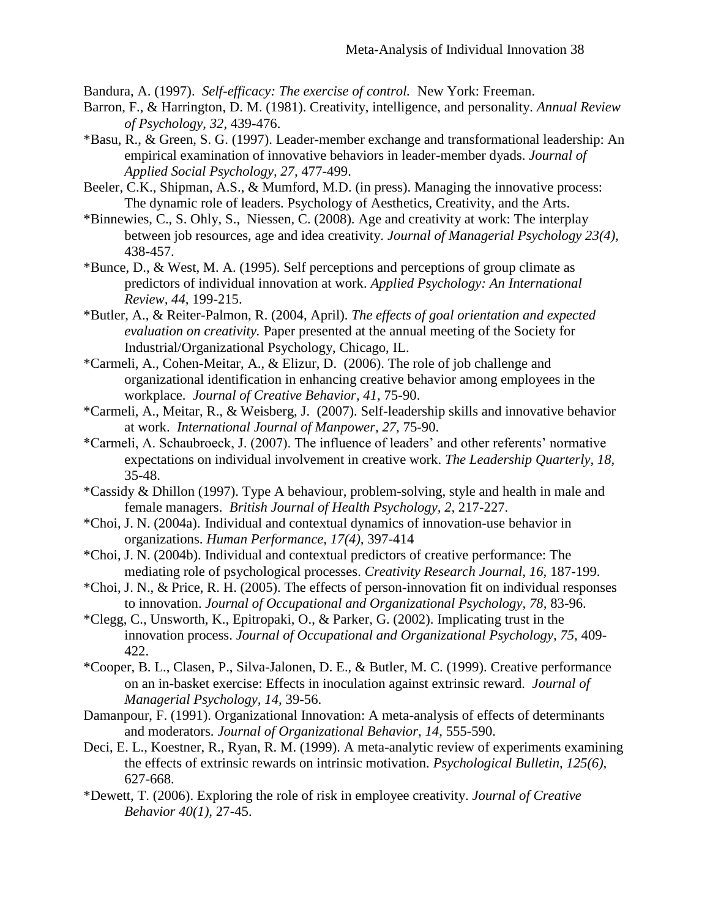Bandura, A. (1997). *Self-efficacy: The exercise of control.* New York: Freeman.

Barron, F., & Harrington, D. M. (1981). Creativity, intelligence, and personality. *Annual Review of Psychology, 32*, 439-476.

*Basu, R., & Green, S. G. (1997). Leader-member exchange and transformational leadership: An empirical examination of innovative behaviors in leader-member dyads. *Journal of Applied Social Psychology, 27*, 477-499.

Beeler, C.K., Shipman, A.S., & Mumford, M.D. (in press). Managing the innovative process: The dynamic role of leaders. Psychology of Aesthetics, Creativity, and the Arts.

*Binnewies, C., S. Ohly, S., Niessen, C. (2008). Age and creativity at work: The interplay between job resources, age and idea creativity. *Journal of Managerial Psychology 23(4),* 438-457.

*Bunce, D., & West, M. A. (1995). Self perceptions and perceptions of group climate as predictors of individual innovation at work. *Applied Psychology: An International Review, 44*, 199-215.

*Butler, A., & Reiter-Palmon, R. (2004, April). *The effects of goal orientation and expected evaluation on creativity.* Paper presented at the annual meeting of the Society for Industrial/Organizational Psychology, Chicago, IL.

*Carmeli, A., Cohen-Meitar, A., & Elizur, D. (2006). The role of job challenge and organizational identification in enhancing creative behavior among employees in the workplace. *Journal of Creative Behavior, 41,* 75-90.

*Carmeli, A., Meitar, R., & Weisberg, J. (2007). Self-leadership skills and innovative behavior at work. *International Journal of Manpower, 27,* 75-90.

*Carmeli, A. Schaubroeck, J. (2007). The influence of leaders' and other referents' normative expectations on individual involvement in creative work. *The Leadership Quarterly, 18,* 35-48.

*Cassidy & Dhillon (1997). Type A behaviour, problem-solving, style and health in male and female managers. *British Journal of Health Psychology, 2,* 217-227.

*Choi, J. N. (2004a). Individual and contextual dynamics of innovation-use behavior in organizations. *Human Performance, 17(4),* 397-414

*Choi, J. N. (2004b). Individual and contextual predictors of creative performance: The mediating role of psychological processes. *Creativity Research Journal, 16*, 187-199.

*Choi, J. N., & Price, R. H. (2005). The effects of person-innovation fit on individual responses to innovation. *Journal of Occupational and Organizational Psychology, 78*, 83-96.

*Clegg, C., Unsworth, K., Epitropaki, O., & Parker, G. (2002). Implicating trust in the innovation process. *Journal of Occupational and Organizational Psychology, 75*, 409-422.

*Cooper, B. L., Clasen, P., Silva-Jalonen, D. E., & Butler, M. C. (1999). Creative performance on an in-basket exercise: Effects in inoculation against extrinsic reward. *Journal of Managerial Psychology, 14*, 39-56.

Damanpour, F. (1991). Organizational Innovation: A meta-analysis of effects of determinants and moderators. *Journal of Organizational Behavior, 14*, 555-590.

Deci, E. L., Koestner, R., Ryan, R. M. (1999). A meta-analytic review of experiments examining the effects of extrinsic rewards on intrinsic motivation. *Psychological Bulletin, 125(6),* 627-668.

*Dewett, T. (2006). Exploring the role of risk in employee creativity. *Journal of Creative Behavior 40(1),* 27-45.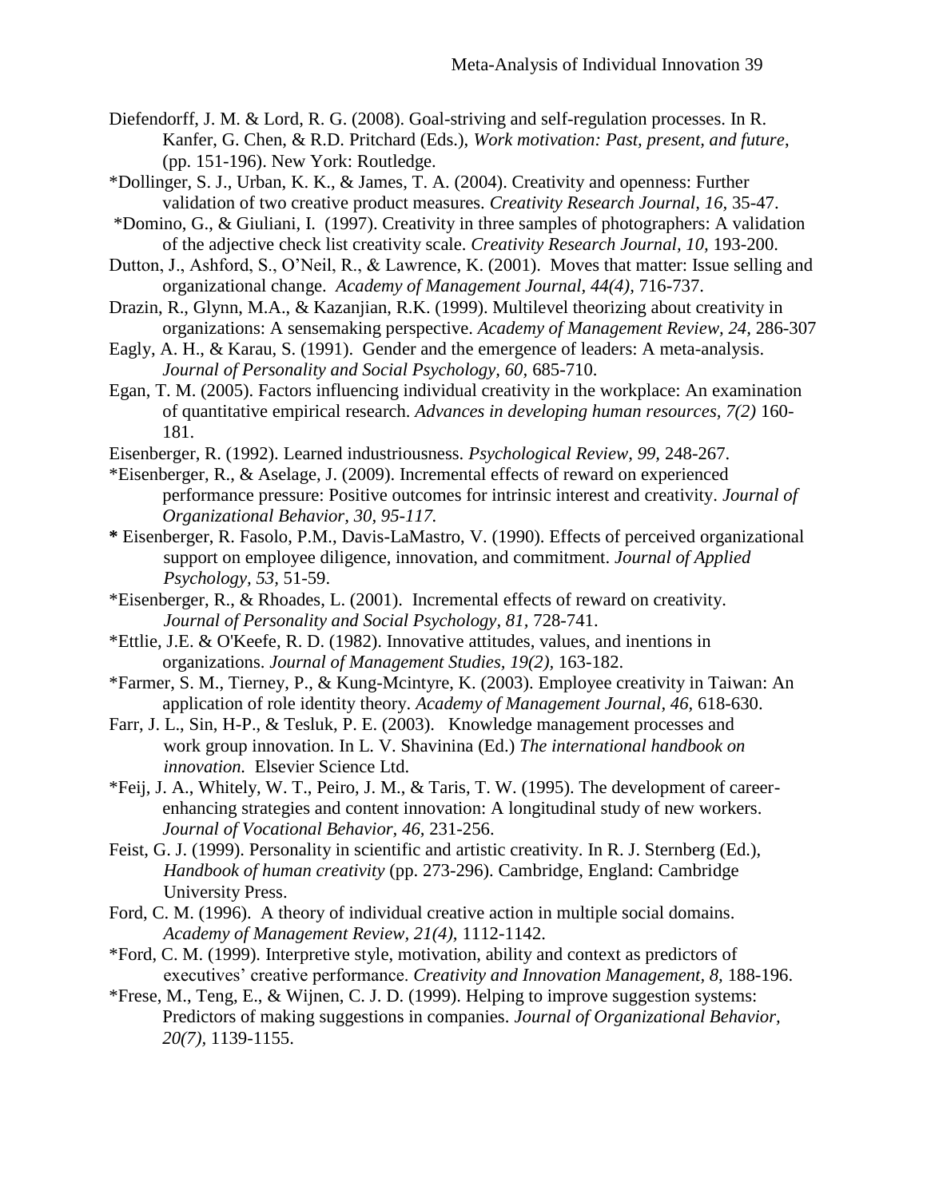Diefendorff, J. M. & Lord, R. G. (2008). Goal-striving and self-regulation processes. In R. Kanfer, G. Chen, & R.D. Pritchard (Eds.), *Work motivation: Past, present, and future*, (pp. 151-196). New York: Routledge.

*Dollinger, S. J., Urban, K. K., & James, T. A. (2004). Creativity and openness: Further validation of two creative product measures. *Creativity Research Journal, 16*, 35-47.

*Domino, G., & Giuliani, I. (1997). Creativity in three samples of photographers: A validation of the adjective check list creativity scale. *Creativity Research Journal, 10*, 193-200.

Dutton, J., Ashford, S., O'Neil, R., & Lawrence, K. (2001). Moves that matter: Issue selling and organizational change. *Academy of Management Journal, 44(4)*, 716-737.

Drazin, R., Glynn, M.A., & Kazanjian, R.K. (1999). Multilevel theorizing about creativity in organizations: A sensemaking perspective. *Academy of Management Review, 24*, 286-307

Eagly, A. H., & Karau, S. (1991). Gender and the emergence of leaders: A meta-analysis. *Journal of Personality and Social Psychology, 60*, 685-710.

Egan, T. M. (2005). Factors influencing individual creativity in the workplace: An examination of quantitative empirical research. *Advances in developing human resources, 7(2)* 160-181.

Eisenberger, R. (1992). Learned industriousness. *Psychological Review, 99*, 248-267.

*Eisenberger, R., & Aselage, J. (2009). Incremental effects of reward on experienced performance pressure: Positive outcomes for intrinsic interest and creativity. *Journal of Organizational Behavior, 30, 95-117.*

**\*** Eisenberger, R. Fasolo, P.M., Davis-LaMastro, V. (1990). Effects of perceived organizational support on employee diligence, innovation, and commitment. *Journal of Applied Psychology, 53*, 51-59.

*Eisenberger, R., & Rhoades, L. (2001). Incremental effects of reward on creativity. *Journal of Personality and Social Psychology, 81*, 728-741.

*Ettlie, J.E. & O'Keefe, R. D. (1982). Innovative attitudes, values, and inentions in organizations. *Journal of Management Studies, 19(2)*, 163-182.

*Farmer, S. M., Tierney, P., & Kung-Mcintyre, K. (2003). Employee creativity in Taiwan: An application of role identity theory. *Academy of Management Journal, 46*, 618-630.

Farr, J. L., Sin, H-P., & Tesluk, P. E. (2003). Knowledge management processes and work group innovation. In L. V. Shavinina (Ed.) *The international handbook on innovation.* Elsevier Science Ltd.

*Feij, J. A., Whitely, W. T., Peiro, J. M., & Taris, T. W. (1995). The development of career-enhancing strategies and content innovation: A longitudinal study of new workers. *Journal of Vocational Behavior, 46*, 231-256.

Feist, G. J. (1999). Personality in scientific and artistic creativity. In R. J. Sternberg (Ed.), *Handbook of human creativity* (pp. 273-296). Cambridge, England: Cambridge University Press.

Ford, C. M. (1996). A theory of individual creative action in multiple social domains. *Academy of Management Review, 21(4)*, 1112-1142.

*Ford, C. M. (1999). Interpretive style, motivation, ability and context as predictors of executives' creative performance. *Creativity and Innovation Management, 8*, 188-196.

*Frese, M., Teng, E., & Wijnen, C. J. D. (1999). Helping to improve suggestion systems: Predictors of making suggestions in companies. *Journal of Organizational Behavior, 20(7)*, 1139-1155.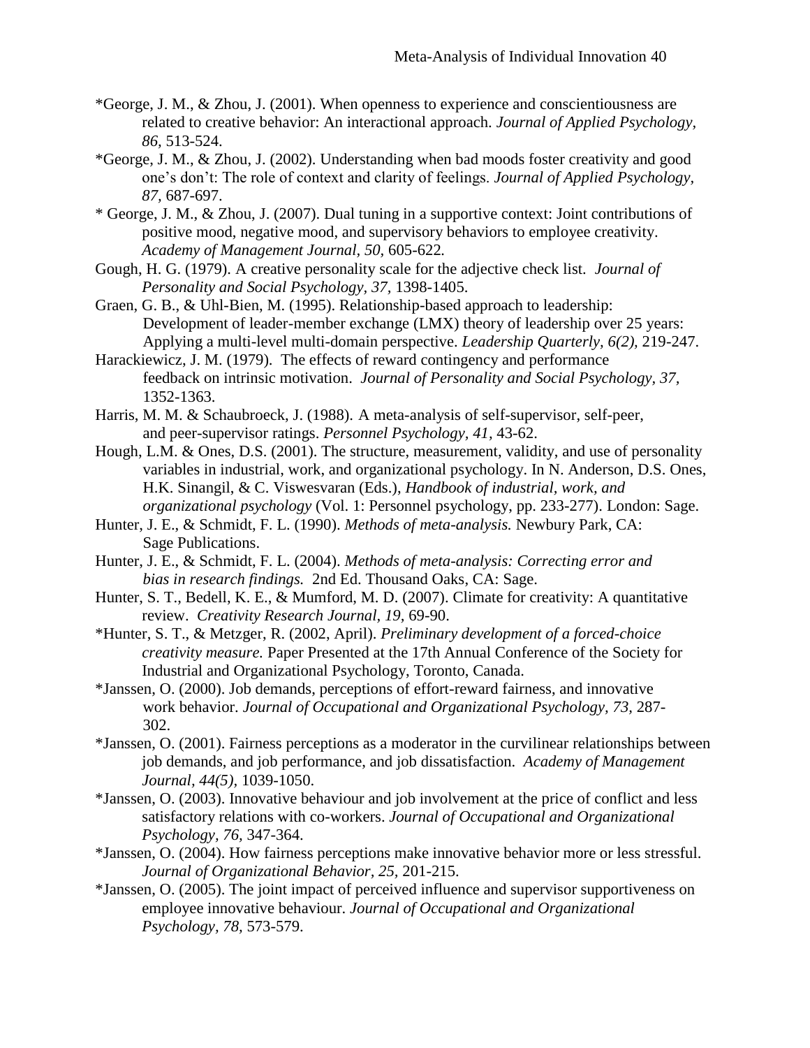*George, J. M., & Zhou, J. (2001). When openness to experience and conscientiousness are related to creative behavior: An interactional approach. *Journal of Applied Psychology, 86,* 513-524.

*George, J. M., & Zhou, J. (2002). Understanding when bad moods foster creativity and good one's don't: The role of context and clarity of feelings. *Journal of Applied Psychology, 87,* 687-697.

* George, J. M., & Zhou, J. (2007). Dual tuning in a supportive context: Joint contributions of positive mood, negative mood, and supervisory behaviors to employee creativity. *Academy of Management Journal, 50,* 605-622.

Gough, H. G. (1979). A creative personality scale for the adjective check list. *Journal of Personality and Social Psychology, 37,* 1398-1405.

Graen, G. B., & Uhl-Bien, M. (1995). Relationship-based approach to leadership: Development of leader-member exchange (LMX) theory of leadership over 25 years: Applying a multi-level multi-domain perspective. *Leadership Quarterly, 6(2),* 219-247.

Harackiewicz, J. M. (1979). The effects of reward contingency and performance feedback on intrinsic motivation. *Journal of Personality and Social Psychology, 37,* 1352-1363.

Harris, M. M. & Schaubroeck, J. (1988). A meta-analysis of self-supervisor, self-peer, and peer-supervisor ratings. *Personnel Psychology, 41,* 43-62.

Hough, L.M. & Ones, D.S. (2001). The structure, measurement, validity, and use of personality variables in industrial, work, and organizational psychology. In N. Anderson, D.S. Ones, H.K. Sinangil, & C. Viswesvaran (Eds.), *Handbook of industrial, work, and organizational psychology* (Vol. 1: Personnel psychology, pp. 233-277). London: Sage.

Hunter, J. E., & Schmidt, F. L. (1990). *Methods of meta-analysis.* Newbury Park, CA: Sage Publications.

Hunter, J. E., & Schmidt, F. L. (2004). *Methods of meta-analysis: Correcting error and bias in research findings.* 2nd Ed. Thousand Oaks, CA: Sage.

Hunter, S. T., Bedell, K. E., & Mumford, M. D. (2007). Climate for creativity: A quantitative review. *Creativity Research Journal, 19,* 69-90.

*Hunter, S. T., & Metzger, R. (2002, April). *Preliminary development of a forced-choice creativity measure.* Paper Presented at the 17th Annual Conference of the Society for Industrial and Organizational Psychology, Toronto, Canada.

*Janssen, O. (2000). Job demands, perceptions of effort-reward fairness, and innovative work behavior. *Journal of Occupational and Organizational Psychology, 73,* 287-302.

*Janssen, O. (2001). Fairness perceptions as a moderator in the curvilinear relationships between job demands, and job performance, and job dissatisfaction. *Academy of Management Journal, 44(5),* 1039-1050.

*Janssen, O. (2003). Innovative behaviour and job involvement at the price of conflict and less satisfactory relations with co-workers. *Journal of Occupational and Organizational Psychology, 76,* 347-364.

*Janssen, O. (2004). How fairness perceptions make innovative behavior more or less stressful. *Journal of Organizational Behavior, 25,* 201-215.

*Janssen, O. (2005). The joint impact of perceived influence and supervisor supportiveness on employee innovative behaviour. *Journal of Occupational and Organizational Psychology, 78,* 573-579.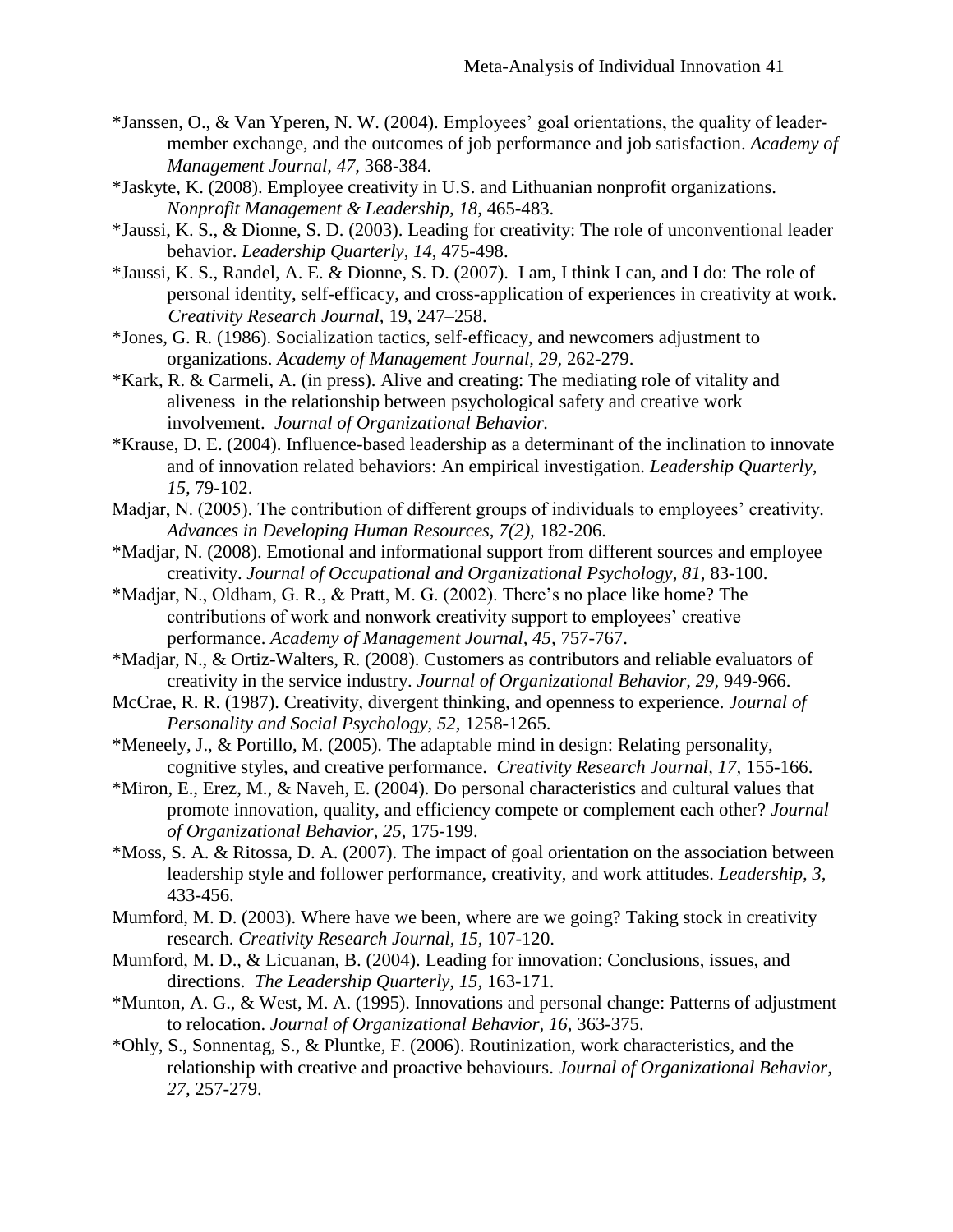*Janssen, O., & Van Yperen, N. W. (2004). Employees' goal orientations, the quality of leader-member exchange, and the outcomes of job performance and job satisfaction. *Academy of Management Journal, 47,* 368-384.

*Jaskyte, K. (2008). Employee creativity in U.S. and Lithuanian nonprofit organizations. *Nonprofit Management & Leadership, 18,* 465-483.

*Jaussi, K. S., & Dionne, S. D. (2003). Leading for creativity: The role of unconventional leader behavior. *Leadership Quarterly, 14,* 475-498.

*Jaussi, K. S., Randel, A. E. & Dionne, S. D. (2007). I am, I think I can, and I do: The role of personal identity, self-efficacy, and cross-application of experiences in creativity at work. *Creativity Research Journal,* 19, 247–258.

*Jones, G. R. (1986). Socialization tactics, self-efficacy, and newcomers adjustment to organizations. *Academy of Management Journal, 29,* 262-279.

*Kark, R. & Carmeli, A. (in press). Alive and creating: The mediating role of vitality and aliveness in the relationship between psychological safety and creative work involvement. *Journal of Organizational Behavior.*

*Krause, D. E. (2004). Influence-based leadership as a determinant of the inclination to innovate and of innovation related behaviors: An empirical investigation. *Leadership Quarterly, 15,* 79-102.

Madjar, N. (2005). The contribution of different groups of individuals to employees' creativity. *Advances in Developing Human Resources, 7(2),* 182-206.

*Madjar, N. (2008). Emotional and informational support from different sources and employee creativity. *Journal of Occupational and Organizational Psychology, 81,* 83-100.

*Madjar, N., Oldham, G. R., & Pratt, M. G. (2002). There's no place like home? The contributions of work and nonwork creativity support to employees' creative performance. *Academy of Management Journal, 45,* 757-767.

*Madjar, N., & Ortiz-Walters, R. (2008). Customers as contributors and reliable evaluators of creativity in the service industry. *Journal of Organizational Behavior, 29,* 949-966.

McCrae, R. R. (1987). Creativity, divergent thinking, and openness to experience. *Journal of Personality and Social Psychology, 52,* 1258-1265.

*Meneely, J., & Portillo, M. (2005). The adaptable mind in design: Relating personality, cognitive styles, and creative performance. *Creativity Research Journal, 17,* 155-166.

*Miron, E., Erez, M., & Naveh, E. (2004). Do personal characteristics and cultural values that promote innovation, quality, and efficiency compete or complement each other? *Journal of Organizational Behavior, 25,* 175-199.

*Moss, S. A. & Ritossa, D. A. (2007). The impact of goal orientation on the association between leadership style and follower performance, creativity, and work attitudes. *Leadership, 3,* 433-456.

Mumford, M. D. (2003). Where have we been, where are we going? Taking stock in creativity research. *Creativity Research Journal, 15,* 107-120.

Mumford, M. D., & Licuanan, B. (2004). Leading for innovation: Conclusions, issues, and directions. *The Leadership Quarterly, 15,* 163-171.

*Munton, A. G., & West, M. A. (1995). Innovations and personal change: Patterns of adjustment to relocation. *Journal of Organizational Behavior, 16,* 363-375.

*Ohly, S., Sonnentag, S., & Pluntke, F. (2006). Routinization, work characteristics, and the relationship with creative and proactive behaviours. *Journal of Organizational Behavior, 27,* 257-279.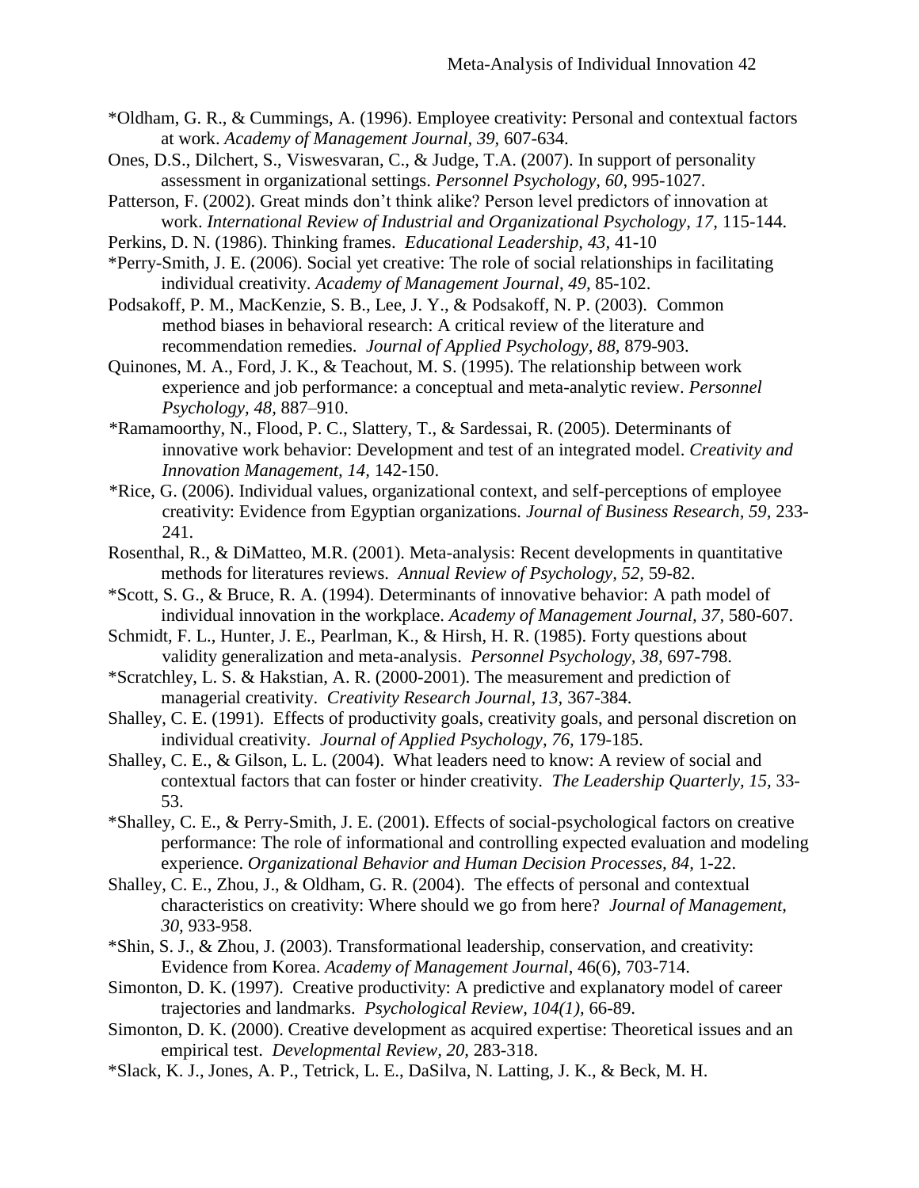*Oldham, G. R., & Cummings, A. (1996). Employee creativity: Personal and contextual factors at work. *Academy of Management Journal, 39,* 607-634.

Ones, D.S., Dilchert, S., Viswesvaran, C., & Judge, T.A. (2007). In support of personality assessment in organizational settings. *Personnel Psychology, 60*, 995-1027.

Patterson, F. (2002). Great minds don't think alike? Person level predictors of innovation at work. *International Review of Industrial and Organizational Psychology, 17,* 115-144.

Perkins, D. N. (1986). Thinking frames. *Educational Leadership, 43,* 41-10

*Perry-Smith, J. E. (2006). Social yet creative: The role of social relationships in facilitating individual creativity. *Academy of Management Journal*, *49,* 85-102.

Podsakoff, P. M., MacKenzie, S. B., Lee, J. Y., & Podsakoff, N. P. (2003). Common method biases in behavioral research: A critical review of the literature and recommendation remedies. *Journal of Applied Psychology, 88,* 879-903.

Quinones, M. A., Ford, J. K., & Teachout, M. S. (1995). The relationship between work experience and job performance: a conceptual and meta-analytic review. *Personnel Psychology, 48,* 887–910.

*Ramamoorthy, N., Flood, P. C., Slattery, T., & Sardessai, R. (2005). Determinants of innovative work behavior: Development and test of an integrated model. *Creativity and Innovation Management, 14,* 142-150.

*Rice, G. (2006). Individual values, organizational context, and self-perceptions of employee creativity: Evidence from Egyptian organizations. *Journal of Business Research, 59,* 233-241.

Rosenthal, R., & DiMatteo, M.R. (2001). Meta-analysis: Recent developments in quantitative methods for literatures reviews. *Annual Review of Psychology, 52,* 59-82.

*Scott, S. G., & Bruce, R. A. (1994). Determinants of innovative behavior: A path model of individual innovation in the workplace. *Academy of Management Journal, 37,* 580-607.

Schmidt, F. L., Hunter, J. E., Pearlman, K., & Hirsh, H. R. (1985). Forty questions about validity generalization and meta-analysis. *Personnel Psychology, 38,* 697-798.

*Scratchley, L. S. & Hakstian, A. R. (2000-2001). The measurement and prediction of managerial creativity. *Creativity Research Journal, 13,* 367-384.

Shalley, C. E. (1991). Effects of productivity goals, creativity goals, and personal discretion on individual creativity. *Journal of Applied Psychology, 76,* 179-185.

Shalley, C. E., & Gilson, L. L. (2004). What leaders need to know: A review of social and contextual factors that can foster or hinder creativity. *The Leadership Quarterly, 15,* 33-53.

*Shalley, C. E., & Perry-Smith, J. E. (2001). Effects of social-psychological factors on creative performance: The role of informational and controlling expected evaluation and modeling experience. *Organizational Behavior and Human Decision Processes, 84,* 1-22.

Shalley, C. E., Zhou, J., & Oldham, G. R. (2004). The effects of personal and contextual characteristics on creativity: Where should we go from here? *Journal of Management, 30,* 933-958.

*Shin, S. J., & Zhou, J. (2003). Transformational leadership, conservation, and creativity: Evidence from Korea. *Academy of Management Journal*, 46(6), 703-714.

Simonton, D. K. (1997). Creative productivity: A predictive and explanatory model of career trajectories and landmarks. *Psychological Review, 104(1),* 66-89.

Simonton, D. K. (2000). Creative development as acquired expertise: Theoretical issues and an empirical test. *Developmental Review, 20,* 283-318.

*Slack, K. J., Jones, A. P., Tetrick, L. E., DaSilva, N. Latting, J. K., & Beck, M. H.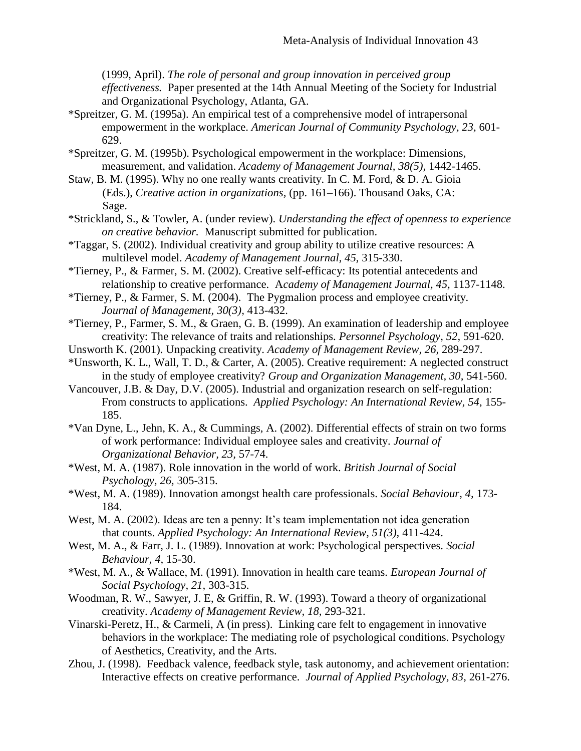(1999, April). *The role of personal and group innovation in perceived group effectiveness.* Paper presented at the 14th Annual Meeting of the Society for Industrial and Organizational Psychology, Atlanta, GA.

*Spreitzer, G. M. (1995a). An empirical test of a comprehensive model of intrapersonal empowerment in the workplace. *American Journal of Community Psychology*, *23*, 601-629.

*Spreitzer, G. M. (1995b). Psychological empowerment in the workplace: Dimensions, measurement, and validation. *Academy of Management Journal*, *38(5),* 1442-1465.

Staw, B. M. (1995). Why no one really wants creativity. In C. M. Ford, & D. A. Gioia (Eds.), *Creative action in organizations,* (pp. 161–166). Thousand Oaks, CA: Sage.

*Strickland, S., & Towler, A. (under review). *Understanding the effect of openness to experience on creative behavior.* Manuscript submitted for publication.

*Taggar, S. (2002). Individual creativity and group ability to utilize creative resources: A multilevel model. *Academy of Management Journal*, *45,* 315-330.

*Tierney, P., & Farmer, S. M. (2002). Creative self-efficacy: Its potential antecedents and relationship to creative performance. A*cademy of Management Journal, 45,* 1137-1148.

*Tierney, P., & Farmer, S. M. (2004). The Pygmalion process and employee creativity. *Journal of Management*, *30(3),* 413-432.

*Tierney, P., Farmer, S. M., & Graen, G. B. (1999). An examination of leadership and employee creativity: The relevance of traits and relationships. *Personnel Psychology*, *52*, 591-620.

Unsworth K. (2001). Unpacking creativity. *Academy of Management Review, 26*, 289-297.

*Unsworth, K. L., Wall, T. D., & Carter, A. (2005). Creative requirement: A neglected construct in the study of employee creativity? *Group and Organization Management, 30,* 541-560.

Vancouver, J.B. & Day, D.V. (2005). Industrial and organization research on self-regulation: From constructs to applications. *Applied Psychology: An International Review, 54*, 155-185.

*Van Dyne, L., Jehn, K. A., & Cummings, A. (2002). Differential effects of strain on two forms of work performance: Individual employee sales and creativity. *Journal of Organizational Behavior, 23,* 57-74.

*West, M. A. (1987). Role innovation in the world of work. *British Journal of Social Psychology*, *26,* 305-315.

*West, M. A. (1989). Innovation amongst health care professionals. *Social Behaviour*, *4,* 173-184.

West, M. A. (2002). Ideas are ten a penny: It's team implementation not idea generation that counts. *Applied Psychology: An International Review, 51(3)*, 411-424.

West, M. A., & Farr, J. L. (1989). Innovation at work: Psychological perspectives. *Social Behaviour, 4,* 15-30.

*West, M. A., & Wallace, M. (1991). Innovation in health care teams. *European Journal of Social Psychology, 21,* 303-315.

Woodman, R. W., Sawyer, J. E, & Griffin, R. W. (1993). Toward a theory of organizational creativity. *Academy of Management Review, 18,* 293-321.

Vinarski-Peretz, H., & Carmeli, A (in press). Linking care felt to engagement in innovative behaviors in the workplace: The mediating role of psychological conditions. Psychology of Aesthetics, Creativity, and the Arts.

Zhou, J. (1998). Feedback valence, feedback style, task autonomy, and achievement orientation: Interactive effects on creative performance. *Journal of Applied Psychology, 83,* 261-276.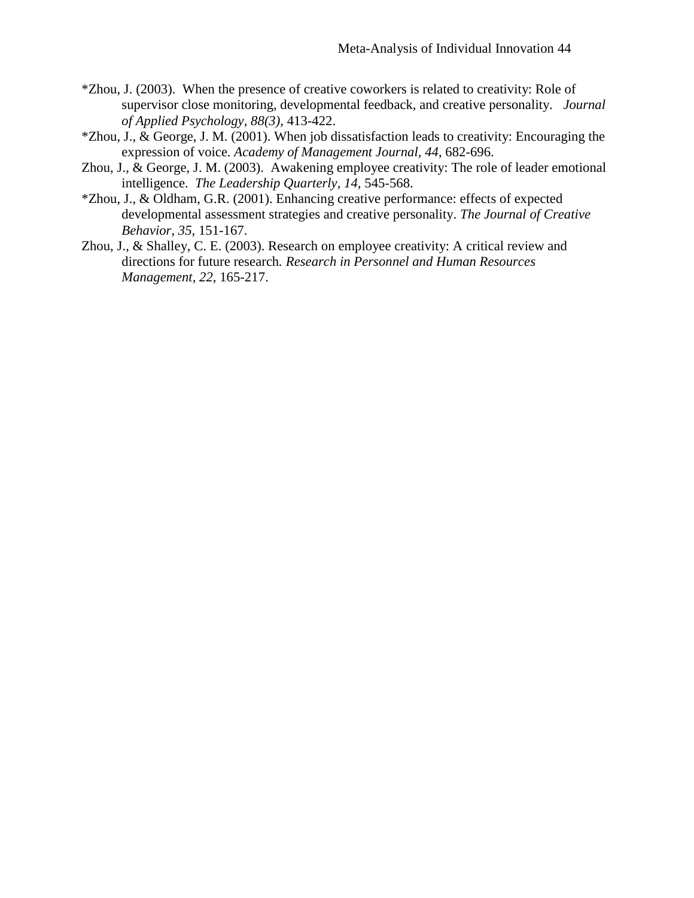*Zhou, J. (2003). When the presence of creative coworkers is related to creativity: Role of supervisor close monitoring, developmental feedback, and creative personality. *Journal of Applied Psychology*, *88(3)*, 413-422.

*Zhou, J., & George, J. M. (2001). When job dissatisfaction leads to creativity: Encouraging the expression of voice. *Academy of Management Journal*, *44*, 682-696.

Zhou, J., & George, J. M. (2003). Awakening employee creativity: The role of leader emotional intelligence. *The Leadership Quarterly*, *14*, 545-568.

*Zhou, J., & Oldham, G.R. (2001). Enhancing creative performance: effects of expected developmental assessment strategies and creative personality. *The Journal of Creative Behavior*, *35*, 151-167.

Zhou, J., & Shalley, C. E. (2003). Research on employee creativity: A critical review and directions for future research. *Research in Personnel and Human Resources Management*, *22*, 165-217.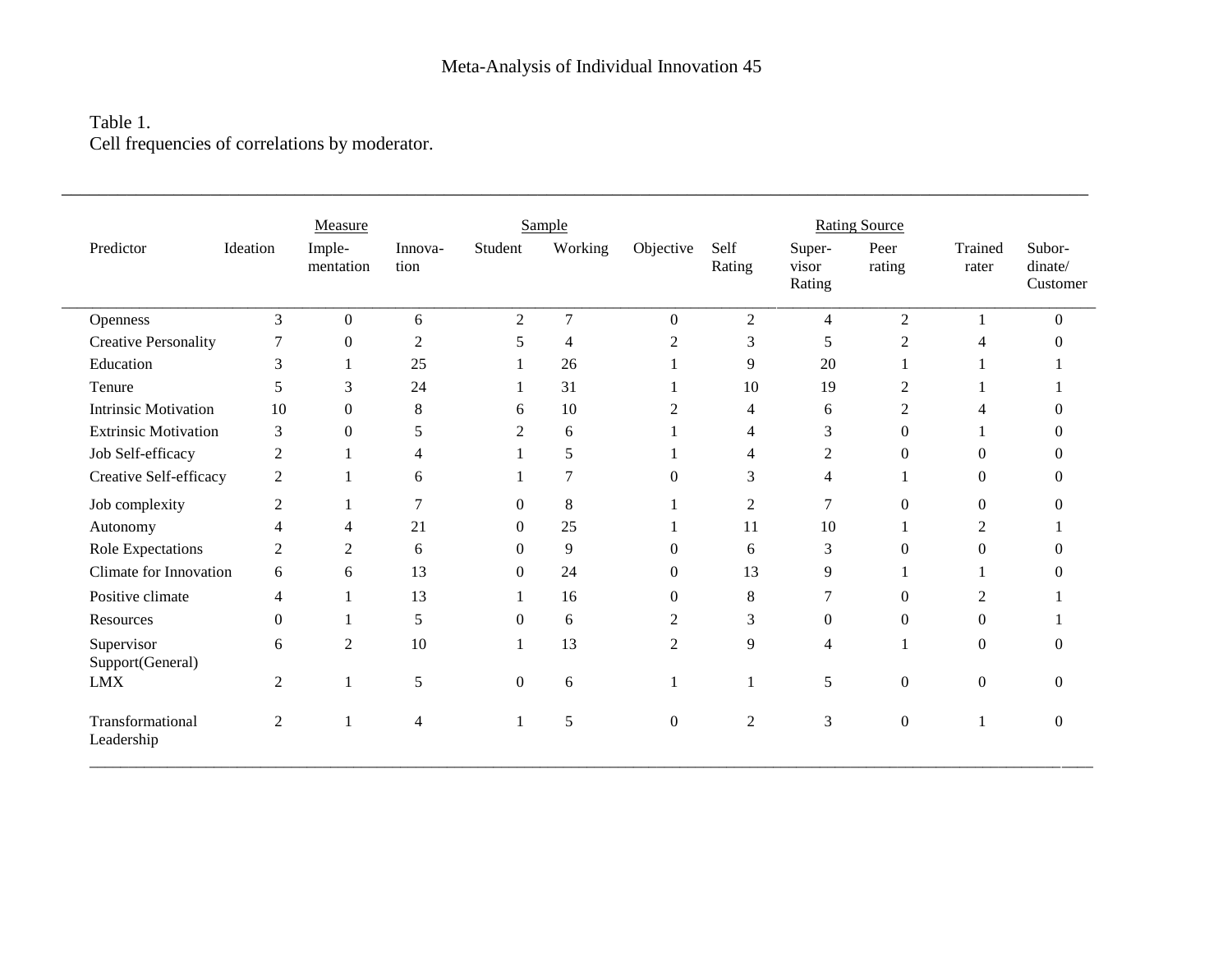Table 1.
Cell frequencies of correlations by moderator.

| Predictor | Measure | | | Sample | | Rating Source | | | | | |
|---|---|---|---|---|---|---|---|---|---|---|---|
| | Ideation | Imple-mentation | Innova-tion | Student | Working | Objective | Self Rating | Super-visor Rating | Peer rating | Trained rater | Subor-dinate/ Customer |
| Openness | 3 | 0 | 6 | 2 | 7 | 0 | 2 | 4 | 2 | 1 | 0 |
| Creative Personality | 7 | 0 | 2 | 5 | 4 | 2 | 3 | 5 | 2 | 4 | 0 |
| Education | 3 | 1 | 25 | 1 | 26 | 1 | 9 | 20 | 1 | 1 | 1 |
| Tenure | 5 | 3 | 24 | 1 | 31 | 1 | 10 | 19 | 2 | 1 | 1 |
| Intrinsic Motivation | 10 | 0 | 8 | 6 | 10 | 2 | 4 | 6 | 2 | 4 | 0 |
| Extrinsic Motivation | 3 | 0 | 5 | 2 | 6 | 1 | 4 | 3 | 0 | 1 | 0 |
| Job Self-efficacy | 2 | 1 | 4 | 1 | 5 | 1 | 4 | 2 | 0 | 0 | 0 |
| Creative Self-efficacy | 2 | 1 | 6 | 1 | 7 | 0 | 3 | 4 | 1 | 0 | 0 |
| Job complexity | 2 | 1 | 7 | 0 | 8 | 1 | 2 | 7 | 0 | 0 | 0 |
| Autonomy | 4 | 4 | 21 | 0 | 25 | 1 | 11 | 10 | 1 | 2 | 1 |
| Role Expectations | 2 | 2 | 6 | 0 | 9 | 0 | 6 | 3 | 0 | 0 | 0 |
| Climate for Innovation | 6 | 6 | 13 | 0 | 24 | 0 | 13 | 9 | 1 | 1 | 0 |
| Positive climate | 4 | 1 | 13 | 1 | 16 | 0 | 8 | 7 | 0 | 2 | 1 |
| Resources | 0 | 1 | 5 | 0 | 6 | 2 | 3 | 0 | 0 | 0 | 1 |
| Supervisor Support(General) | 6 | 2 | 10 | 1 | 13 | 2 | 9 | 4 | 1 | 0 | 0 |
| LMX | 2 | 1 | 5 | 0 | 6 | 1 | 1 | 5 | 0 | 0 | 0 |
| Transformational Leadership | 2 | 1 | 4 | 1 | 5 | 0 | 2 | 3 | 0 | 1 | 0 |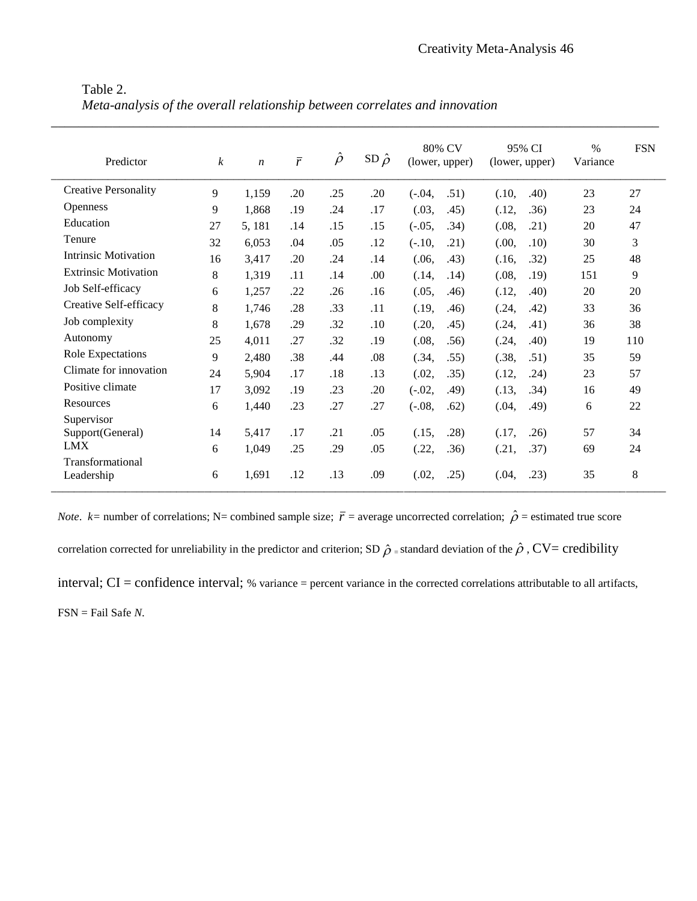Table 2.
*Meta-analysis of the overall relationship between correlates and innovation*

| Predictor | $k$ | $n$ | $\bar{r}$ | $\hat{\rho}$ | SD $\hat{\rho}$ | 80% CV (lower, upper) | 95% CI (lower, upper) | % Variance | FSN |
|---|---|---|---|---|---|---|---|---|---|
| Creative Personality | 9 | 1,159 | .20 | .25 | .20 | (-.04, .51) | (.10, .40) | 23 | 27 |
| Openness | 9 | 1,868 | .19 | .24 | .17 | (.03, .45) | (.12, .36) | 23 | 24 |
| Education | 27 | 5, 181 | .14 | .15 | .15 | (-.05, .34) | (.08, .21) | 20 | 47 |
| Tenure | 32 | 6,053 | .04 | .05 | .12 | (-.10, .21) | (.00, .10) | 30 | 3 |
| Intrinsic Motivation | 16 | 3,417 | .20 | .24 | .14 | (.06, .43) | (.16, .32) | 25 | 48 |
| Extrinsic Motivation | 8 | 1,319 | .11 | .14 | .00 | (.14, .14) | (.08, .19) | 151 | 9 |
| Job Self-efficacy | 6 | 1,257 | .22 | .26 | .16 | (.05, .46) | (.12, .40) | 20 | 20 |
| Creative Self-efficacy | 8 | 1,746 | .28 | .33 | .11 | (.19, .46) | (.24, .42) | 33 | 36 |
| Job complexity | 8 | 1,678 | .29 | .32 | .10 | (.20, .45) | (.24, .41) | 36 | 38 |
| Autonomy | 25 | 4,011 | .27 | .32 | .19 | (.08, .56) | (.24, .40) | 19 | 110 |
| Role Expectations | 9 | 2,480 | .38 | .44 | .08 | (.34, .55) | (.38, .51) | 35 | 59 |
| Climate for innovation | 24 | 5,904 | .17 | .18 | .13 | (.02, .35) | (.12, .24) | 23 | 57 |
| Positive climate | 17 | 3,092 | .19 | .23 | .20 | (-.02, .49) | (.13, .34) | 16 | 49 |
| Resources | 6 | 1,440 | .23 | .27 | .27 | (-.08, .62) | (.04, .49) | 6 | 22 |
| Supervisor Support(General) | 14 | 5,417 | .17 | .21 | .05 | (.15, .28) | (.17, .26) | 57 | 34 |
| LMX | 6 | 1,049 | .25 | .29 | .05 | (.22, .36) | (.21, .37) | 69 | 24 |
| Transformational Leadership | 6 | 1,691 | .12 | .13 | .09 | (.02, .25) | (.04, .23) | 35 | 8 |

*Note*. $k$= number of correlations; N= combined sample size; $\bar{r}$ = average uncorrected correlation; $\hat{\rho}$ = estimated true score correlation corrected for unreliability in the predictor and criterion; SD $\hat{\rho}$ = standard deviation of the $\hat{\rho}$ , CV= credibility interval; CI = confidence interval; % variance = percent variance in the corrected correlations attributable to all artifacts, FSN = Fail Safe *N*.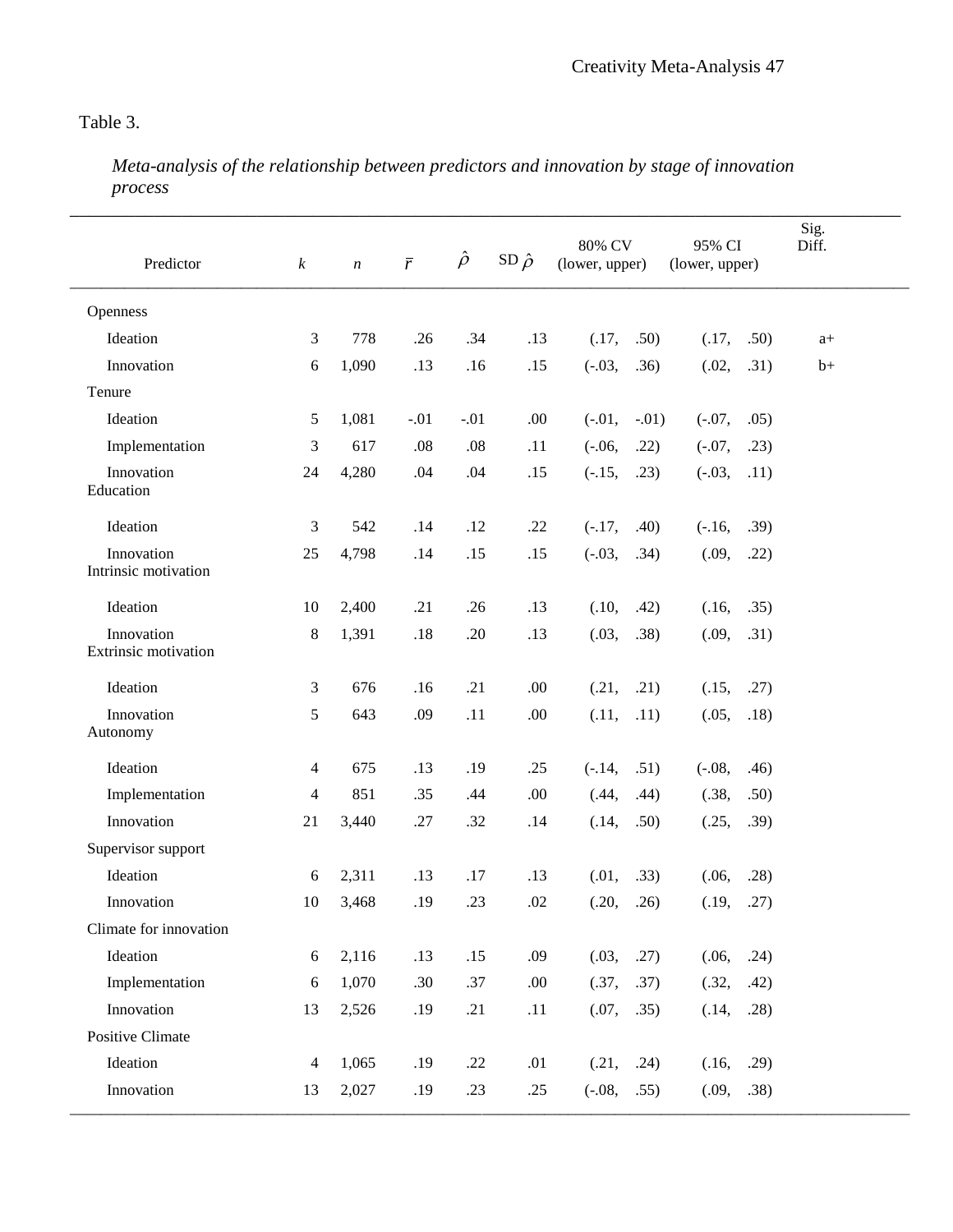Table 3.

*Meta-analysis of the relationship between predictors and innovation by stage of innovation process*

| Predictor | $k$ | $n$ | $\bar{r}$ | $\hat{\rho}$ | SD $\hat{\rho}$ | 80% CV (lower, upper) | 95% CI (lower, upper) | Sig. Diff. |
|---|---|---|---|---|---|---|---|---|
| Openness | | | | | | | | |
| Ideation | 3 | 778 | .26 | .34 | .13 | (.17, .50) | (.17, .50) | a+ |
| Innovation | 6 | 1,090 | .13 | .16 | .15 | (-.03, .36) | (.02, .31) | b+ |
| Tenure | | | | | | | | |
| Ideation | 5 | 1,081 | -.01 | -.01 | .00 | (-.01, -.01) | (-.07, .05) | |
| Implementation | 3 | 617 | .08 | .08 | .11 | (-.06, .22) | (-.07, .23) | |
| Innovation | 24 | 4,280 | .04 | .04 | .15 | (-.15, .23) | (-.03, .11) | |
| Education | | | | | | | | |
| Ideation | 3 | 542 | .14 | .12 | .22 | (-.17, .40) | (-.16, .39) | |
| Innovation | 25 | 4,798 | .14 | .15 | .15 | (-.03, .34) | (.09, .22) | |
| Intrinsic motivation | | | | | | | | |
| Ideation | 10 | 2,400 | .21 | .26 | .13 | (.10, .42) | (.16, .35) | |
| Innovation | 8 | 1,391 | .18 | .20 | .13 | (.03, .38) | (.09, .31) | |
| Extrinsic motivation | | | | | | | | |
| Ideation | 3 | 676 | .16 | .21 | .00 | (.21, .21) | (.15, .27) | |
| Innovation | 5 | 643 | .09 | .11 | .00 | (.11, .11) | (.05, .18) | |
| Autonomy | | | | | | | | |
| Ideation | 4 | 675 | .13 | .19 | .25 | (-.14, .51) | (-.08, .46) | |
| Implementation | 4 | 851 | .35 | .44 | .00 | (.44, .44) | (.38, .50) | |
| Innovation | 21 | 3,440 | .27 | .32 | .14 | (.14, .50) | (.25, .39) | |
| Supervisor support | | | | | | | | |
| Ideation | 6 | 2,311 | .13 | .17 | .13 | (.01, .33) | (.06, .28) | |
| Innovation | 10 | 3,468 | .19 | .23 | .02 | (.20, .26) | (.19, .27) | |
| Climate for innovation | | | | | | | | |
| Ideation | 6 | 2,116 | .13 | .15 | .09 | (.03, .27) | (.06, .24) | |
| Implementation | 6 | 1,070 | .30 | .37 | .00 | (.37, .37) | (.32, .42) | |
| Innovation | 13 | 2,526 | .19 | .21 | .11 | (.07, .35) | (.14, .28) | |
| Positive Climate | | | | | | | | |
| Ideation | 4 | 1,065 | .19 | .22 | .01 | (.21, .24) | (.16, .29) | |
| Innovation | 13 | 2,027 | .19 | .23 | .25 | (-.08, .55) | (.09, .38) | |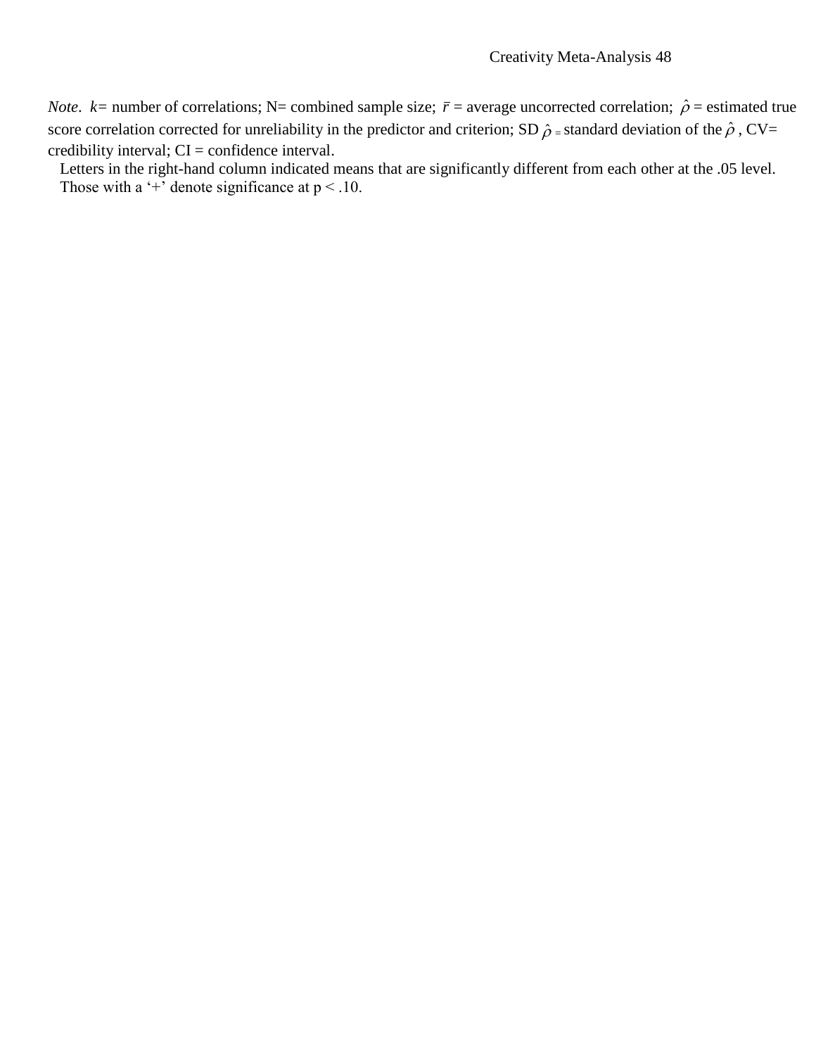*Note*. $k$= number of correlations; N= combined sample size; $\bar{r}$ = average uncorrected correlation; $\hat{\rho}$ = estimated true score correlation corrected for unreliability in the predictor and criterion; SD $\hat{\rho}$ = standard deviation of the $\hat{\rho}$ , CV= credibility interval; CI = confidence interval.

Letters in the right-hand column indicated means that are significantly different from each other at the .05 level. Those with a '+' denote significance at $p < .10$.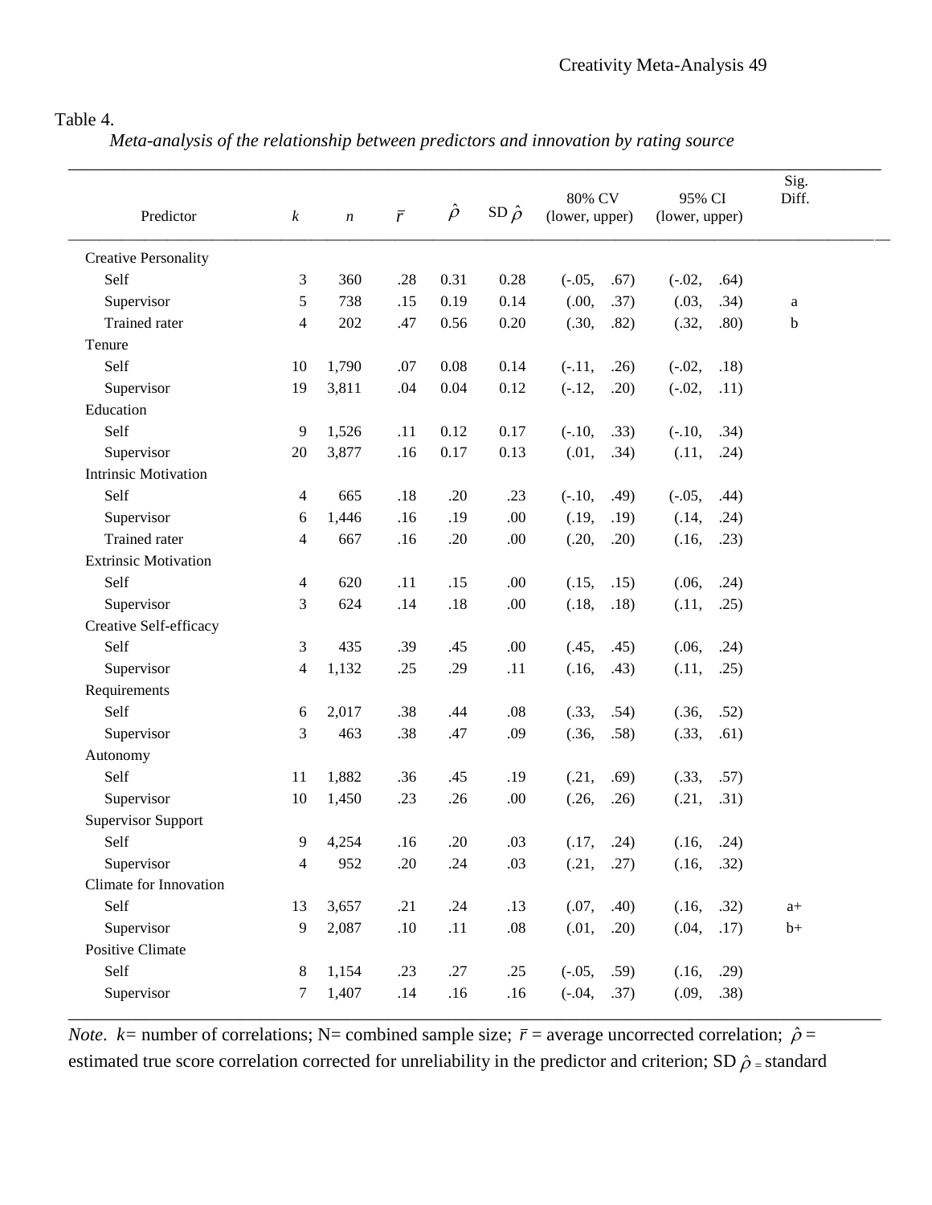Table 4.

*Meta-analysis of the relationship between predictors and innovation by rating source*

| Predictor | $k$ | $n$ | $\bar{r}$ | $\hat{\rho}$ | SD $\hat{\rho}$ | 80% CV (lower, upper) | 95% CI (lower, upper) | Sig. Diff. |
|---|---|---|---|---|---|---|---|---|
| Creative Personality | | | | | | | | |
| Self | 3 | 360 | .28 | 0.31 | 0.28 | (-.05, .67) | (-.02, .64) | |
| Supervisor | 5 | 738 | .15 | 0.19 | 0.14 | (.00, .37) | (.03, .34) | a |
| Trained rater | 4 | 202 | .47 | 0.56 | 0.20 | (.30, .82) | (.32, .80) | b |
| Tenure | | | | | | | | |
| Self | 10 | 1,790 | .07 | 0.08 | 0.14 | (-.11, .26) | (-.02, .18) | |
| Supervisor | 19 | 3,811 | .04 | 0.04 | 0.12 | (-.12, .20) | (-.02, .11) | |
| Education | | | | | | | | |
| Self | 9 | 1,526 | .11 | 0.12 | 0.17 | (-.10, .33) | (-.10, .34) | |
| Supervisor | 20 | 3,877 | .16 | 0.17 | 0.13 | (.01, .34) | (.11, .24) | |
| Intrinsic Motivation | | | | | | | | |
| Self | 4 | 665 | .18 | .20 | .23 | (-.10, .49) | (-.05, .44) | |
| Supervisor | 6 | 1,446 | .16 | .19 | .00 | (.19, .19) | (.14, .24) | |
| Trained rater | 4 | 667 | .16 | .20 | .00 | (.20, .20) | (.16, .23) | |
| Extrinsic Motivation | | | | | | | | |
| Self | 4 | 620 | .11 | .15 | .00 | (.15, .15) | (.06, .24) | |
| Supervisor | 3 | 624 | .14 | .18 | .00 | (.18, .18) | (.11, .25) | |
| Creative Self-efficacy | | | | | | | | |
| Self | 3 | 435 | .39 | .45 | .00 | (.45, .45) | (.06, .24) | |
| Supervisor | 4 | 1,132 | .25 | .29 | .11 | (.16, .43) | (.11, .25) | |
| Requirements | | | | | | | | |
| Self | 6 | 2,017 | .38 | .44 | .08 | (.33, .54) | (.36, .52) | |
| Supervisor | 3 | 463 | .38 | .47 | .09 | (.36, .58) | (.33, .61) | |
| Autonomy | | | | | | | | |
| Self | 11 | 1,882 | .36 | .45 | .19 | (.21, .69) | (.33, .57) | |
| Supervisor | 10 | 1,450 | .23 | .26 | .00 | (.26, .26) | (.21, .31) | |
| Supervisor Support | | | | | | | | |
| Self | 9 | 4,254 | .16 | .20 | .03 | (.17, .24) | (.16, .24) | |
| Supervisor | 4 | 952 | .20 | .24 | .03 | (.21, .27) | (.16, .32) | |
| Climate for Innovation | | | | | | | | |
| Self | 13 | 3,657 | .21 | .24 | .13 | (.07, .40) | (.16, .32) | a+ |
| Supervisor | 9 | 2,087 | .10 | .11 | .08 | (.01, .20) | (.04, .17) | b+ |
| Positive Climate | | | | | | | | |
| Self | 8 | 1,154 | .23 | .27 | .25 | (-.05, .59) | (.16, .29) | |
| Supervisor | 7 | 1,407 | .14 | .16 | .16 | (-.04, .37) | (.09, .38) | |

*Note*. $k$= number of correlations; N= combined sample size; $\bar{r}$ = average uncorrected correlation; $\hat{\rho}$ = estimated true score correlation corrected for unreliability in the predictor and criterion; SD $\hat{\rho}$ = standard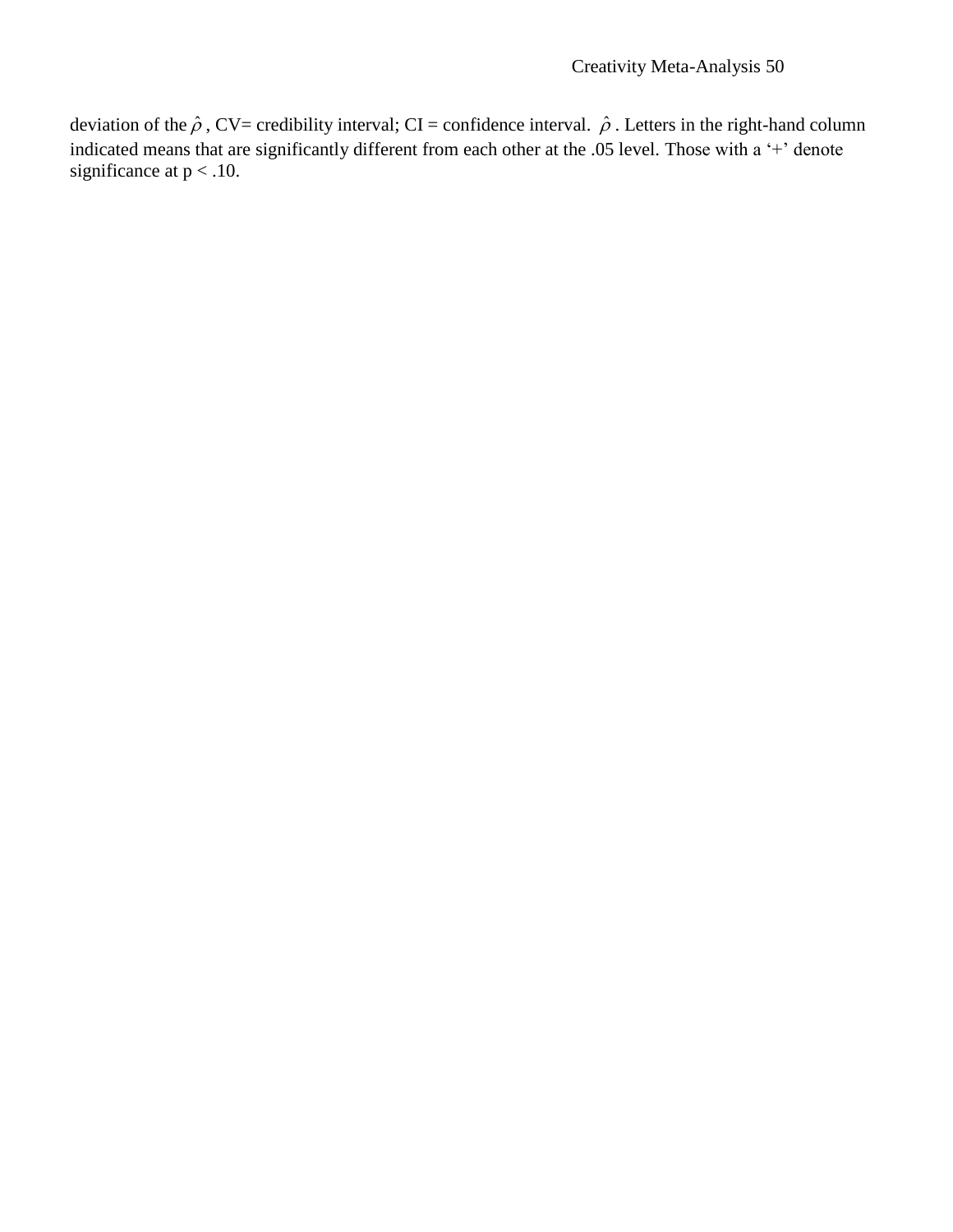deviation of the $\hat{\rho}$, CV= credibility interval; CI = confidence interval. $\hat{\rho}$. Letters in the right-hand column indicated means that are significantly different from each other at the .05 level. Those with a '+' denote significance at $p < .10$.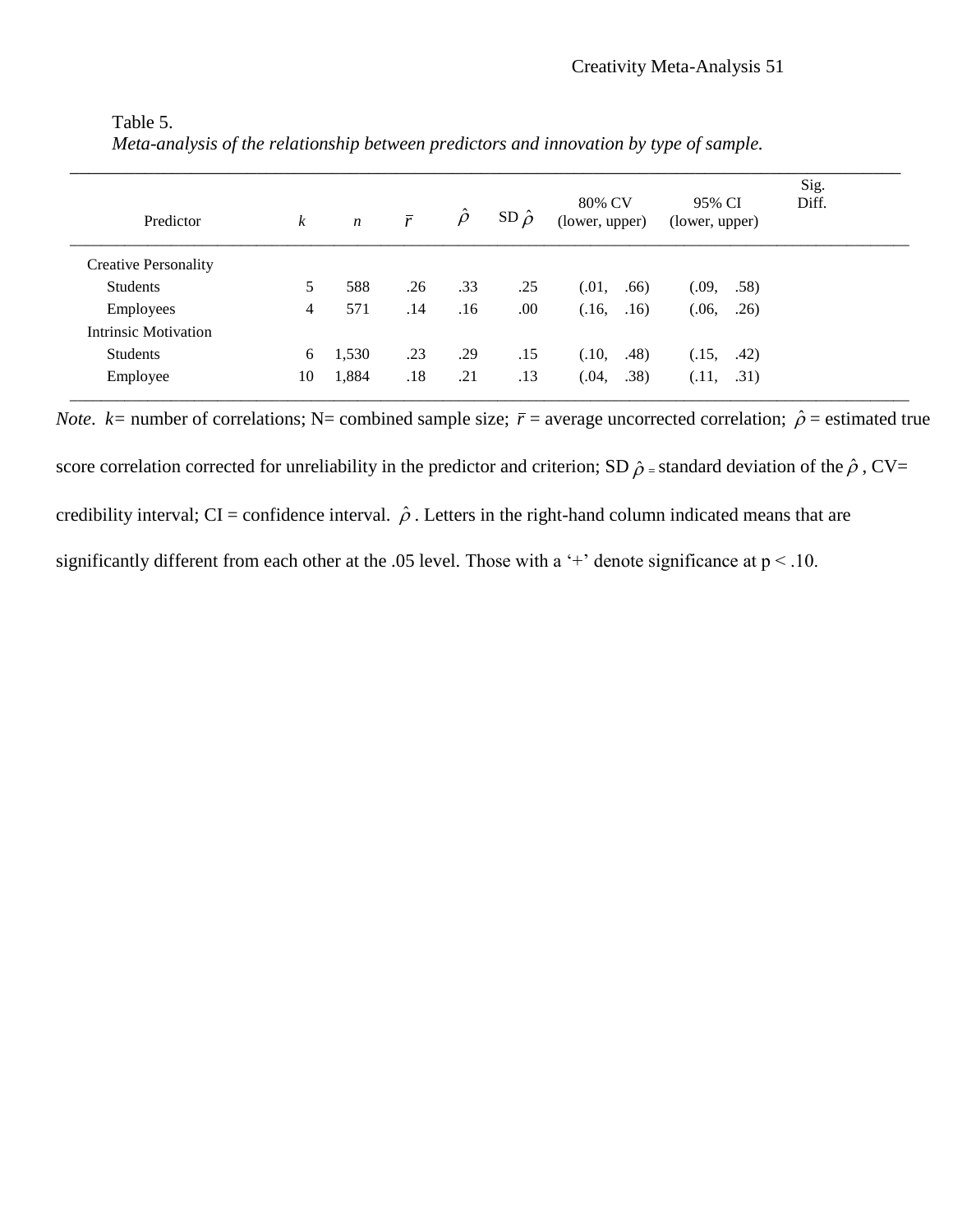Table 5.

*Meta-analysis of the relationship between predictors and innovation by type of sample.*

| Predictor | $k$ | $n$ | $\bar{r}$ | $\hat{\rho}$ | SD $\hat{\rho}$ | 80% CV (lower, upper) | 95% CI (lower, upper) | Sig. Diff. |
|---|---|---|---|---|---|---|---|---|
| Creative Personality | | | | | | | | |
| Students | 5 | 588 | .26 | .33 | .25 | (.01, .66) | (.09, .58) | |
| Employees | 4 | 571 | .14 | .16 | .00 | (.16, .16) | (.06, .26) | |
| Intrinsic Motivation | | | | | | | | |
| Students | 6 | 1,530 | .23 | .29 | .15 | (.10, .48) | (.15, .42) | |
| Employee | 10 | 1,884 | .18 | .21 | .13 | (.04, .38) | (.11, .31) | |

*Note*. $k$= number of correlations; N= combined sample size; $\bar{r}$ = average uncorrected correlation; $\hat{\rho}$ = estimated true score correlation corrected for unreliability in the predictor and criterion; SD $\hat{\rho}$ = standard deviation of the $\hat{\rho}$ , CV= credibility interval; CI = confidence interval. $\hat{\rho}$ . Letters in the right-hand column indicated means that are significantly different from each other at the .05 level. Those with a '+' denote significance at $p < .10$.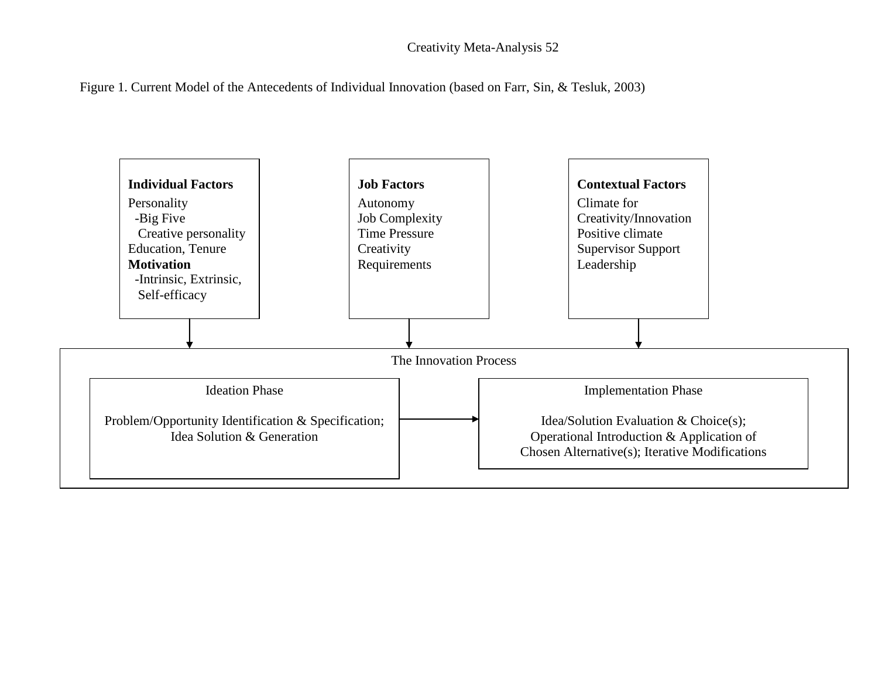Figure 1. Current Model of the Antecedents of Individual Innovation (based on Farr, Sin, & Tesluk, 2003)

**Individual Factors**
Personality
-Big Five
Creative personality
Education, Tenure
**Motivation**
-Intrinsic, Extrinsic,
Self-efficacy

**Job Factors**
Autonomy
Job Complexity
Time Pressure
Creativity
Requirements

**Contextual Factors**
Climate for
Creativity/Innovation
Positive climate
Supervisor Support
Leadership

The Innovation Process

Ideation Phase

Problem/Opportunity Identification & Specification;
Idea Solution & Generation

Implementation Phase

Idea/Solution Evaluation & Choice(s);
Operational Introduction & Application of
Chosen Alternative(s); Iterative Modifications